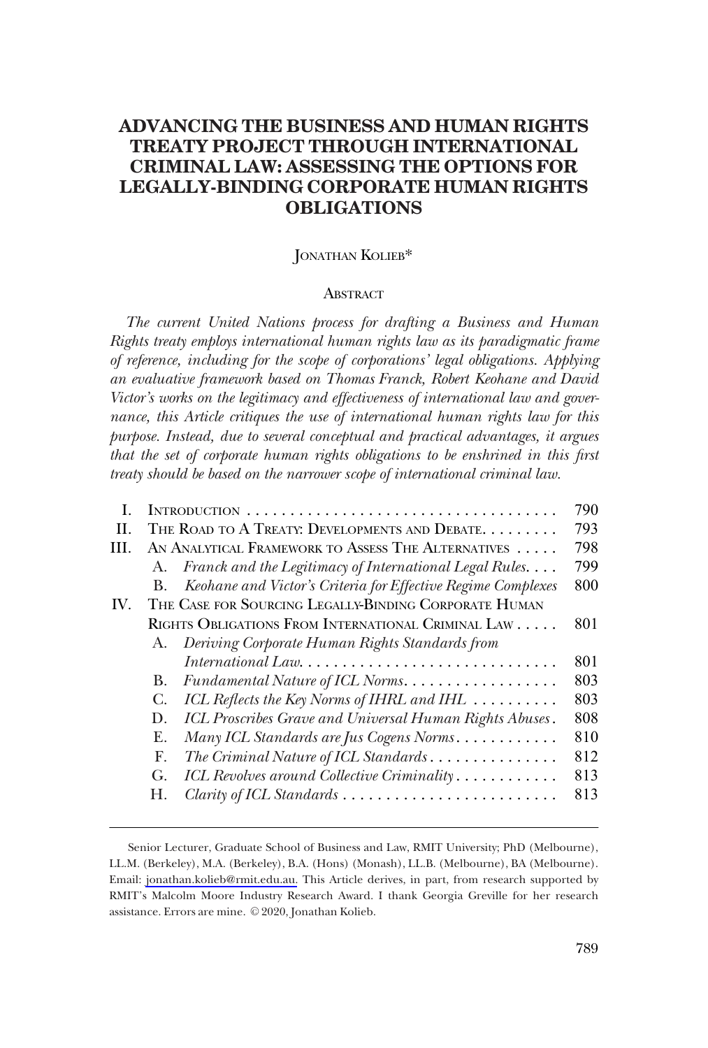# ADVANCING THE BUSINESS AND HUMAN RIGHTS TREATY PROJECT THROUGH INTERNATIONAL CRIMINAL LAW: ASSESSING THE OPTIONS FOR LEGALLY-BINDING CORPORATE HUMAN RIGHTS OBLIGATIONS

JONATHAN KOLIEB*

## ABSTRACT

*The current United Nations process for drafting a Business and Human Rights treaty employs international human rights law as its paradigmatic frame of reference, including for the scope of corporations' legal obligations. Applying an evaluative framework based on Thomas Franck, Robert Keohane and David Victor's works on the legitimacy and effectiveness of international law and governance, this Article critiques the use of international human rights law for this purpose. Instead, due to several conceptual and practical advantages, it argues that the set of corporate human rights obligations to be enshrined in this first treaty should be based on the narrower scope of international criminal law.*

| | | |
|---|---|---|
| I. | INTRODUCTION | 790 |
| II. | THE ROAD TO A TREATY: DEVELOPMENTS AND DEBATE | 793 |
| III. | AN ANALYTICAL FRAMEWORK TO ASSESS THE ALTERNATIVES | 798 |
| | A. *Franck and the Legitimacy of International Legal Rules* | 799 |
| | B. *Keohane and Victor's Criteria for Effective Regime Complexes* | 800 |
| IV. | THE CASE FOR SOURCING LEGALLY-BINDING CORPORATE HUMAN RIGHTS OBLIGATIONS FROM INTERNATIONAL CRIMINAL LAW | 801 |
| | A. *Deriving Corporate Human Rights Standards from International Law* | 801 |
| | B. *Fundamental Nature of ICL Norms* | 803 |
| | C. *ICL Reflects the Key Norms of IHRL and IHL* | 803 |
| | D. *ICL Proscribes Grave and Universal Human Rights Abuses* | 808 |
| | E. *Many ICL Standards are Jus Cogens Norms* | 810 |
| | F. *The Criminal Nature of ICL Standards* | 812 |
| | G. *ICL Revolves around Collective Criminality* | 813 |
| | H. *Clarity of ICL Standards* | 813 |

Senior Lecturer, Graduate School of Business and Law, RMIT University; PhD (Melbourne), LL.M. (Berkeley), M.A. (Berkeley), B.A. (Hons) (Monash), LL.B. (Melbourne), BA (Melbourne). Email: jonathan.kolieb@rmit.edu.au. This Article derives, in part, from research supported by RMIT's Malcolm Moore Industry Research Award. I thank Georgia Greville for her research assistance. Errors are mine. © 2020, Jonathan Kolieb.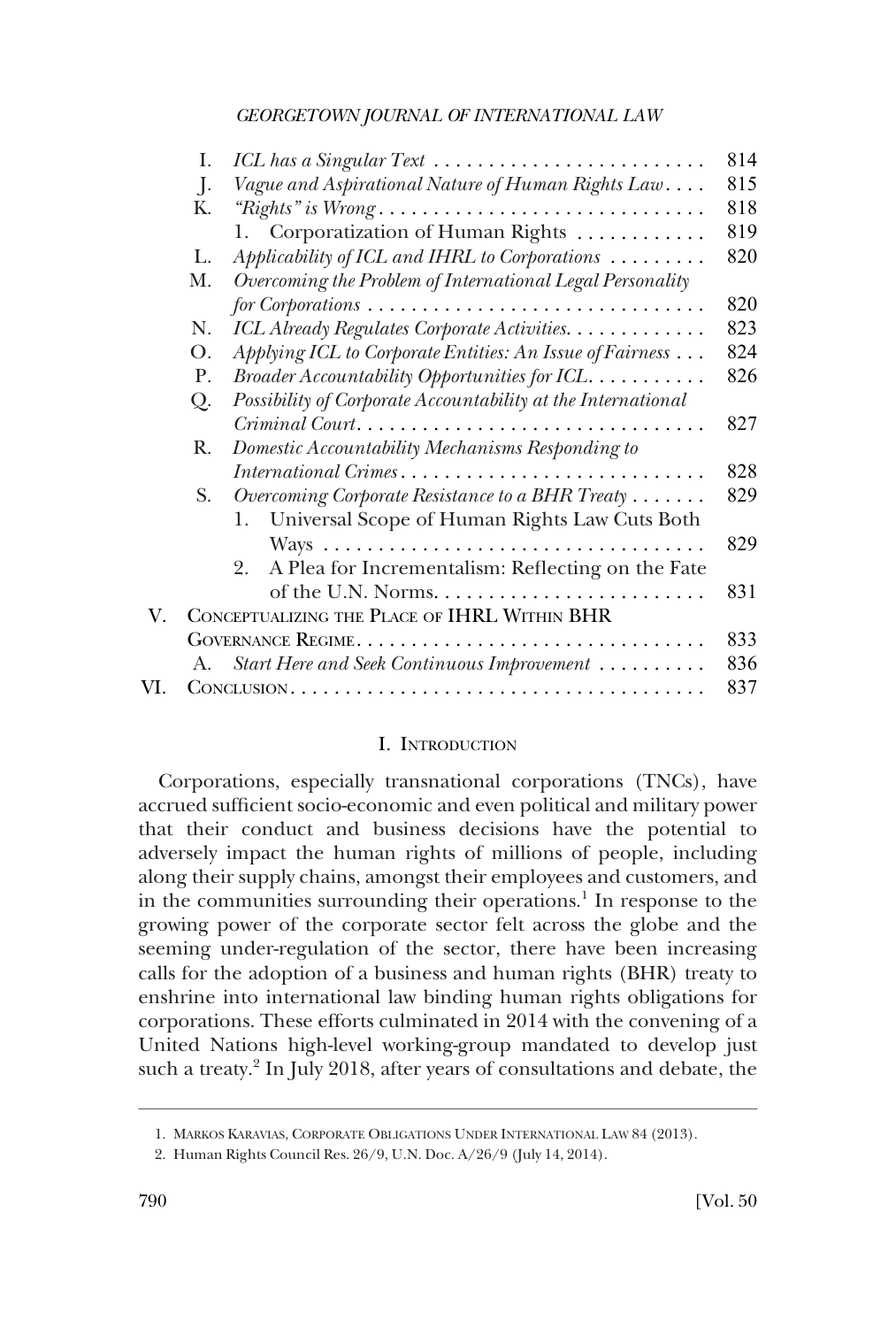I. *ICL has a Singular Text* . . . . . . . . . . . . . . . . . . . . . . . . . 814
J. *Vague and Aspirational Nature of Human Rights Law* . . . . 815
K. *"Rights" is Wrong* . . . . . . . . . . . . . . . . . . . . . . . . . . . . . 818
   1. Corporatization of Human Rights . . . . . . . . . . . . 819
L. *Applicability of ICL and IHRL to Corporations* . . . . . . . . . 820
M. *Overcoming the Problem of International Legal Personality for Corporations* . . . . . . . . . . . . . . . . . . . . . . . . . . . . . . . 820
N. *ICL Already Regulates Corporate Activities*. . . . . . . . . . . . . 823
O. *Applying ICL to Corporate Entities: An Issue of Fairness* . . . 824
P. *Broader Accountability Opportunities for ICL*. . . . . . . . . . . 826
Q. *Possibility of Corporate Accountability at the International Criminal Court*. . . . . . . . . . . . . . . . . . . . . . . . . . . . . . . 827
R. *Domestic Accountability Mechanisms Responding to International Crimes*. . . . . . . . . . . . . . . . . . . . . . . . . . . . 828
S. *Overcoming Corporate Resistance to a BHR Treaty* . . . . . . . 829
   1. Universal Scope of Human Rights Law Cuts Both Ways . . . . . . . . . . . . . . . . . . . . . . . . . . . . . . . . . . . 829
   2. A Plea for Incrementalism: Reflecting on the Fate of the U.N. Norms. . . . . . . . . . . . . . . . . . . . . . . . . 831

V. Conceptualizing the Place of IHRL Within BHR Governance Regime. . . . . . . . . . . . . . . . . . . . . . . . . . . . . . . . 833
   A. *Start Here and Seek Continuous Improvement* . . . . . . . . . . 836

VI. Conclusion. . . . . . . . . . . . . . . . . . . . . . . . . . . . . . . . . . . . . . 837

## I. Introduction

Corporations, especially transnational corporations (TNCs), have accrued sufficient socio-economic and even political and military power that their conduct and business decisions have the potential to adversely impact the human rights of millions of people, including along their supply chains, amongst their employees and customers, and in the communities surrounding their operations.[1] In response to the growing power of the corporate sector felt across the globe and the seeming under-regulation of the sector, there have been increasing calls for the adoption of a business and human rights (BHR) treaty to enshrine into international law binding human rights obligations for corporations. These efforts culminated in 2014 with the convening of a United Nations high-level working-group mandated to develop just such a treaty.[2] In July 2018, after years of consultations and debate, the

---

1. Markos Karavias, Corporate Obligations Under International Law 84 (2013).
2. Human Rights Council Res. 26/9, U.N. Doc. A/26/9 (July 14, 2014).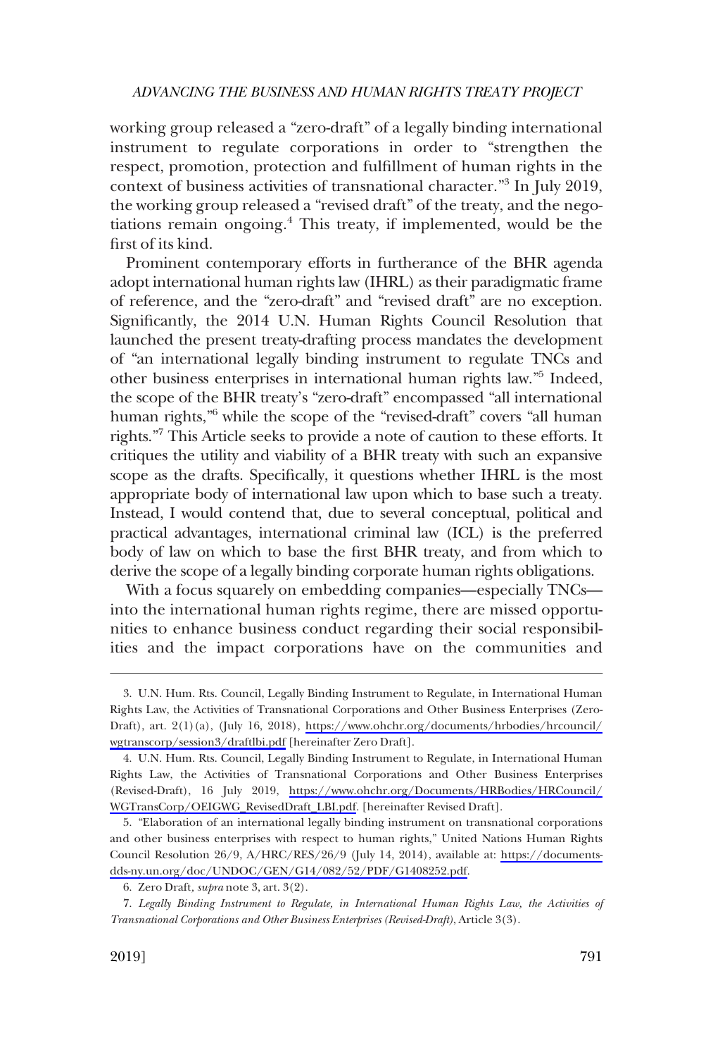working group released a "zero-draft" of a legally binding international instrument to regulate corporations in order to "strengthen the respect, promotion, protection and fulfillment of human rights in the context of business activities of transnational character."[3] In July 2019, the working group released a "revised draft" of the treaty, and the negotiations remain ongoing.[4] This treaty, if implemented, would be the first of its kind.

Prominent contemporary efforts in furtherance of the BHR agenda adopt international human rights law (IHRL) as their paradigmatic frame of reference, and the "zero-draft" and "revised draft" are no exception. Significantly, the 2014 U.N. Human Rights Council Resolution that launched the present treaty-drafting process mandates the development of "an international legally binding instrument to regulate TNCs and other business enterprises in international human rights law."[5] Indeed, the scope of the BHR treaty's "zero-draft" encompassed "all international human rights,"[6] while the scope of the "revised-draft" covers "all human rights."[7] This Article seeks to provide a note of caution to these efforts. It critiques the utility and viability of a BHR treaty with such an expansive scope as the drafts. Specifically, it questions whether IHRL is the most appropriate body of international law upon which to base such a treaty. Instead, I would contend that, due to several conceptual, political and practical advantages, international criminal law (ICL) is the preferred body of law on which to base the first BHR treaty, and from which to derive the scope of a legally binding corporate human rights obligations.

With a focus squarely on embedding companies—especially TNCs—into the international human rights regime, there are missed opportunities to enhance business conduct regarding their social responsibilities and the impact corporations have on the communities and

---

3. U.N. Hum. Rts. Council, Legally Binding Instrument to Regulate, in International Human Rights Law, the Activities of Transnational Corporations and Other Business Enterprises (Zero-Draft), art. 2(1)(a), (July 16, 2018), https://www.ohchr.org/documents/hrbodies/hrcouncil/wgtranscorp/session3/draftlbi.pdf [hereinafter Zero Draft].

4. U.N. Hum. Rts. Council, Legally Binding Instrument to Regulate, in International Human Rights Law, the Activities of Transnational Corporations and Other Business Enterprises (Revised-Draft), 16 July 2019, https://www.ohchr.org/Documents/HRBodies/HRCouncil/WGTransCorp/OEIGWG_RevisedDraft_LBI.pdf. [hereinafter Revised Draft].

5. "Elaboration of an international legally binding instrument on transnational corporations and other business enterprises with respect to human rights," United Nations Human Rights Council Resolution 26/9, A/HRC/RES/26/9 (July 14, 2014), available at: https://documents-dds-ny.un.org/doc/UNDOC/GEN/G14/082/52/PDF/G1408252.pdf.

6. Zero Draft, *supra* note 3, art. 3(2).

7. *Legally Binding Instrument to Regulate, in International Human Rights Law, the Activities of Transnational Corporations and Other Business Enterprises (Revised-Draft)*, Article 3(3).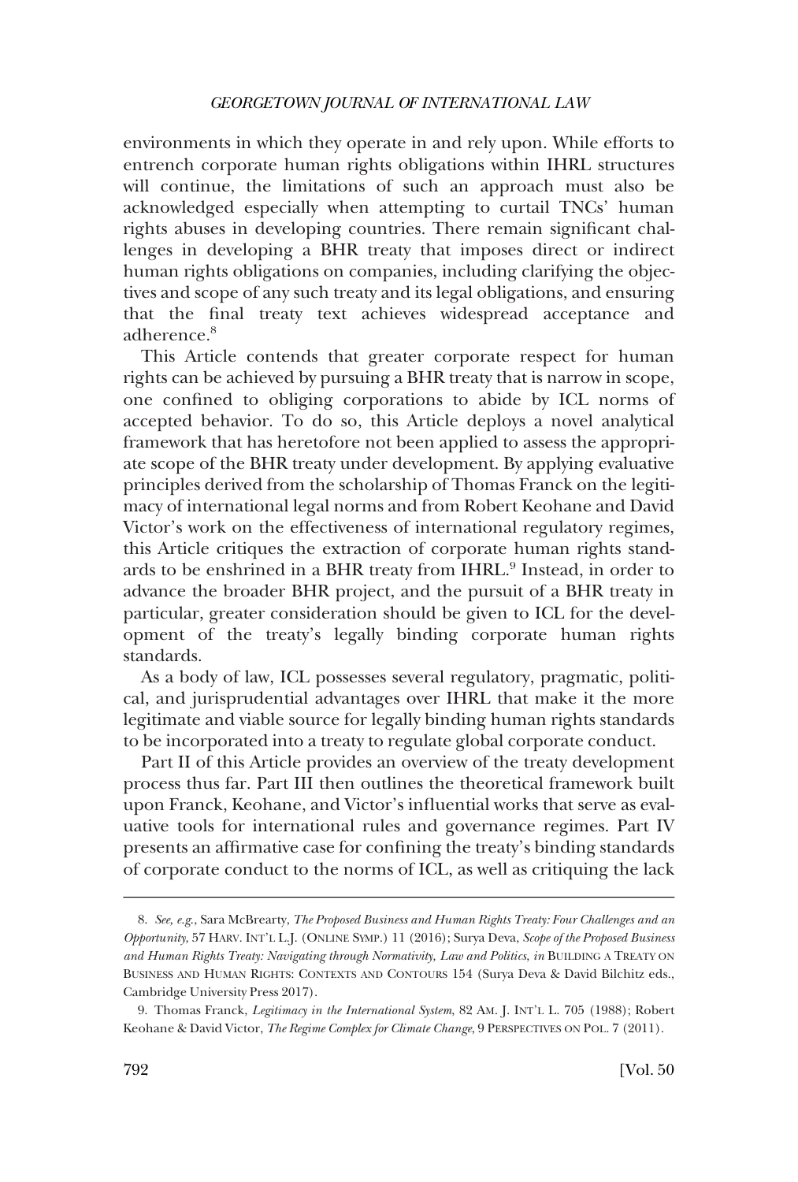environments in which they operate in and rely upon. While efforts to entrench corporate human rights obligations within IHRL structures will continue, the limitations of such an approach must also be acknowledged especially when attempting to curtail TNCs' human rights abuses in developing countries. There remain significant challenges in developing a BHR treaty that imposes direct or indirect human rights obligations on companies, including clarifying the objectives and scope of any such treaty and its legal obligations, and ensuring that the final treaty text achieves widespread acceptance and adherence.[8]

This Article contends that greater corporate respect for human rights can be achieved by pursuing a BHR treaty that is narrow in scope, one confined to obliging corporations to abide by ICL norms of accepted behavior. To do so, this Article deploys a novel analytical framework that has heretofore not been applied to assess the appropriate scope of the BHR treaty under development. By applying evaluative principles derived from the scholarship of Thomas Franck on the legitimacy of international legal norms and from Robert Keohane and David Victor's work on the effectiveness of international regulatory regimes, this Article critiques the extraction of corporate human rights standards to be enshrined in a BHR treaty from IHRL.[9] Instead, in order to advance the broader BHR project, and the pursuit of a BHR treaty in particular, greater consideration should be given to ICL for the development of the treaty's legally binding corporate human rights standards.

As a body of law, ICL possesses several regulatory, pragmatic, political, and jurisprudential advantages over IHRL that make it the more legitimate and viable source for legally binding human rights standards to be incorporated into a treaty to regulate global corporate conduct.

Part II of this Article provides an overview of the treaty development process thus far. Part III then outlines the theoretical framework built upon Franck, Keohane, and Victor's influential works that serve as evaluative tools for international rules and governance regimes. Part IV presents an affirmative case for confining the treaty's binding standards of corporate conduct to the norms of ICL, as well as critiquing the lack

---

8. *See, e.g.*, Sara McBrearty, *The Proposed Business and Human Rights Treaty: Four Challenges and an Opportunity*, 57 HARV. INT'L L.J. (ONLINE SYMP.) 11 (2016); Surya Deva, *Scope of the Proposed Business and Human Rights Treaty: Navigating through Normativity, Law and Politics*, *in* BUILDING A TREATY ON BUSINESS AND HUMAN RIGHTS: CONTEXTS AND CONTOURS 154 (Surya Deva & David Bilchitz eds., Cambridge University Press 2017).

9. Thomas Franck, *Legitimacy in the International System*, 82 AM. J. INT'L L. 705 (1988); Robert Keohane & David Victor, *The Regime Complex for Climate Change*, 9 PERSPECTIVES ON POL. 7 (2011).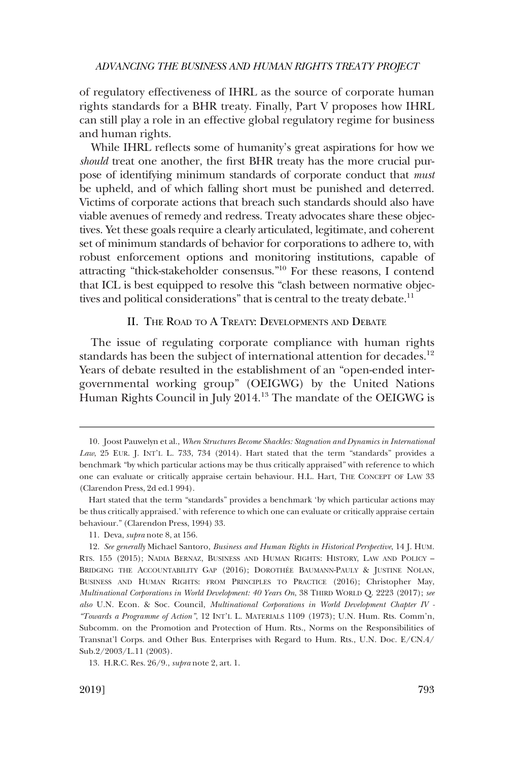of regulatory effectiveness of IHRL as the source of corporate human rights standards for a BHR treaty. Finally, Part V proposes how IHRL can still play a role in an effective global regulatory regime for business and human rights.

While IHRL reflects some of humanity's great aspirations for how we *should* treat one another, the first BHR treaty has the more crucial purpose of identifying minimum standards of corporate conduct that *must* be upheld, and of which falling short must be punished and deterred. Victims of corporate actions that breach such standards should also have viable avenues of remedy and redress. Treaty advocates share these objectives. Yet these goals require a clearly articulated, legitimate, and coherent set of minimum standards of behavior for corporations to adhere to, with robust enforcement options and monitoring institutions, capable of attracting "thick-stakeholder consensus."[10] For these reasons, I contend that ICL is best equipped to resolve this "clash between normative objectives and political considerations" that is central to the treaty debate.[11]

## II. The Road to A Treaty: Developments and Debate

The issue of regulating corporate compliance with human rights standards has been the subject of international attention for decades.[12] Years of debate resulted in the establishment of an "open-ended intergovernmental working group" (OEIGWG) by the United Nations Human Rights Council in July 2014.[13] The mandate of the OEIGWG is

---

10. Joost Pauwelyn et al., *When Structures Become Shackles: Stagnation and Dynamics in International Law*, 25 Eur. J. Int'l L. 733, 734 (2014). Hart stated that the term "standards" provides a benchmark "by which particular actions may be thus critically appraised" with reference to which one can evaluate or critically appraise certain behaviour. H.L. Hart, The Concept of Law 33 (Clarendon Press, 2d ed.1 994).

Hart stated that the term "standards" provides a benchmark 'by which particular actions may be thus critically appraised.' with reference to which one can evaluate or critically appraise certain behaviour." (Clarendon Press, 1994) 33.

11. Deva, *supra* note 8, at 156.

12. *See generally* Michael Santoro, *Business and Human Rights in Historical Perspective*, 14 J. Hum. Rts. 155 (2015); Nadia Bernaz, Business and Human Rights: History, Law and Policy – Bridging the Accountability Gap (2016); Dorothée Baumann-Pauly & Justine Nolan, Business and Human Rights: from Principles to Practice (2016); Christopher May, *Multinational Corporations in World Development: 40 Years On*, 38 Third World Q. 2223 (2017); *see also* U.N. Econ. & Soc. Council, *Multinational Corporations in World Development Chapter IV - "Towards a Programme of Action"*, 12 Int'l L. Materials 1109 (1973); U.N. Hum. Rts. Comm'n, Subcomm. on the Promotion and Protection of Hum. Rts., Norms on the Responsibilities of Transnat'l Corps. and Other Bus. Enterprises with Regard to Hum. Rts., U.N. Doc. E/CN.4/Sub.2/2003/L.11 (2003).

13. H.R.C. Res. 26/9., *supra* note 2, art. 1.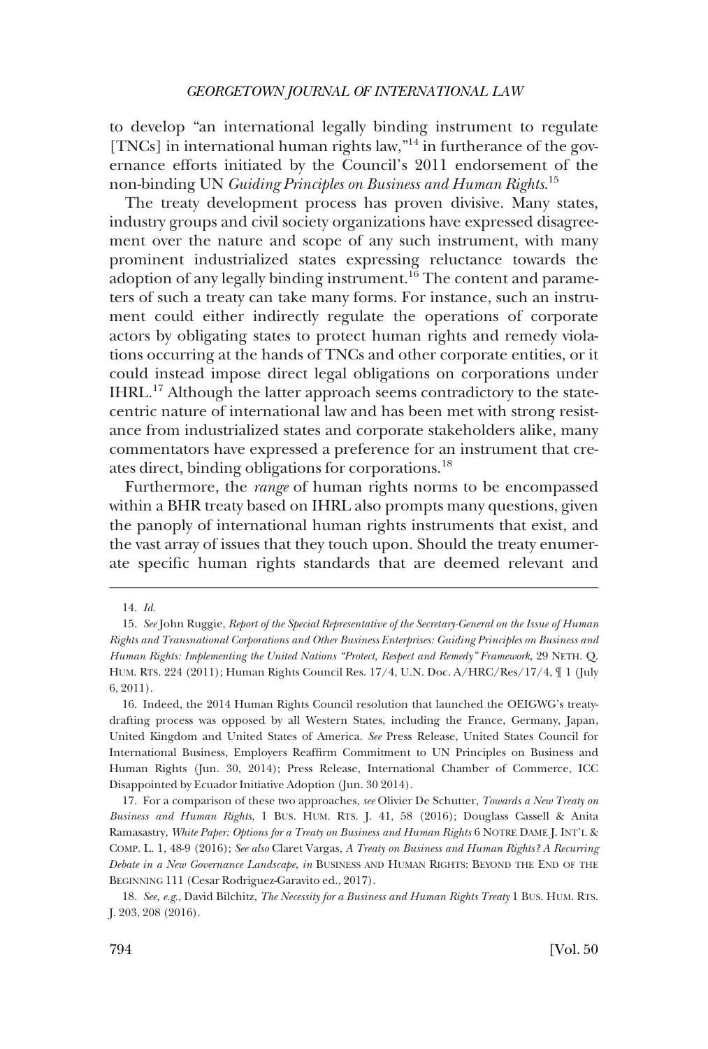to develop "an international legally binding instrument to regulate [TNCs] in international human rights law,"[14] in furtherance of the governance efforts initiated by the Council's 2011 endorsement of the non-binding UN *Guiding Principles on Business and Human Rights*.[15]

The treaty development process has proven divisive. Many states, industry groups and civil society organizations have expressed disagreement over the nature and scope of any such instrument, with many prominent industrialized states expressing reluctance towards the adoption of any legally binding instrument.[16] The content and parameters of such a treaty can take many forms. For instance, such an instrument could either indirectly regulate the operations of corporate actors by obligating states to protect human rights and remedy violations occurring at the hands of TNCs and other corporate entities, or it could instead impose direct legal obligations on corporations under IHRL.[17] Although the latter approach seems contradictory to the state-centric nature of international law and has been met with strong resistance from industrialized states and corporate stakeholders alike, many commentators have expressed a preference for an instrument that creates direct, binding obligations for corporations.[18]

Furthermore, the *range* of human rights norms to be encompassed within a BHR treaty based on IHRL also prompts many questions, given the panoply of international human rights instruments that exist, and the vast array of issues that they touch upon. Should the treaty enumerate specific human rights standards that are deemed relevant and

---

14. *Id.*

15. *See* John Ruggie, *Report of the Special Representative of the Secretary-General on the Issue of Human Rights and Transnational Corporations and Other Business Enterprises: Guiding Principles on Business and Human Rights: Implementing the United Nations "Protect, Respect and Remedy" Framework*, 29 NETH. Q. HUM. RTS. 224 (2011); Human Rights Council Res. 17/4, U.N. Doc. A/HRC/Res/17/4, ¶ 1 (July 6, 2011).

16. Indeed, the 2014 Human Rights Council resolution that launched the OEIGWG's treaty-drafting process was opposed by all Western States, including the France, Germany, Japan, United Kingdom and United States of America. *See* Press Release, United States Council for International Business, Employers Reaffirm Commitment to UN Principles on Business and Human Rights (Jun. 30, 2014); Press Release, International Chamber of Commerce, ICC Disappointed by Ecuador Initiative Adoption (Jun. 30 2014).

17. For a comparison of these two approaches, *see* Olivier De Schutter, *Towards a New Treaty on Business and Human Rights*, 1 BUS. HUM. RTS. J. 41, 58 (2016); Douglass Cassell & Anita Ramasastry, *White Paper: Options for a Treaty on Business and Human Rights* 6 NOTRE DAME J. INT'L & COMP. L. 1, 48-9 (2016); *See also* Claret Vargas, *A Treaty on Business and Human Rights? A Recurring Debate in a New Governance Landscape*, *in* BUSINESS AND HUMAN RIGHTS: BEYOND THE END OF THE BEGINNING 111 (Cesar Rodriguez-Garavito ed., 2017).

18. *See, e.g.*, David Bilchitz, *The Necessity for a Business and Human Rights Treaty* 1 BUS. HUM. RTS. J. 203, 208 (2016).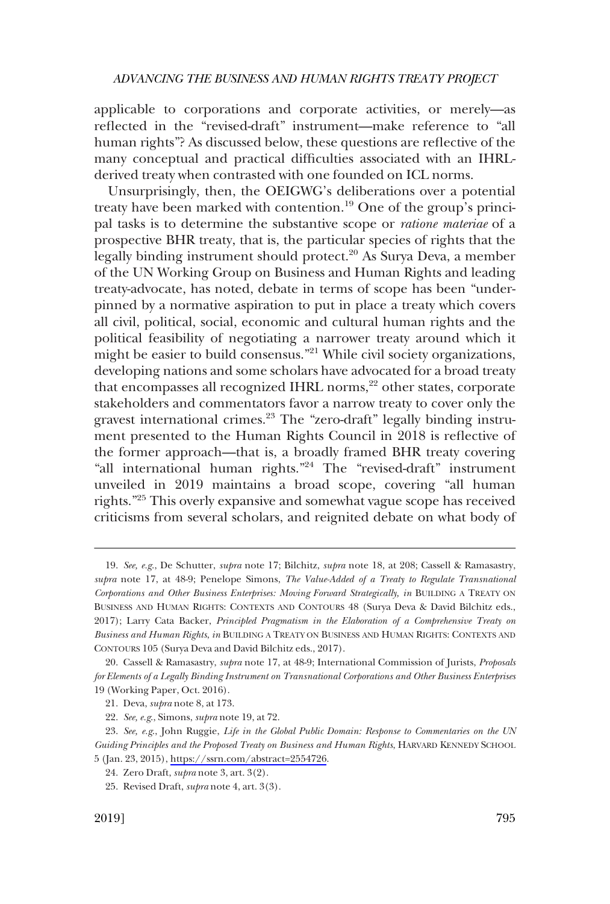applicable to corporations and corporate activities, or merely—as reflected in the "revised-draft" instrument—make reference to "all human rights"? As discussed below, these questions are reflective of the many conceptual and practical difficulties associated with an IHRL-derived treaty when contrasted with one founded on ICL norms.

Unsurprisingly, then, the OEIGWG's deliberations over a potential treaty have been marked with contention.[19] One of the group's principal tasks is to determine the substantive scope or *ratione materiae* of a prospective BHR treaty, that is, the particular species of rights that the legally binding instrument should protect.[20] As Surya Deva, a member of the UN Working Group on Business and Human Rights and leading treaty-advocate, has noted, debate in terms of scope has been "underpinned by a normative aspiration to put in place a treaty which covers all civil, political, social, economic and cultural human rights and the political feasibility of negotiating a narrower treaty around which it might be easier to build consensus."[21] While civil society organizations, developing nations and some scholars have advocated for a broad treaty that encompasses all recognized IHRL norms,[22] other states, corporate stakeholders and commentators favor a narrow treaty to cover only the gravest international crimes.[23] The "zero-draft" legally binding instrument presented to the Human Rights Council in 2018 is reflective of the former approach—that is, a broadly framed BHR treaty covering "all international human rights."[24] The "revised-draft" instrument unveiled in 2019 maintains a broad scope, covering "all human rights."[25] This overly expansive and somewhat vague scope has received criticisms from several scholars, and reignited debate on what body of

---

19. *See, e.g.*, De Schutter, *supra* note 17; Bilchitz, *supra* note 18, at 208; Cassell & Ramasastry, *supra* note 17, at 48-9; Penelope Simons, *The Value-Added of a Treaty to Regulate Transnational Corporations and Other Business Enterprises: Moving Forward Strategically, in* BUILDING A TREATY ON BUSINESS AND HUMAN RIGHTS: CONTEXTS AND CONTOURS 48 (Surya Deva & David Bilchitz eds., 2017); Larry Cata Backer, *Principled Pragmatism in the Elaboration of a Comprehensive Treaty on Business and Human Rights*, *in* BUILDING A TREATY ON BUSINESS AND HUMAN RIGHTS: CONTEXTS AND CONTOURS 105 (Surya Deva and David Bilchitz eds., 2017).

20. Cassell & Ramasastry, *supra* note 17, at 48-9; International Commission of Jurists, *Proposals for Elements of a Legally Binding Instrument on Transnational Corporations and Other Business Enterprises* 19 (Working Paper, Oct. 2016).

21. Deva, *supra* note 8, at 173.

22. *See, e.g.*, Simons, *supra* note 19, at 72.

23. *See, e.g.*, John Ruggie, *Life in the Global Public Domain: Response to Commentaries on the UN Guiding Principles and the Proposed Treaty on Business and Human Rights*, HARVARD KENNEDY SCHOOL 5 (Jan. 23, 2015), https://ssrn.com/abstract=2554726.

24. Zero Draft, *supra* note 3, art. 3(2).

25. Revised Draft, *supra* note 4, art. 3(3).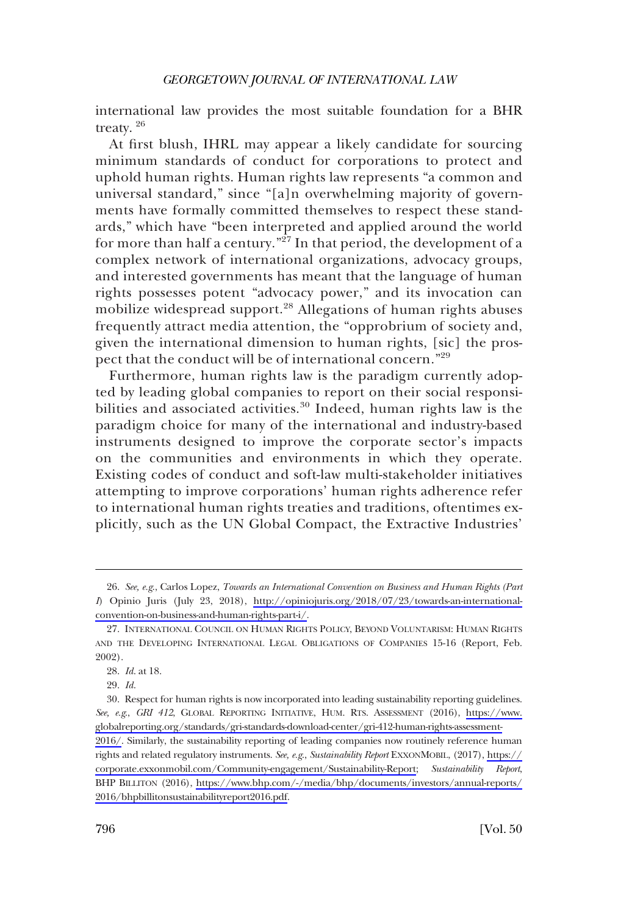international law provides the most suitable foundation for a BHR treaty.[26]

At first blush, IHRL may appear a likely candidate for sourcing minimum standards of conduct for corporations to protect and uphold human rights. Human rights law represents "a common and universal standard," since "[a]n overwhelming majority of governments have formally committed themselves to respect these standards," which have "been interpreted and applied around the world for more than half a century."[27] In that period, the development of a complex network of international organizations, advocacy groups, and interested governments has meant that the language of human rights possesses potent "advocacy power," and its invocation can mobilize widespread support.[28] Allegations of human rights abuses frequently attract media attention, the "opprobrium of society and, given the international dimension to human rights, [sic] the prospect that the conduct will be of international concern."[29]

Furthermore, human rights law is the paradigm currently adopted by leading global companies to report on their social responsibilities and associated activities.[30] Indeed, human rights law is the paradigm choice for many of the international and industry-based instruments designed to improve the corporate sector's impacts on the communities and environments in which they operate. Existing codes of conduct and soft-law multi-stakeholder initiatives attempting to improve corporations' human rights adherence refer to international human rights treaties and traditions, oftentimes explicitly, such as the UN Global Compact, the Extractive Industries'

---

26. *See, e.g.*, Carlos Lopez, *Towards an International Convention on Business and Human Rights (Part I)* Opinio Juris (July 23, 2018), http://opiniojuris.org/2018/07/23/towards-an-international-convention-on-business-and-human-rights-part-i/.

27. INTERNATIONAL COUNCIL ON HUMAN RIGHTS POLICY, BEYOND VOLUNTARISM: HUMAN RIGHTS AND THE DEVELOPING INTERNATIONAL LEGAL OBLIGATIONS OF COMPANIES 15-16 (Report, Feb. 2002).

28. *Id.* at 18.

29. *Id.*

30. Respect for human rights is now incorporated into leading sustainability reporting guidelines. *See, e.g.*, *GRI 412*, GLOBAL REPORTING INITIATIVE, HUM. RTS. ASSESSMENT (2016), https://www.globalreporting.org/standards/gri-standards-download-center/gri-412-human-rights-assessment-2016/. Similarly, the sustainability reporting of leading companies now routinely reference human rights and related regulatory instruments. *See, e.g.*, *Sustainability Report* EXXONMOBIL, (2017), https://corporate.exxonmobil.com/Community-engagement/Sustainability-Report; *Sustainability Report*, BHP BILLITON (2016), https://www.bhp.com/-/media/bhp/documents/investors/annual-reports/2016/bhpbillitonsustainabilityreport2016.pdf.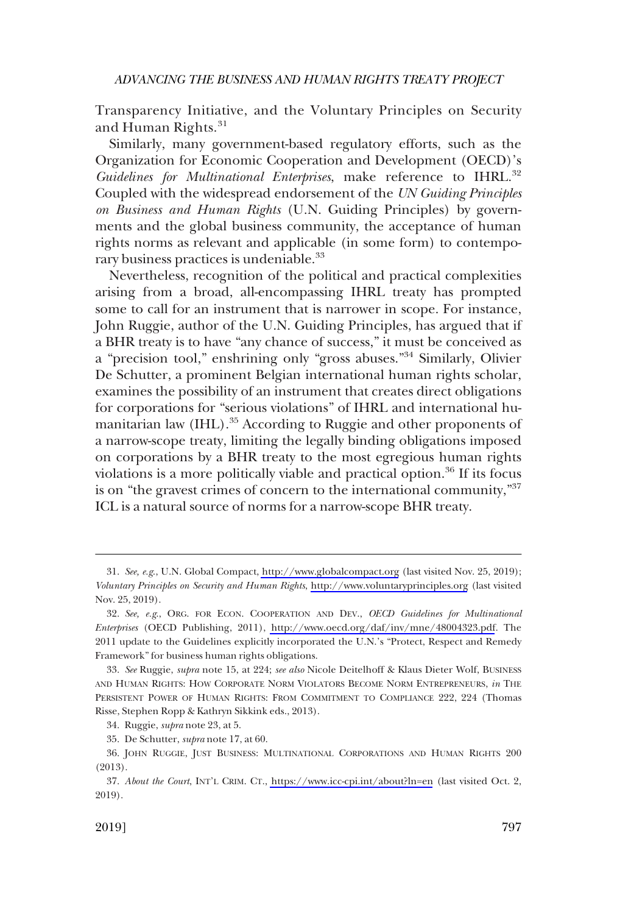Transparency Initiative, and the Voluntary Principles on Security and Human Rights.[31]

Similarly, many government-based regulatory efforts, such as the Organization for Economic Cooperation and Development (OECD)'s *Guidelines for Multinational Enterprises*, make reference to IHRL.[32] Coupled with the widespread endorsement of the *UN Guiding Principles on Business and Human Rights* (U.N. Guiding Principles) by governments and the global business community, the acceptance of human rights norms as relevant and applicable (in some form) to contemporary business practices is undeniable.[33]

Nevertheless, recognition of the political and practical complexities arising from a broad, all-encompassing IHRL treaty has prompted some to call for an instrument that is narrower in scope. For instance, John Ruggie, author of the U.N. Guiding Principles, has argued that if a BHR treaty is to have "any chance of success," it must be conceived as a "precision tool," enshrining only "gross abuses."[34] Similarly, Olivier De Schutter, a prominent Belgian international human rights scholar, examines the possibility of an instrument that creates direct obligations for corporations for "serious violations" of IHRL and international humanitarian law (IHL).[35] According to Ruggie and other proponents of a narrow-scope treaty, limiting the legally binding obligations imposed on corporations by a BHR treaty to the most egregious human rights violations is a more politically viable and practical option.[36] If its focus is on "the gravest crimes of concern to the international community,"[37] ICL is a natural source of norms for a narrow-scope BHR treaty.

---

31. *See, e.g.*, U.N. Global Compact, http://www.globalcompact.org (last visited Nov. 25, 2019); *Voluntary Principles on Security and Human Rights*, http://www.voluntaryprinciples.org (last visited Nov. 25, 2019).

32. *See, e.g.*, ORG. FOR ECON. COOPERATION AND DEV., *OECD Guidelines for Multinational Enterprises* (OECD Publishing, 2011), http://www.oecd.org/daf/inv/mne/48004323.pdf. The 2011 update to the Guidelines explicitly incorporated the U.N.'s "Protect, Respect and Remedy Framework" for business human rights obligations.

33. *See* Ruggie, *supra* note 15, at 224; *see also* Nicole Deitelhoff & Klaus Dieter Wolf, BUSINESS AND HUMAN RIGHTS: HOW CORPORATE NORM VIOLATORS BECOME NORM ENTREPRENEURS, *in* THE PERSISTENT POWER OF HUMAN RIGHTS: FROM COMMITMENT TO COMPLIANCE 222, 224 (Thomas Risse, Stephen Ropp & Kathryn Sikkink eds., 2013).

34. Ruggie, *supra* note 23, at 5.

35. De Schutter, *supra* note 17, at 60.

36. JOHN RUGGIE, JUST BUSINESS: MULTINATIONAL CORPORATIONS AND HUMAN RIGHTS 200 (2013).

37. *About the Court*, INT'L CRIM. CT., https://www.icc-cpi.int/about?ln=en (last visited Oct. 2, 2019).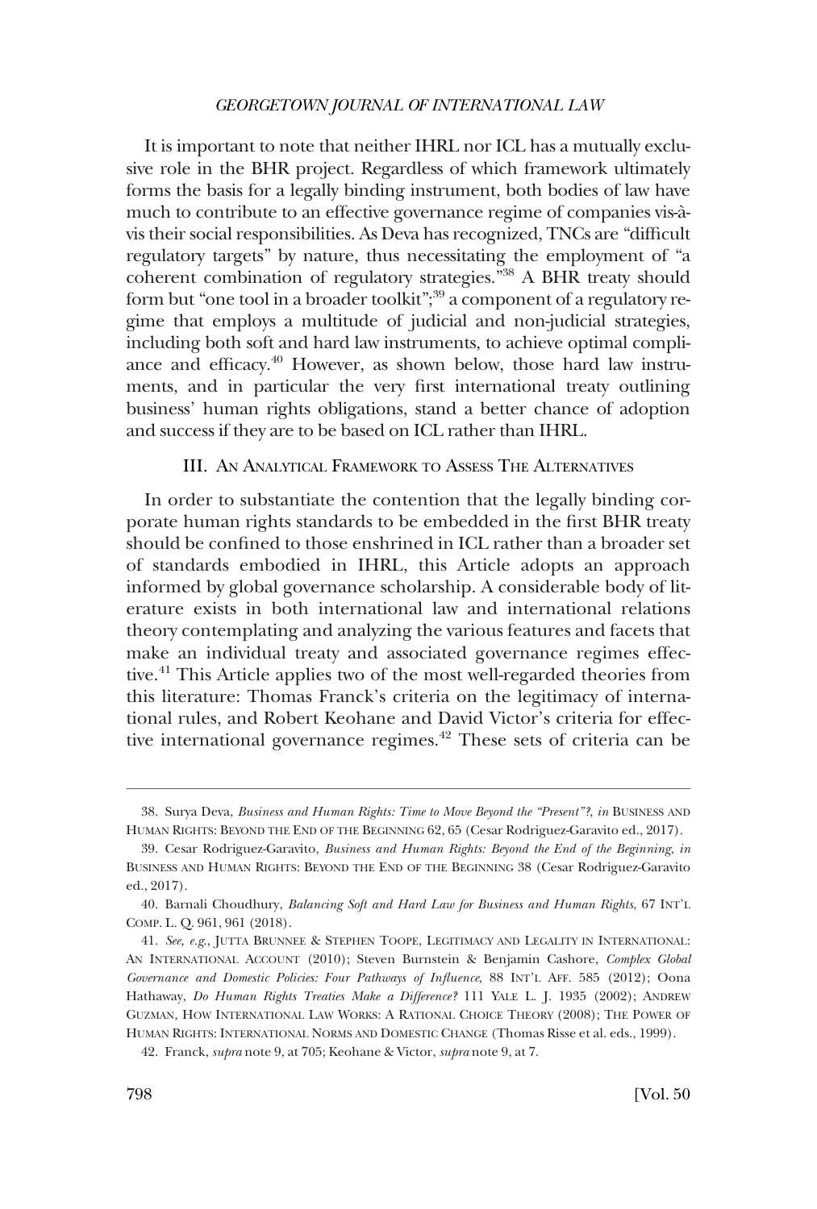It is important to note that neither IHRL nor ICL has a mutually exclusive role in the BHR project. Regardless of which framework ultimately forms the basis for a legally binding instrument, both bodies of law have much to contribute to an effective governance regime of companies vis-à-vis their social responsibilities. As Deva has recognized, TNCs are "difficult regulatory targets" by nature, thus necessitating the employment of "a coherent combination of regulatory strategies."[38] A BHR treaty should form but "one tool in a broader toolkit";[39] a component of a regulatory regime that employs a multitude of judicial and non-judicial strategies, including both soft and hard law instruments, to achieve optimal compliance and efficacy.[40] However, as shown below, those hard law instruments, and in particular the very first international treaty outlining business' human rights obligations, stand a better chance of adoption and success if they are to be based on ICL rather than IHRL.

## III. An Analytical Framework to Assess The Alternatives

In order to substantiate the contention that the legally binding corporate human rights standards to be embedded in the first BHR treaty should be confined to those enshrined in ICL rather than a broader set of standards embodied in IHRL, this Article adopts an approach informed by global governance scholarship. A considerable body of literature exists in both international law and international relations theory contemplating and analyzing the various features and facets that make an individual treaty and associated governance regimes effective.[41] This Article applies two of the most well-regarded theories from this literature: Thomas Franck's criteria on the legitimacy of international rules, and Robert Keohane and David Victor's criteria for effective international governance regimes.[42] These sets of criteria can be

---

38. Surya Deva, *Business and Human Rights: Time to Move Beyond the "Present"?*, *in* Business and Human Rights: Beyond the End of the Beginning 62, 65 (Cesar Rodriguez-Garavito ed., 2017).

39. Cesar Rodriguez-Garavito, *Business and Human Rights: Beyond the End of the Beginning*, *in* Business and Human Rights: Beyond the End of the Beginning 38 (Cesar Rodriguez-Garavito ed., 2017).

40. Barnali Choudhury, *Balancing Soft and Hard Law for Business and Human Rights*, 67 Int'l Comp. L. Q. 961, 961 (2018).

41. *See, e.g.*, Jutta Brunnee & Stephen Toope, Legitimacy and Legality in International: An International Account (2010); Steven Burnstein & Benjamin Cashore, *Complex Global Governance and Domestic Policies: Four Pathways of Influence*, 88 Int'l Aff. 585 (2012); Oona Hathaway, *Do Human Rights Treaties Make a Difference?* 111 Yale L. J. 1935 (2002); Andrew Guzman, How International Law Works: A Rational Choice Theory (2008); The Power of Human Rights: International Norms and Domestic Change (Thomas Risse et al. eds., 1999).

42. Franck, *supra* note 9, at 705; Keohane & Victor, *supra* note 9, at 7.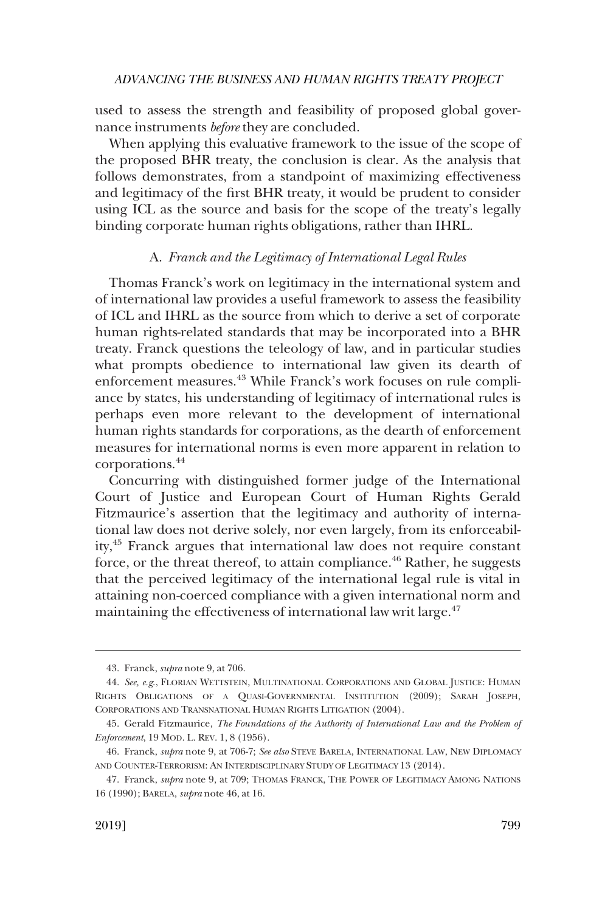used to assess the strength and feasibility of proposed global governance instruments *before* they are concluded.

When applying this evaluative framework to the issue of the scope of the proposed BHR treaty, the conclusion is clear. As the analysis that follows demonstrates, from a standpoint of maximizing effectiveness and legitimacy of the first BHR treaty, it would be prudent to consider using ICL as the source and basis for the scope of the treaty's legally binding corporate human rights obligations, rather than IHRL.

### A. *Franck and the Legitimacy of International Legal Rules*

Thomas Franck's work on legitimacy in the international system and of international law provides a useful framework to assess the feasibility of ICL and IHRL as the source from which to derive a set of corporate human rights-related standards that may be incorporated into a BHR treaty. Franck questions the teleology of law, and in particular studies what prompts obedience to international law given its dearth of enforcement measures.[43] While Franck's work focuses on rule compliance by states, his understanding of legitimacy of international rules is perhaps even more relevant to the development of international human rights standards for corporations, as the dearth of enforcement measures for international norms is even more apparent in relation to corporations.[44]

Concurring with distinguished former judge of the International Court of Justice and European Court of Human Rights Gerald Fitzmaurice's assertion that the legitimacy and authority of international law does not derive solely, nor even largely, from its enforceability,[45] Franck argues that international law does not require constant force, or the threat thereof, to attain compliance.[46] Rather, he suggests that the perceived legitimacy of the international legal rule is vital in attaining non-coerced compliance with a given international norm and maintaining the effectiveness of international law writ large.[47]

---

43. Franck, *supra* note 9, at 706.

44. *See, e.g.*, FLORIAN WETTSTEIN, MULTINATIONAL CORPORATIONS AND GLOBAL JUSTICE: HUMAN RIGHTS OBLIGATIONS OF A QUASI-GOVERNMENTAL INSTITUTION (2009); SARAH JOSEPH, CORPORATIONS AND TRANSNATIONAL HUMAN RIGHTS LITIGATION (2004).

45. Gerald Fitzmaurice, *The Foundations of the Authority of International Law and the Problem of Enforcement*, 19 MOD. L. REV. 1, 8 (1956).

46. Franck, *supra* note 9, at 706-7; *See also* STEVE BARELA, INTERNATIONAL LAW, NEW DIPLOMACY AND COUNTER-TERRORISM: AN INTERDISCIPLINARY STUDY OF LEGITIMACY 13 (2014).

47. Franck, *supra* note 9, at 709; THOMAS FRANCK, THE POWER OF LEGITIMACY AMONG NATIONS 16 (1990); BARELA, *supra* note 46, at 16.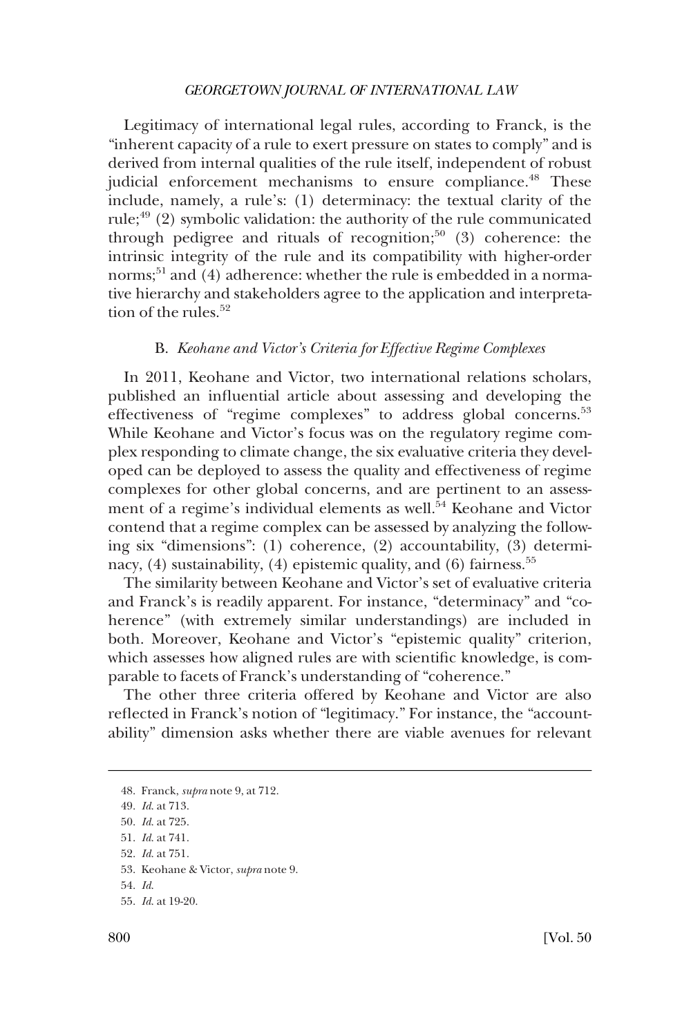Legitimacy of international legal rules, according to Franck, is the "inherent capacity of a rule to exert pressure on states to comply" and is derived from internal qualities of the rule itself, independent of robust judicial enforcement mechanisms to ensure compliance.[48] These include, namely, a rule's: (1) determinacy: the textual clarity of the rule;[49] (2) symbolic validation: the authority of the rule communicated through pedigree and rituals of recognition;[50] (3) coherence: the intrinsic integrity of the rule and its compatibility with higher-order norms;[51] and (4) adherence: whether the rule is embedded in a normative hierarchy and stakeholders agree to the application and interpretation of the rules.[52]

### B. *Keohane and Victor's Criteria for Effective Regime Complexes*

In 2011, Keohane and Victor, two international relations scholars, published an influential article about assessing and developing the effectiveness of "regime complexes" to address global concerns.[53] While Keohane and Victor's focus was on the regulatory regime complex responding to climate change, the six evaluative criteria they developed can be deployed to assess the quality and effectiveness of regime complexes for other global concerns, and are pertinent to an assessment of a regime's individual elements as well.[54] Keohane and Victor contend that a regime complex can be assessed by analyzing the following six "dimensions": (1) coherence, (2) accountability, (3) determinacy, (4) sustainability, (4) epistemic quality, and (6) fairness.[55]

The similarity between Keohane and Victor's set of evaluative criteria and Franck's is readily apparent. For instance, "determinacy" and "coherence" (with extremely similar understandings) are included in both. Moreover, Keohane and Victor's "epistemic quality" criterion, which assesses how aligned rules are with scientific knowledge, is comparable to facets of Franck's understanding of "coherence."

The other three criteria offered by Keohane and Victor are also reflected in Franck's notion of "legitimacy." For instance, the "accountability" dimension asks whether there are viable avenues for relevant

48. Franck, *supra* note 9, at 712.

49. *Id.* at 713.

50. *Id.* at 725.

51. *Id.* at 741.

52. *Id.* at 751.

53. Keohane & Victor, *supra* note 9.

54. *Id.*

55. *Id.* at 19-20.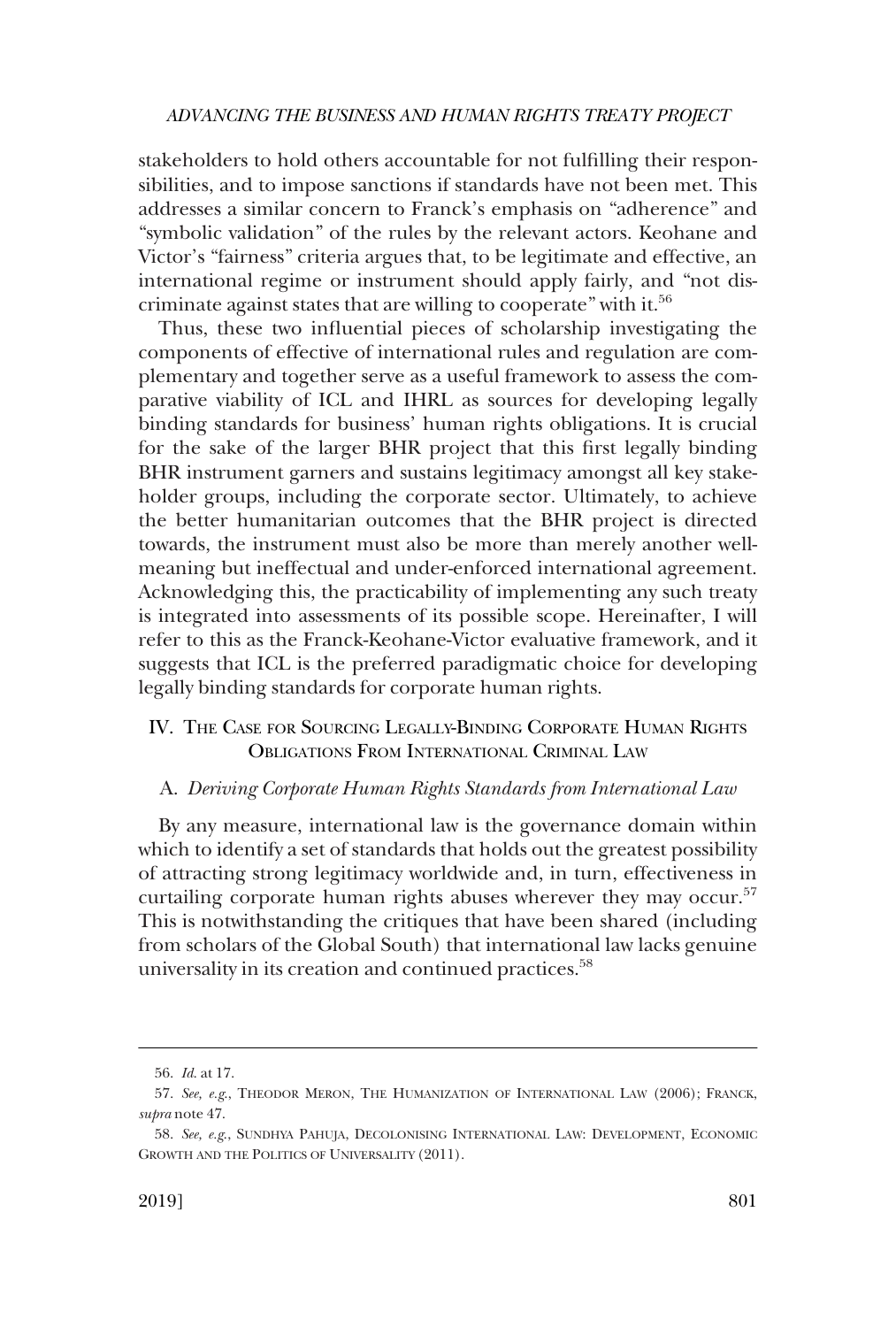stakeholders to hold others accountable for not fulfilling their responsibilities, and to impose sanctions if standards have not been met. This addresses a similar concern to Franck's emphasis on "adherence" and "symbolic validation" of the rules by the relevant actors. Keohane and Victor's "fairness" criteria argues that, to be legitimate and effective, an international regime or instrument should apply fairly, and "not discriminate against states that are willing to cooperate" with it.[56]

Thus, these two influential pieces of scholarship investigating the components of effective of international rules and regulation are complementary and together serve as a useful framework to assess the comparative viability of ICL and IHRL as sources for developing legally binding standards for business' human rights obligations. It is crucial for the sake of the larger BHR project that this first legally binding BHR instrument garners and sustains legitimacy amongst all key stakeholder groups, including the corporate sector. Ultimately, to achieve the better humanitarian outcomes that the BHR project is directed towards, the instrument must also be more than merely another well-meaning but ineffectual and under-enforced international agreement. Acknowledging this, the practicability of implementing any such treaty is integrated into assessments of its possible scope. Hereinafter, I will refer to this as the Franck-Keohane-Victor evaluative framework, and it suggests that ICL is the preferred paradigmatic choice for developing legally binding standards for corporate human rights.

## IV. The Case for Sourcing Legally-Binding Corporate Human Rights Obligations From International Criminal Law

### A. *Deriving Corporate Human Rights Standards from International Law*

By any measure, international law is the governance domain within which to identify a set of standards that holds out the greatest possibility of attracting strong legitimacy worldwide and, in turn, effectiveness in curtailing corporate human rights abuses wherever they may occur.[57] This is notwithstanding the critiques that have been shared (including from scholars of the Global South) that international law lacks genuine universality in its creation and continued practices.[58]

---

56. *Id.* at 17.

57. *See, e.g.*, Theodor Meron, The Humanization of International Law (2006); Franck, *supra* note 47.

58. *See, e.g.*, Sundhya Pahuja, Decolonising International Law: Development, Economic Growth and the Politics of Universality (2011).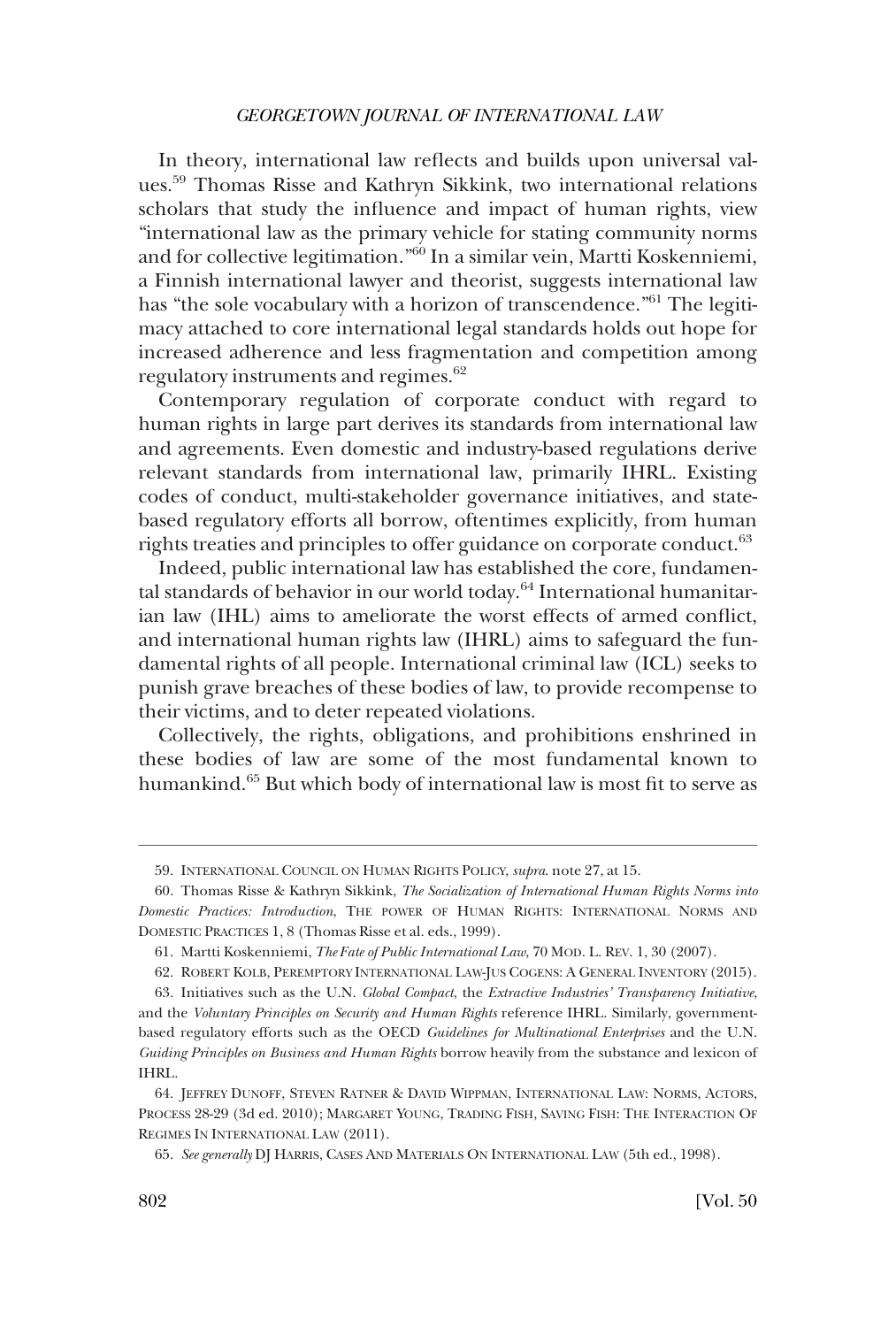In theory, international law reflects and builds upon universal values.[59] Thomas Risse and Kathryn Sikkink, two international relations scholars that study the influence and impact of human rights, view "international law as the primary vehicle for stating community norms and for collective legitimation."[60] In a similar vein, Martti Koskenniemi, a Finnish international lawyer and theorist, suggests international law has "the sole vocabulary with a horizon of transcendence."[61] The legitimacy attached to core international legal standards holds out hope for increased adherence and less fragmentation and competition among regulatory instruments and regimes.[62]

Contemporary regulation of corporate conduct with regard to human rights in large part derives its standards from international law and agreements. Even domestic and industry-based regulations derive relevant standards from international law, primarily IHRL. Existing codes of conduct, multi-stakeholder governance initiatives, and state-based regulatory efforts all borrow, oftentimes explicitly, from human rights treaties and principles to offer guidance on corporate conduct.[63]

Indeed, public international law has established the core, fundamental standards of behavior in our world today.[64] International humanitarian law (IHL) aims to ameliorate the worst effects of armed conflict, and international human rights law (IHRL) aims to safeguard the fundamental rights of all people. International criminal law (ICL) seeks to punish grave breaches of these bodies of law, to provide recompense to their victims, and to deter repeated violations.

Collectively, the rights, obligations, and prohibitions enshrined in these bodies of law are some of the most fundamental known to humankind.[65] But which body of international law is most fit to serve as

---

59. INTERNATIONAL COUNCIL ON HUMAN RIGHTS POLICY, *supra*. note 27, at 15.

60. Thomas Risse & Kathryn Sikkink, *The Socialization of International Human Rights Norms into Domestic Practices: Introduction*, THE POWER OF HUMAN RIGHTS: INTERNATIONAL NORMS AND DOMESTIC PRACTICES 1, 8 (Thomas Risse et al. eds., 1999).

61. Martti Koskenniemi, *The Fate of Public International Law*, 70 MOD. L. REV. 1, 30 (2007).

62. ROBERT KOLB, PEREMPTORY INTERNATIONAL LAW-JUS COGENS: A GENERAL INVENTORY (2015).

63. Initiatives such as the U.N. *Global Compact*, the *Extractive Industries' Transparency Initiative*, and the *Voluntary Principles on Security and Human Rights* reference IHRL. Similarly, government-based regulatory efforts such as the OECD *Guidelines for Multinational Enterprises* and the U.N. *Guiding Principles on Business and Human Rights* borrow heavily from the substance and lexicon of IHRL.

64. JEFFREY DUNOFF, STEVEN RATNER & DAVID WIPPMAN, INTERNATIONAL LAW: NORMS, ACTORS, PROCESS 28-29 (3d ed. 2010); MARGARET YOUNG, TRADING FISH, SAVING FISH: THE INTERACTION OF REGIMES IN INTERNATIONAL LAW (2011).

65. *See generally* DJ HARRIS, CASES AND MATERIALS ON INTERNATIONAL LAW (5th ed., 1998).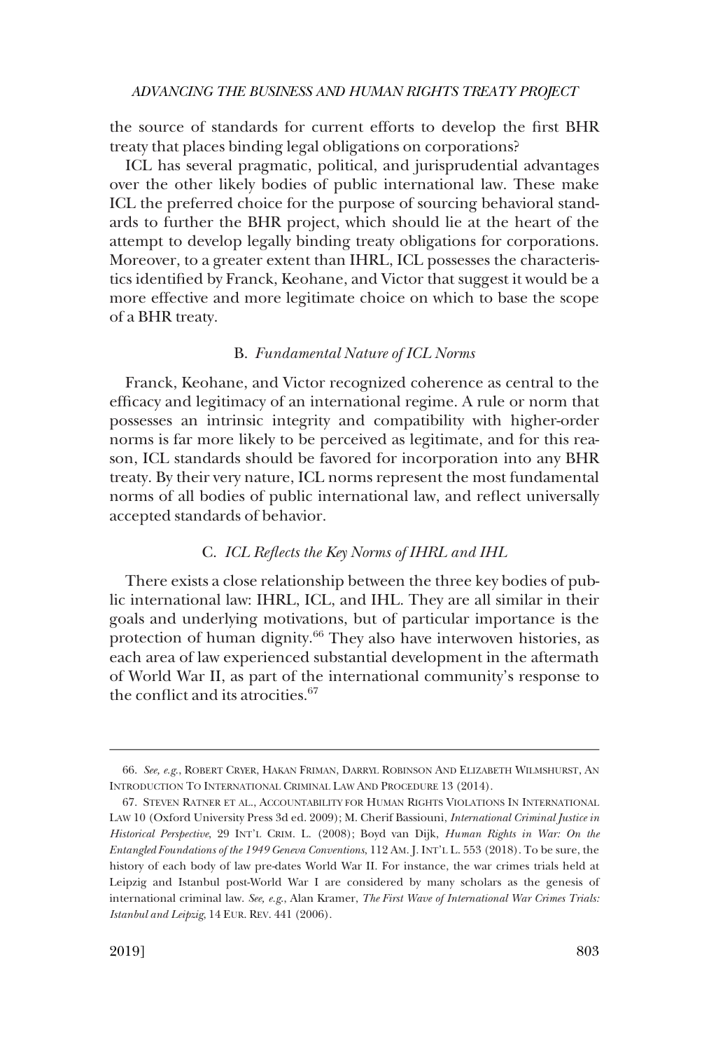the source of standards for current efforts to develop the first BHR treaty that places binding legal obligations on corporations?

ICL has several pragmatic, political, and jurisprudential advantages over the other likely bodies of public international law. These make ICL the preferred choice for the purpose of sourcing behavioral standards to further the BHR project, which should lie at the heart of the attempt to develop legally binding treaty obligations for corporations. Moreover, to a greater extent than IHRL, ICL possesses the characteristics identified by Franck, Keohane, and Victor that suggest it would be a more effective and more legitimate choice on which to base the scope of a BHR treaty.

### B. *Fundamental Nature of ICL Norms*

Franck, Keohane, and Victor recognized coherence as central to the efficacy and legitimacy of an international regime. A rule or norm that possesses an intrinsic integrity and compatibility with higher-order norms is far more likely to be perceived as legitimate, and for this reason, ICL standards should be favored for incorporation into any BHR treaty. By their very nature, ICL norms represent the most fundamental norms of all bodies of public international law, and reflect universally accepted standards of behavior.

### C. *ICL Reflects the Key Norms of IHRL and IHL*

There exists a close relationship between the three key bodies of public international law: IHRL, ICL, and IHL. They are all similar in their goals and underlying motivations, but of particular importance is the protection of human dignity.[66] They also have interwoven histories, as each area of law experienced substantial development in the aftermath of World War II, as part of the international community's response to the conflict and its atrocities.[67]

---

66. *See, e.g.*, ROBERT CRYER, HAKAN FRIMAN, DARRYL ROBINSON AND ELIZABETH WILMSHURST, AN INTRODUCTION TO INTERNATIONAL CRIMINAL LAW AND PROCEDURE 13 (2014).

67. STEVEN RATNER ET AL., ACCOUNTABILITY FOR HUMAN RIGHTS VIOLATIONS IN INTERNATIONAL LAW 10 (Oxford University Press 3d ed. 2009); M. Cherif Bassiouni, *International Criminal Justice in Historical Perspective*, 29 INT'L CRIM. L. (2008); Boyd van Dijk, *Human Rights in War: On the Entangled Foundations of the 1949 Geneva Conventions*, 112 AM. J. INT'L L. 553 (2018). To be sure, the history of each body of law pre-dates World War II. For instance, the war crimes trials held at Leipzig and Istanbul post-World War I are considered by many scholars as the genesis of international criminal law. *See, e.g.*, Alan Kramer, *The First Wave of International War Crimes Trials: Istanbul and Leipzig*, 14 EUR. REV. 441 (2006).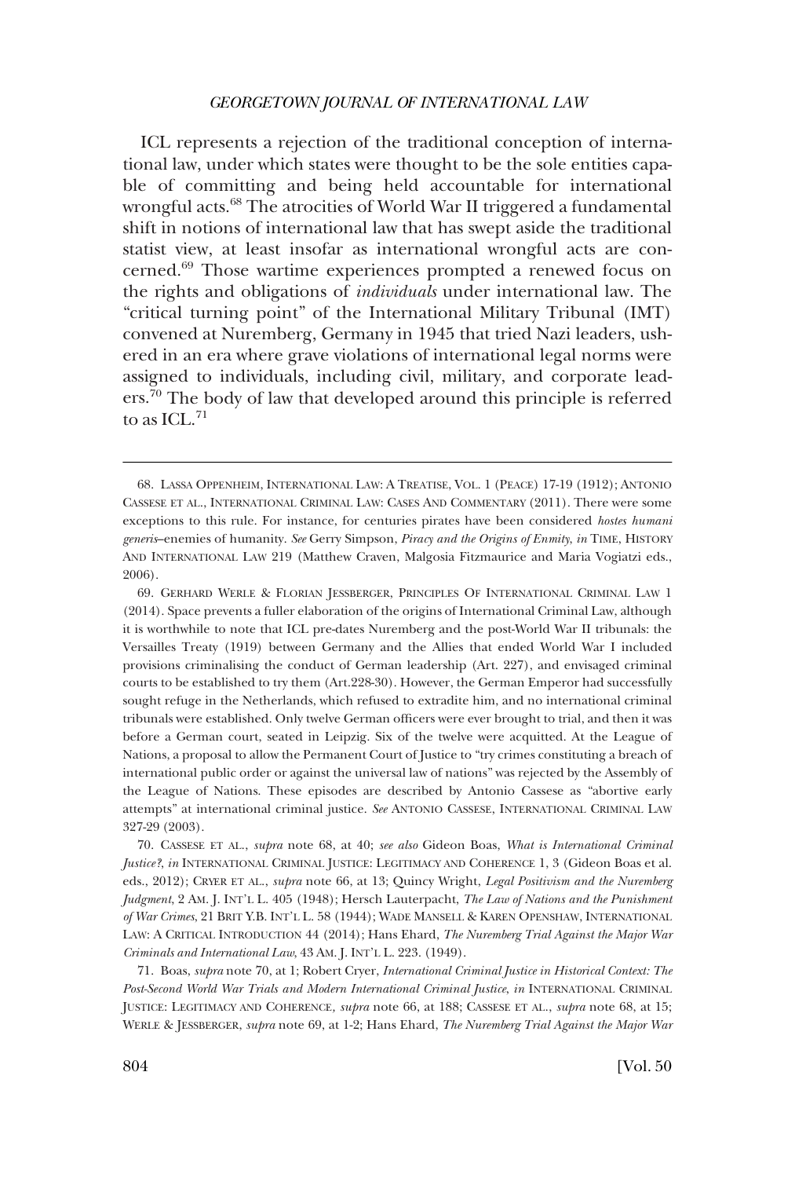ICL represents a rejection of the traditional conception of international law, under which states were thought to be the sole entities capable of committing and being held accountable for international wrongful acts.[68] The atrocities of World War II triggered a fundamental shift in notions of international law that has swept aside the traditional statist view, at least insofar as international wrongful acts are concerned.[69] Those wartime experiences prompted a renewed focus on the rights and obligations of *individuals* under international law. The "critical turning point" of the International Military Tribunal (IMT) convened at Nuremberg, Germany in 1945 that tried Nazi leaders, ushered in an era where grave violations of international legal norms were assigned to individuals, including civil, military, and corporate leaders.[70] The body of law that developed around this principle is referred to as ICL.[71]

---

68. LASSA OPPENHEIM, INTERNATIONAL LAW: A TREATISE, VOL. 1 (PEACE) 17-19 (1912); ANTONIO CASSESE ET AL., INTERNATIONAL CRIMINAL LAW: CASES AND COMMENTARY (2011). There were some exceptions to this rule. For instance, for centuries pirates have been considered *hostes humani generis*–enemies of humanity. *See* Gerry Simpson, *Piracy and the Origins of Enmity*, *in* TIME, HISTORY AND INTERNATIONAL LAW 219 (Matthew Craven, Malgosia Fitzmaurice and Maria Vogiatzi eds., 2006).

69. GERHARD WERLE & FLORIAN JESSBERGER, PRINCIPLES OF INTERNATIONAL CRIMINAL LAW 1 (2014). Space prevents a fuller elaboration of the origins of International Criminal Law, although it is worthwhile to note that ICL pre-dates Nuremberg and the post-World War II tribunals: the Versailles Treaty (1919) between Germany and the Allies that ended World War I included provisions criminalising the conduct of German leadership (Art. 227), and envisaged criminal courts to be established to try them (Art.228-30). However, the German Emperor had successfully sought refuge in the Netherlands, which refused to extradite him, and no international criminal tribunals were established. Only twelve German officers were ever brought to trial, and then it was before a German court, seated in Leipzig. Six of the twelve were acquitted. At the League of Nations, a proposal to allow the Permanent Court of Justice to "try crimes constituting a breach of international public order or against the universal law of nations" was rejected by the Assembly of the League of Nations. These episodes are described by Antonio Cassese as "abortive early attempts" at international criminal justice. *See* ANTONIO CASSESE, INTERNATIONAL CRIMINAL LAW 327-29 (2003).

70. CASSESE ET AL., *supra* note 68, at 40; *see also* Gideon Boas, *What is International Criminal Justice?*, *in* INTERNATIONAL CRIMINAL JUSTICE: LEGITIMACY AND COHERENCE 1, 3 (Gideon Boas et al. eds., 2012); CRYER ET AL., *supra* note 66, at 13; Quincy Wright, *Legal Positivism and the Nuremberg Judgment*, 2 AM. J. INT'L L. 405 (1948); Hersch Lauterpacht, *The Law of Nations and the Punishment of War Crimes*, 21 BRIT Y.B. INT'L L. 58 (1944); WADE MANSELL & KAREN OPENSHAW, INTERNATIONAL LAW: A CRITICAL INTRODUCTION 44 (2014); Hans Ehard, *The Nuremberg Trial Against the Major War Criminals and International Law*, 43 AM. J. INT'L L. 223. (1949).

71. Boas, *supra* note 70, at 1; Robert Cryer, *International Criminal Justice in Historical Context: The Post-Second World War Trials and Modern International Criminal Justice*, *in* INTERNATIONAL CRIMINAL JUSTICE: LEGITIMACY AND COHERENCE, *supra* note 66, at 188; CASSESE ET AL., *supra* note 68, at 15; WERLE & JESSBERGER, *supra* note 69, at 1-2; Hans Ehard, *The Nuremberg Trial Against the Major War*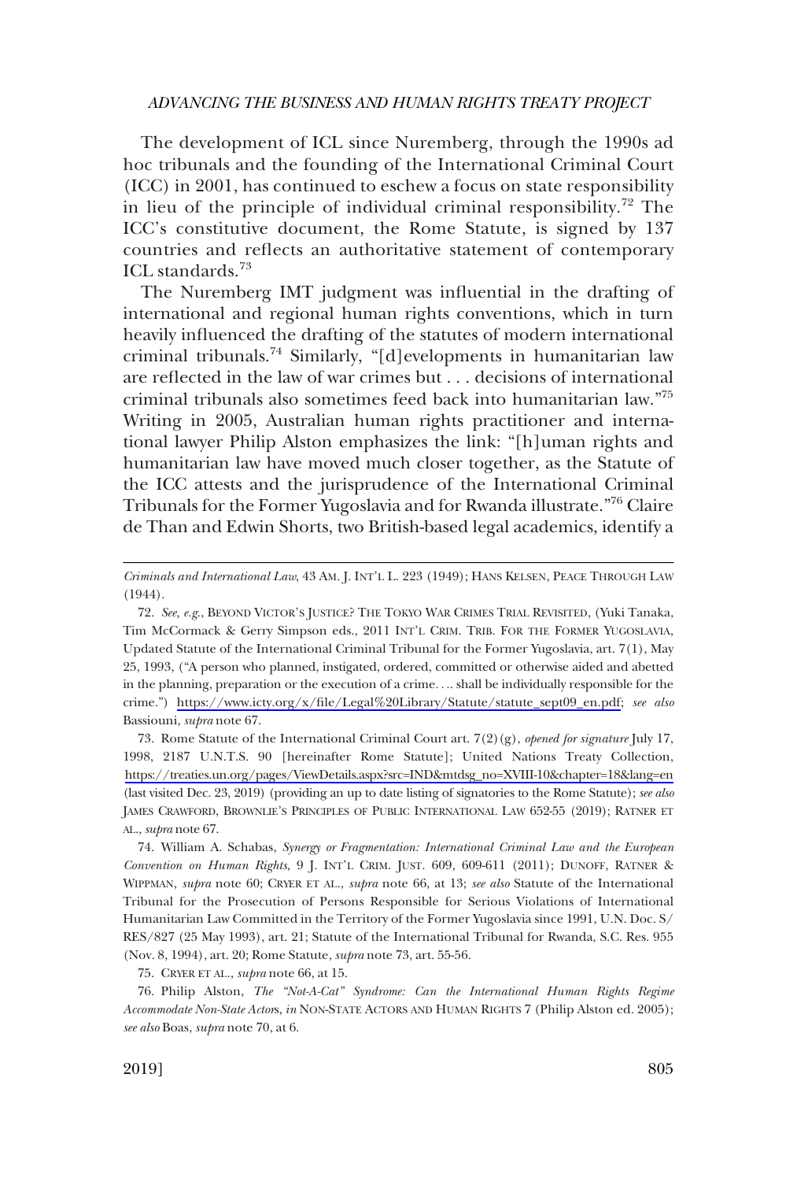The development of ICL since Nuremberg, through the 1990s ad hoc tribunals and the founding of the International Criminal Court (ICC) in 2001, has continued to eschew a focus on state responsibility in lieu of the principle of individual criminal responsibility.[72] The ICC's constitutive document, the Rome Statute, is signed by 137 countries and reflects an authoritative statement of contemporary ICL standards.[73]

The Nuremberg IMT judgment was influential in the drafting of international and regional human rights conventions, which in turn heavily influenced the drafting of the statutes of modern international criminal tribunals.[74] Similarly, "[d]evelopments in humanitarian law are reflected in the law of war crimes but . . . decisions of international criminal tribunals also sometimes feed back into humanitarian law."[75] Writing in 2005, Australian human rights practitioner and international lawyer Philip Alston emphasizes the link: "[h]uman rights and humanitarian law have moved much closer together, as the Statute of the ICC attests and the jurisprudence of the International Criminal Tribunals for the Former Yugoslavia and for Rwanda illustrate."[76] Claire de Than and Edwin Shorts, two British-based legal academics, identify a

---

*Criminals and International Law*, 43 AM. J. INT'L L. 223 (1949); HANS KELSEN, PEACE THROUGH LAW (1944).

72. *See, e.g.*, BEYOND VICTOR'S JUSTICE? THE TOKYO WAR CRIMES TRIAL REVISITED, (Yuki Tanaka, Tim McCormack & Gerry Simpson eds., 2011 INT'L CRIM. TRIB. FOR THE FORMER YUGOSLAVIA, Updated Statute of the International Criminal Tribunal for the Former Yugoslavia, art. 7(1), May 25, 1993, ("A person who planned, instigated, ordered, committed or otherwise aided and abetted in the planning, preparation or the execution of a crime. . .. shall be individually responsible for the crime.") https://www.icty.org/x/file/Legal%20Library/Statute/statute_sept09_en.pdf; *see also* Bassiouni, *supra* note 67.

73. Rome Statute of the International Criminal Court art. 7(2)(g), *opened for signature* July 17, 1998, 2187 U.N.T.S. 90 [hereinafter Rome Statute]; United Nations Treaty Collection, https://treaties.un.org/pages/ViewDetails.aspx?src=IND&mtdsg_no=XVIII-10&chapter=18&lang=en (last visited Dec. 23, 2019) (providing an up to date listing of signatories to the Rome Statute); *see also* JAMES CRAWFORD, BROWNLIE'S PRINCIPLES OF PUBLIC INTERNATIONAL LAW 652-55 (2019); RATNER ET AL., *supra* note 67.

74. William A. Schabas, *Synergy or Fragmentation: International Criminal Law and the European Convention on Human Rights*, 9 J. INT'L CRIM. JUST. 609, 609-611 (2011); DUNOFF, RATNER & WIPPMAN, *supra* note 60; CRYER ET AL., *supra* note 66, at 13; *see also* Statute of the International Tribunal for the Prosecution of Persons Responsible for Serious Violations of International Humanitarian Law Committed in the Territory of the Former Yugoslavia since 1991, U.N. Doc. S/RES/827 (25 May 1993), art. 21; Statute of the International Tribunal for Rwanda, S.C. Res. 955 (Nov. 8, 1994), art. 20; Rome Statute, *supra* note 73, art. 55-56.

75. CRYER ET AL., *supra* note 66, at 15.

76. Philip Alston, *The "Not-A-Cat" Syndrome: Can the International Human Rights Regime Accommodate Non-State Actors*, *in* NON-STATE ACTORS AND HUMAN RIGHTS 7 (Philip Alston ed. 2005); *see also* Boas, *supra* note 70, at 6.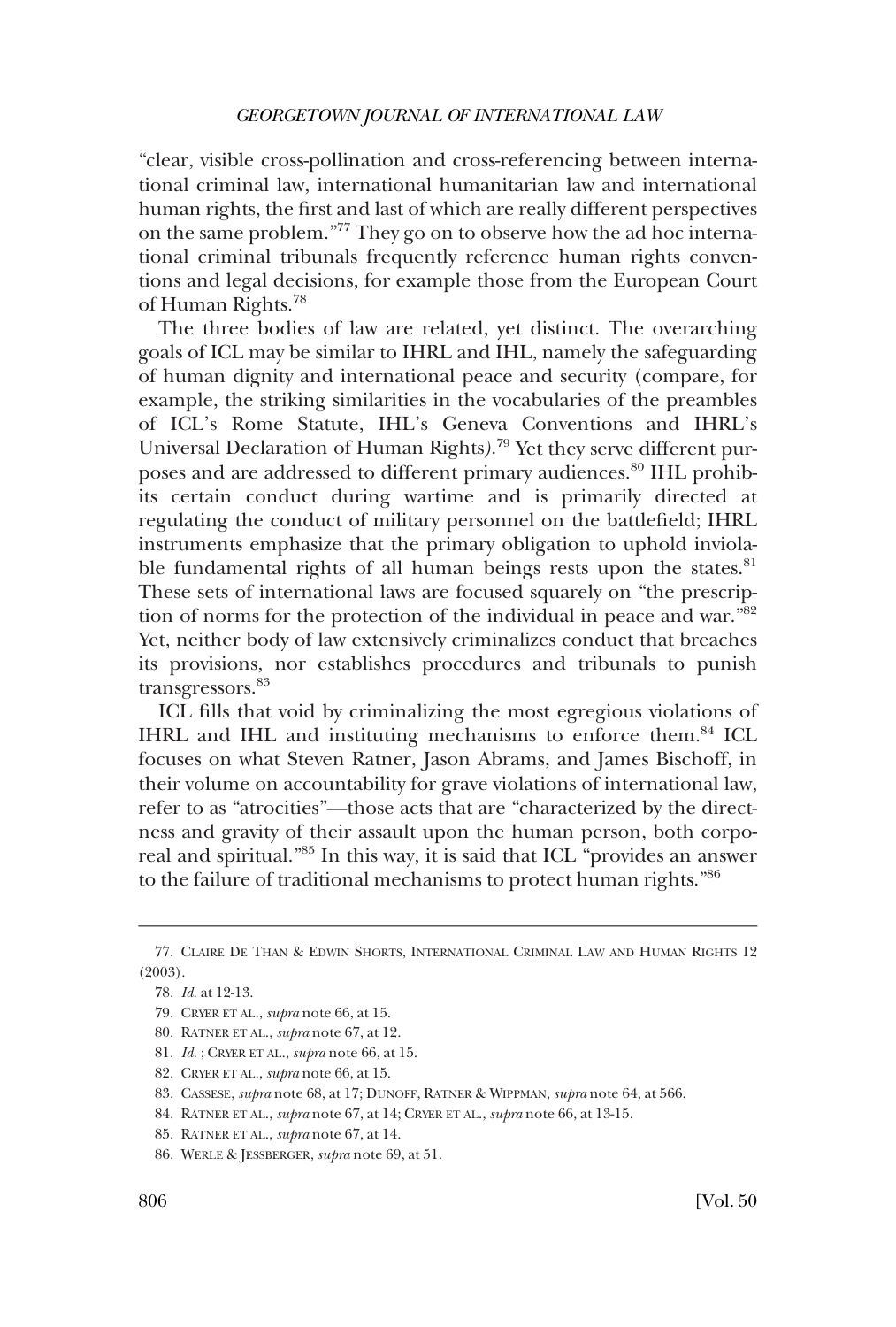"clear, visible cross-pollination and cross-referencing between international criminal law, international humanitarian law and international human rights, the first and last of which are really different perspectives on the same problem."[77] They go on to observe how the ad hoc international criminal tribunals frequently reference human rights conventions and legal decisions, for example those from the European Court of Human Rights.[78]

The three bodies of law are related, yet distinct. The overarching goals of ICL may be similar to IHRL and IHL, namely the safeguarding of human dignity and international peace and security (compare, for example, the striking similarities in the vocabularies of the preambles of ICL's Rome Statute, IHL's Geneva Conventions and IHRL's Universal Declaration of Human Rights).[79] Yet they serve different purposes and are addressed to different primary audiences.[80] IHL prohibits certain conduct during wartime and is primarily directed at regulating the conduct of military personnel on the battlefield; IHRL instruments emphasize that the primary obligation to uphold inviolable fundamental rights of all human beings rests upon the states.[81] These sets of international laws are focused squarely on "the prescription of norms for the protection of the individual in peace and war."[82] Yet, neither body of law extensively criminalizes conduct that breaches its provisions, nor establishes procedures and tribunals to punish transgressors.[83]

ICL fills that void by criminalizing the most egregious violations of IHRL and IHL and instituting mechanisms to enforce them.[84] ICL focuses on what Steven Ratner, Jason Abrams, and James Bischoff, in their volume on accountability for grave violations of international law, refer to as "atrocities"—those acts that are "characterized by the directness and gravity of their assault upon the human person, both corporeal and spiritual."[85] In this way, it is said that ICL "provides an answer to the failure of traditional mechanisms to protect human rights."[86]

---

77. CLAIRE DE THAN & EDWIN SHORTS, INTERNATIONAL CRIMINAL LAW AND HUMAN RIGHTS 12 (2003).

78. *Id.* at 12-13.

79. CRYER ET AL., *supra* note 66, at 15.

80. RATNER ET AL., *supra* note 67, at 12.

81. *Id.* ; CRYER ET AL., *supra* note 66, at 15.

82. CRYER ET AL., *supra* note 66, at 15.

83. CASSESE, *supra* note 68, at 17; DUNOFF, RATNER & WIPPMAN, *supra* note 64, at 566.

84. RATNER ET AL., *supra* note 67, at 14; CRYER ET AL., *supra* note 66, at 13-15.

85. RATNER ET AL., *supra* note 67, at 14.

86. WERLE & JESSBERGER, *supra* note 69, at 51.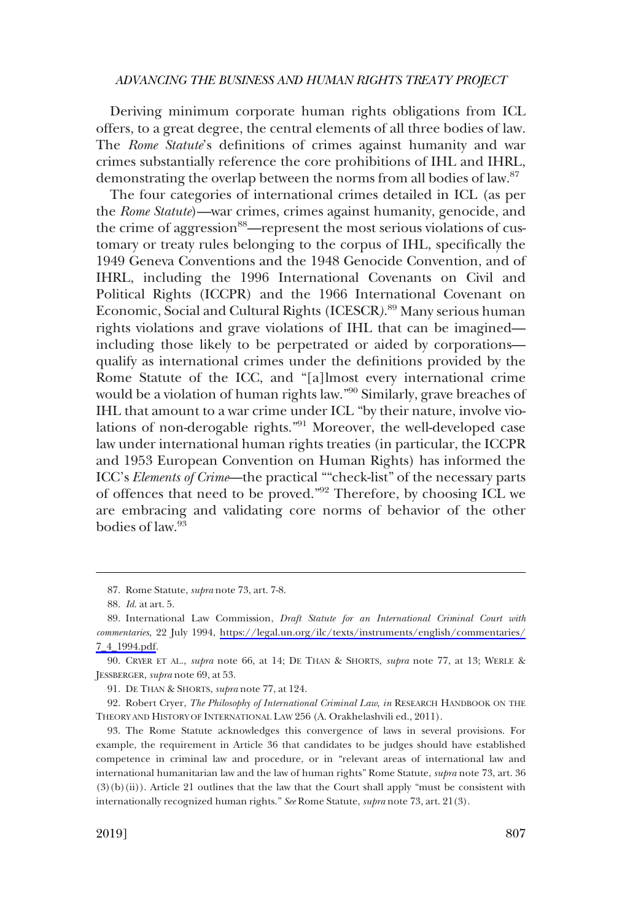Deriving minimum corporate human rights obligations from ICL offers, to a great degree, the central elements of all three bodies of law. The *Rome Statute*'s definitions of crimes against humanity and war crimes substantially reference the core prohibitions of IHL and IHRL, demonstrating the overlap between the norms from all bodies of law.[87]

The four categories of international crimes detailed in ICL (as per the *Rome Statute*)—war crimes, crimes against humanity, genocide, and the crime of aggression[88]—represent the most serious violations of customary or treaty rules belonging to the corpus of IHL, specifically the 1949 Geneva Conventions and the 1948 Genocide Convention, and of IHRL, including the 1996 International Covenants on Civil and Political Rights (ICCPR) and the 1966 International Covenant on Economic, Social and Cultural Rights (ICESCR).[89] Many serious human rights violations and grave violations of IHL that can be imagined—including those likely to be perpetrated or aided by corporations—qualify as international crimes under the definitions provided by the Rome Statute of the ICC, and "[a]lmost every international crime would be a violation of human rights law."[90] Similarly, grave breaches of IHL that amount to a war crime under ICL "by their nature, involve violations of non-derogable rights."[91] Moreover, the well-developed case law under international human rights treaties (in particular, the ICCPR and 1953 European Convention on Human Rights) has informed the ICC's *Elements of Crime*—the practical ""check-list" of the necessary parts of offences that need to be proved."[92] Therefore, by choosing ICL we are embracing and validating core norms of behavior of the other bodies of law.[93]

---

87. Rome Statute, *supra* note 73, art. 7-8.

88. *Id.* at art. 5.

89. International Law Commission, *Draft Statute for an International Criminal Court with commentaries*, 22 July 1994, https://legal.un.org/ilc/texts/instruments/english/commentaries/7_4_1994.pdf.

90. CRYER ET AL., *supra* note 66, at 14; DE THAN & SHORTS, *supra* note 77, at 13; WERLE & JESSBERGER, *supra* note 69, at 53.

91. DE THAN & SHORTS, *supra* note 77, at 124.

92. Robert Cryer, *The Philosophy of International Criminal Law*, *in* RESEARCH HANDBOOK ON THE THEORY AND HISTORY OF INTERNATIONAL LAW 256 (A. Orakhelashvili ed., 2011).

93. The Rome Statute acknowledges this convergence of laws in several provisions. For example, the requirement in Article 36 that candidates to be judges should have established competence in criminal law and procedure, or in "relevant areas of international law and international humanitarian law and the law of human rights" Rome Statute, *supra* note 73, art. 36 (3)(b)(ii)). Article 21 outlines that the law that the Court shall apply "must be consistent with internationally recognized human rights." *See* Rome Statute, *supra* note 73, art. 21(3).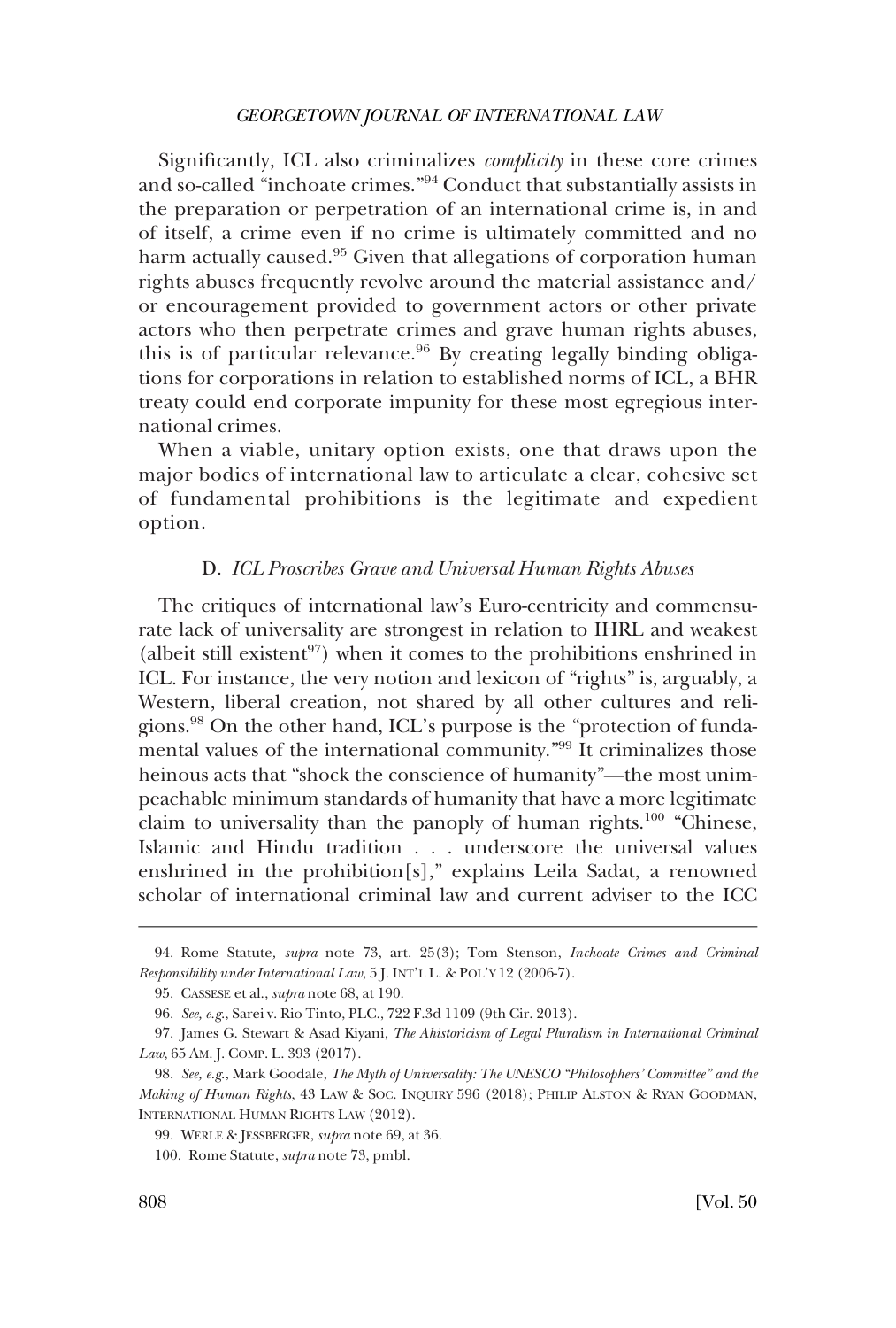Significantly, ICL also criminalizes *complicity* in these core crimes and so-called "inchoate crimes."[94] Conduct that substantially assists in the preparation or perpetration of an international crime is, in and of itself, a crime even if no crime is ultimately committed and no harm actually caused.[95] Given that allegations of corporation human rights abuses frequently revolve around the material assistance and/or encouragement provided to government actors or other private actors who then perpetrate crimes and grave human rights abuses, this is of particular relevance.[96] By creating legally binding obligations for corporations in relation to established norms of ICL, a BHR treaty could end corporate impunity for these most egregious international crimes.

When a viable, unitary option exists, one that draws upon the major bodies of international law to articulate a clear, cohesive set of fundamental prohibitions is the legitimate and expedient option.

### D. *ICL Proscribes Grave and Universal Human Rights Abuses*

The critiques of international law's Euro-centricity and commensurate lack of universality are strongest in relation to IHRL and weakest (albeit still existent[97]) when it comes to the prohibitions enshrined in ICL. For instance, the very notion and lexicon of "rights" is, arguably, a Western, liberal creation, not shared by all other cultures and religions.[98] On the other hand, ICL's purpose is the "protection of fundamental values of the international community."[99] It criminalizes those heinous acts that "shock the conscience of humanity"—the most unimpeachable minimum standards of humanity that have a more legitimate claim to universality than the panoply of human rights.[100] "Chinese, Islamic and Hindu tradition . . . underscore the universal values enshrined in the prohibition[s]," explains Leila Sadat, a renowned scholar of international criminal law and current adviser to the ICC

---

94. Rome Statute, *supra* note 73, art. 25(3); Tom Stenson, *Inchoate Crimes and Criminal Responsibility under International Law*, 5 J. INT'L L. & POL'Y 12 (2006-7).

95. CASSESE et al., *supra* note 68, at 190.

96. *See, e.g.,* Sarei v. Rio Tinto, PLC., 722 F.3d 1109 (9th Cir. 2013).

97. James G. Stewart & Asad Kiyani, *The Ahistoricism of Legal Pluralism in International Criminal Law*, 65 AM. J. COMP. L. 393 (2017).

98. *See, e.g.*, Mark Goodale, *The Myth of Universality: The UNESCO "Philosophers' Committee" and the Making of Human Rights*, 43 LAW & SOC. INQUIRY 596 (2018); PHILIP ALSTON & RYAN GOODMAN, INTERNATIONAL HUMAN RIGHTS LAW (2012).

99. WERLE & JESSBERGER, *supra* note 69, at 36.

100. Rome Statute, *supra* note 73, pmbl.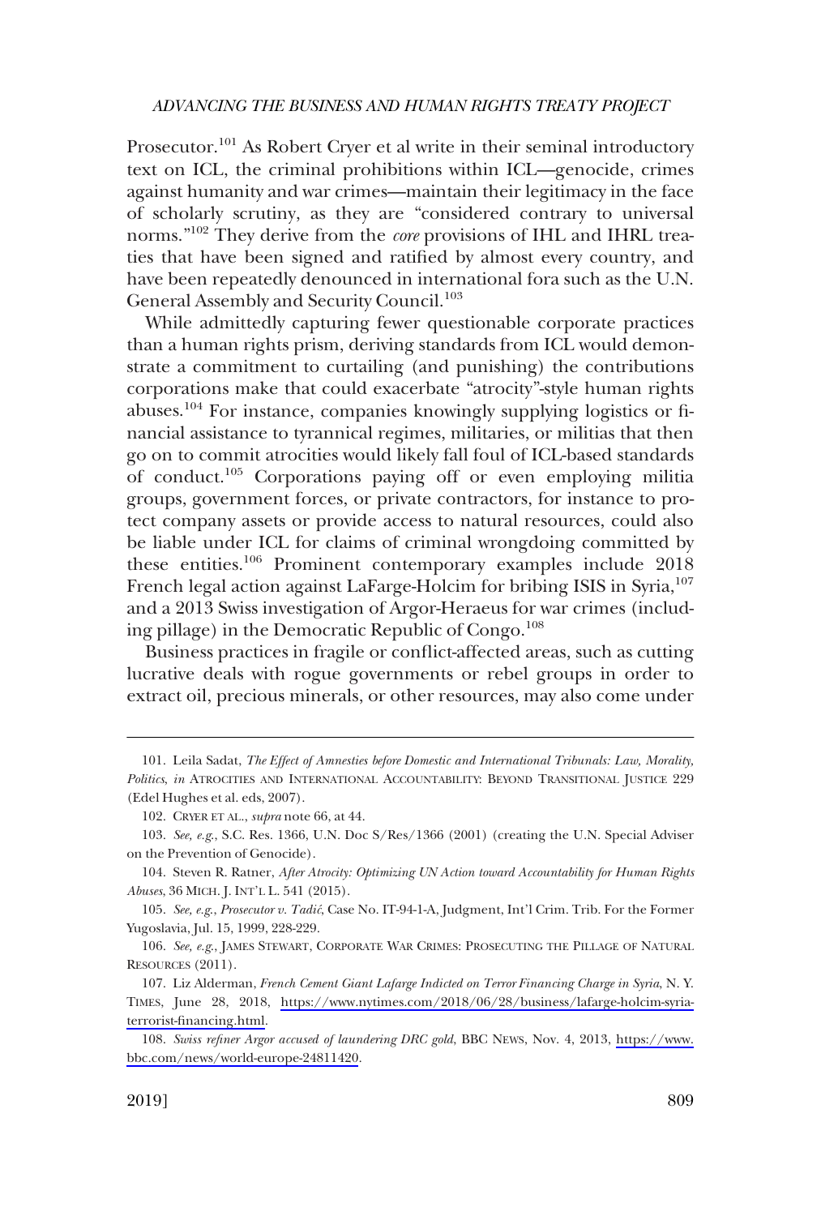Prosecutor.[101] As Robert Cryer et al write in their seminal introductory text on ICL, the criminal prohibitions within ICL—genocide, crimes against humanity and war crimes—maintain their legitimacy in the face of scholarly scrutiny, as they are "considered contrary to universal norms."[102] They derive from the *core* provisions of IHL and IHRL treaties that have been signed and ratified by almost every country, and have been repeatedly denounced in international fora such as the U.N. General Assembly and Security Council.[103]

While admittedly capturing fewer questionable corporate practices than a human rights prism, deriving standards from ICL would demonstrate a commitment to curtailing (and punishing) the contributions corporations make that could exacerbate "atrocity"-style human rights abuses.[104] For instance, companies knowingly supplying logistics or financial assistance to tyrannical regimes, militaries, or militias that then go on to commit atrocities would likely fall foul of ICL-based standards of conduct.[105] Corporations paying off or even employing militia groups, government forces, or private contractors, for instance to protect company assets or provide access to natural resources, could also be liable under ICL for claims of criminal wrongdoing committed by these entities.[106] Prominent contemporary examples include 2018 French legal action against LaFarge-Holcim for bribing ISIS in Syria,[107] and a 2013 Swiss investigation of Argor-Heraeus for war crimes (including pillage) in the Democratic Republic of Congo.[108]

Business practices in fragile or conflict-affected areas, such as cutting lucrative deals with rogue governments or rebel groups in order to extract oil, precious minerals, or other resources, may also come under

---

101. Leila Sadat, *The Effect of Amnesties before Domestic and International Tribunals: Law, Morality, Politics*, *in* ATROCITIES AND INTERNATIONAL ACCOUNTABILITY: BEYOND TRANSITIONAL JUSTICE 229 (Edel Hughes et al. eds, 2007).

102. CRYER ET AL., *supra* note 66, at 44.

103. *See, e.g.*, S.C. Res. 1366, U.N. Doc S/Res/1366 (2001) (creating the U.N. Special Adviser on the Prevention of Genocide).

104. Steven R. Ratner, *After Atrocity: Optimizing UN Action toward Accountability for Human Rights Abuses*, 36 MICH. J. INT'L L. 541 (2015).

105. *See, e.g.*, *Prosecutor v. Tadić*, Case No. IT-94-1-A, Judgment, Int'l Crim. Trib. For the Former Yugoslavia, Jul. 15, 1999, 228-229.

106. *See, e.g.*, JAMES STEWART, CORPORATE WAR CRIMES: PROSECUTING THE PILLAGE OF NATURAL RESOURCES (2011).

107. Liz Alderman, *French Cement Giant Lafarge Indicted on Terror Financing Charge in Syria*, N. Y. TIMES, June 28, 2018, https://www.nytimes.com/2018/06/28/business/lafarge-holcim-syria-terrorist-financing.html.

108. *Swiss refiner Argor accused of laundering DRC gold*, BBC NEWS, Nov. 4, 2013, https://www.bbc.com/news/world-europe-24811420.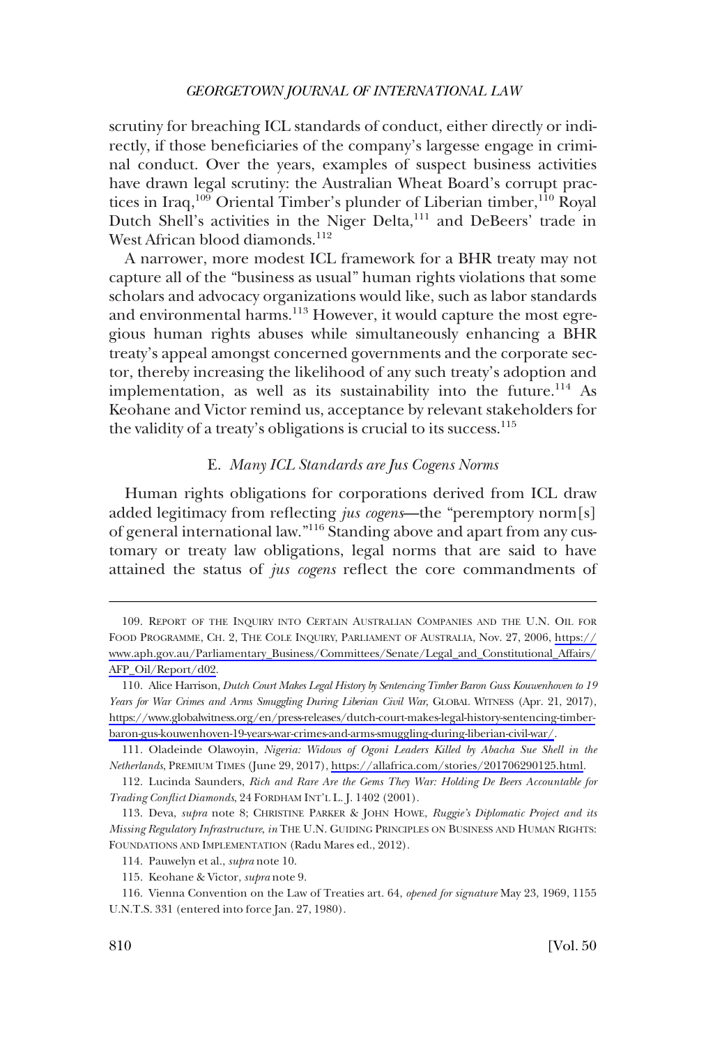scrutiny for breaching ICL standards of conduct, either directly or indirectly, if those beneficiaries of the company's largesse engage in criminal conduct. Over the years, examples of suspect business activities have drawn legal scrutiny: the Australian Wheat Board's corrupt practices in Iraq,[109] Oriental Timber's plunder of Liberian timber,[110] Royal Dutch Shell's activities in the Niger Delta,[111] and DeBeers' trade in West African blood diamonds.[112]

A narrower, more modest ICL framework for a BHR treaty may not capture all of the "business as usual" human rights violations that some scholars and advocacy organizations would like, such as labor standards and environmental harms.[113] However, it would capture the most egregious human rights abuses while simultaneously enhancing a BHR treaty's appeal amongst concerned governments and the corporate sector, thereby increasing the likelihood of any such treaty's adoption and implementation, as well as its sustainability into the future.[114] As Keohane and Victor remind us, acceptance by relevant stakeholders for the validity of a treaty's obligations is crucial to its success.[115]

### E. *Many ICL Standards are Jus Cogens Norms*

Human rights obligations for corporations derived from ICL draw added legitimacy from reflecting *jus cogens*—the "peremptory norm[s] of general international law."[116] Standing above and apart from any customary or treaty law obligations, legal norms that are said to have attained the status of *jus cogens* reflect the core commandments of

---

109. REPORT OF THE INQUIRY INTO CERTAIN AUSTRALIAN COMPANIES AND THE U.N. OIL FOR FOOD PROGRAMME, CH. 2, THE COLE INQUIRY, PARLIAMENT OF AUSTRALIA, Nov. 27, 2006, https://www.aph.gov.au/Parliamentary_Business/Committees/Senate/Legal_and_Constitutional_Affairs/AFP_Oil/Report/d02.

110. Alice Harrison, *Dutch Court Makes Legal History by Sentencing Timber Baron Guss Kouwenhoven to 19 Years for War Crimes and Arms Smuggling During Liberian Civil War*, GLOBAL WITNESS (Apr. 21, 2017), https://www.globalwitness.org/en/press-releases/dutch-court-makes-legal-history-sentencing-timber-baron-gus-kouwenhoven-19-years-war-crimes-and-arms-smuggling-during-liberian-civil-war/.

111. Oladeinde Olawoyin, *Nigeria: Widows of Ogoni Leaders Killed by Abacha Sue Shell in the Netherlands*, PREMIUM TIMES (June 29, 2017), https://allafrica.com/stories/201706290125.html.

112. Lucinda Saunders, *Rich and Rare Are the Gems They War: Holding De Beers Accountable for Trading Conflict Diamonds*, 24 FORDHAM INT'L L. J. 1402 (2001).

113. Deva, *supra* note 8; CHRISTINE PARKER & JOHN HOWE, *Ruggie's Diplomatic Project and its Missing Regulatory Infrastructure*, *in* THE U.N. GUIDING PRINCIPLES ON BUSINESS AND HUMAN RIGHTS: FOUNDATIONS AND IMPLEMENTATION (Radu Mares ed., 2012).

114. Pauwelyn et al., *supra* note 10.

115. Keohane & Victor, *supra* note 9.

116. Vienna Convention on the Law of Treaties art. 64, *opened for signature* May 23, 1969, 1155 U.N.T.S. 331 (entered into force Jan. 27, 1980).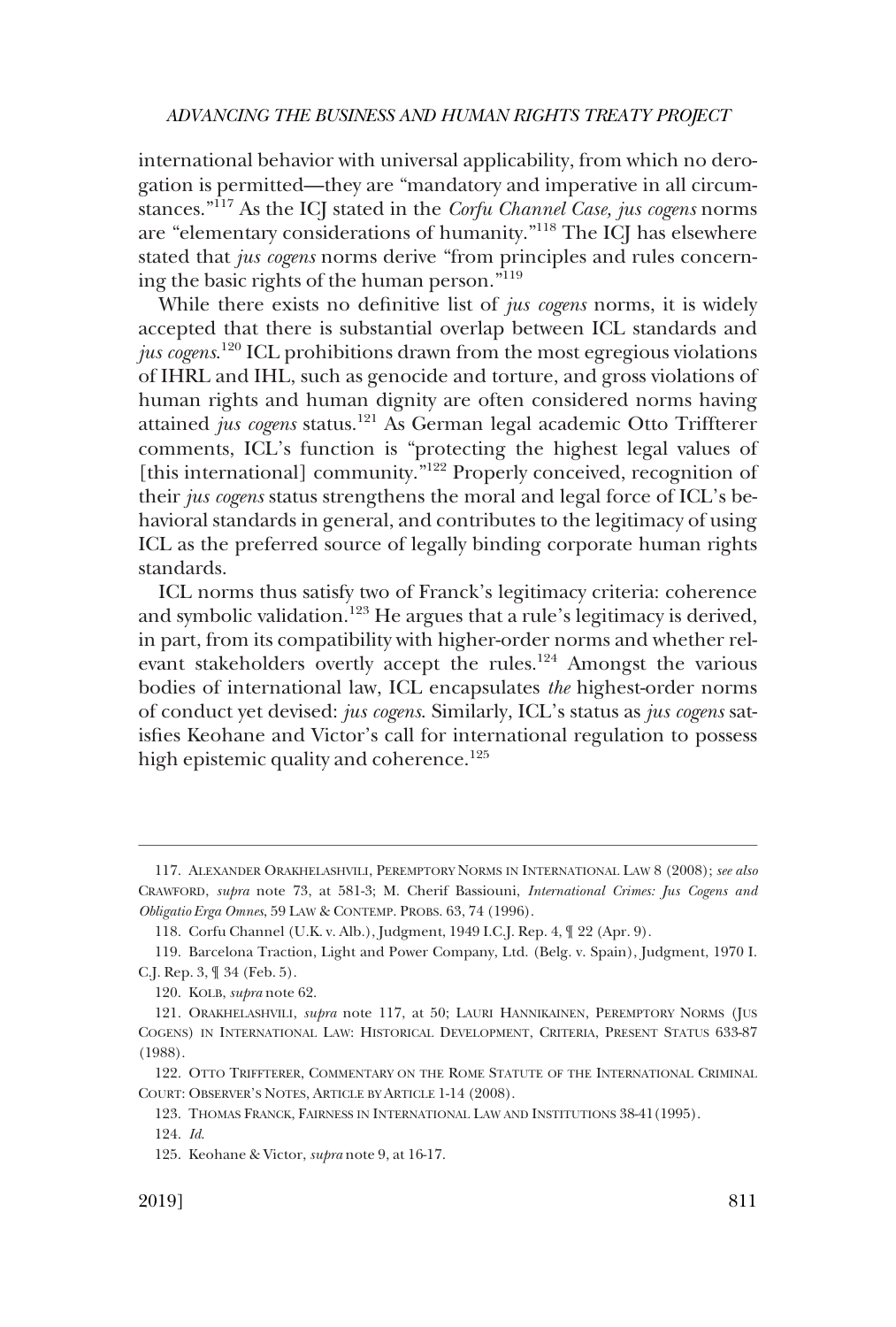international behavior with universal applicability, from which no derogation is permitted—they are "mandatory and imperative in all circumstances."[117] As the ICJ stated in the *Corfu Channel Case, jus cogens* norms are "elementary considerations of humanity."[118] The ICJ has elsewhere stated that *jus cogens* norms derive "from principles and rules concerning the basic rights of the human person."[119]

While there exists no definitive list of *jus cogens* norms, it is widely accepted that there is substantial overlap between ICL standards and *jus cogens*.[120] ICL prohibitions drawn from the most egregious violations of IHRL and IHL, such as genocide and torture, and gross violations of human rights and human dignity are often considered norms having attained *jus cogens* status.[121] As German legal academic Otto Triffterer comments, ICL's function is "protecting the highest legal values of [this international] community."[122] Properly conceived, recognition of their *jus cogens* status strengthens the moral and legal force of ICL's behavioral standards in general, and contributes to the legitimacy of using ICL as the preferred source of legally binding corporate human rights standards.

ICL norms thus satisfy two of Franck's legitimacy criteria: coherence and symbolic validation.[123] He argues that a rule's legitimacy is derived, in part, from its compatibility with higher-order norms and whether relevant stakeholders overtly accept the rules.[124] Amongst the various bodies of international law, ICL encapsulates *the* highest-order norms of conduct yet devised: *jus cogens*. Similarly, ICL's status as *jus cogens* satisfies Keohane and Victor's call for international regulation to possess high epistemic quality and coherence.[125]

---

117. ALEXANDER ORAKHELASHVILI, PEREMPTORY NORMS IN INTERNATIONAL LAW 8 (2008); *see also* CRAWFORD, *supra* note 73, at 581-3; M. Cherif Bassiouni, *International Crimes: Jus Cogens and Obligatio Erga Omnes*, 59 LAW & CONTEMP. PROBS. 63, 74 (1996).

118. Corfu Channel (U.K. v. Alb.), Judgment, 1949 I.C.J. Rep. 4, ¶ 22 (Apr. 9).

119. Barcelona Traction, Light and Power Company, Ltd. (Belg. v. Spain), Judgment, 1970 I. C.J. Rep. 3, ¶ 34 (Feb. 5).

120. KOLB, *supra* note 62.

121. ORAKHELASHVILI, *supra* note 117, at 50; LAURI HANNIKAINEN, PEREMPTORY NORMS (JUS COGENS) IN INTERNATIONAL LAW: HISTORICAL DEVELOPMENT, CRITERIA, PRESENT STATUS 633-87 (1988).

122. OTTO TRIFFTERER, COMMENTARY ON THE ROME STATUTE OF THE INTERNATIONAL CRIMINAL COURT: OBSERVER'S NOTES, ARTICLE BY ARTICLE 1-14 (2008).

123. THOMAS FRANCK, FAIRNESS IN INTERNATIONAL LAW AND INSTITUTIONS 38-41 (1995).

124. *Id.*

125. Keohane & Victor, *supra* note 9, at 16-17.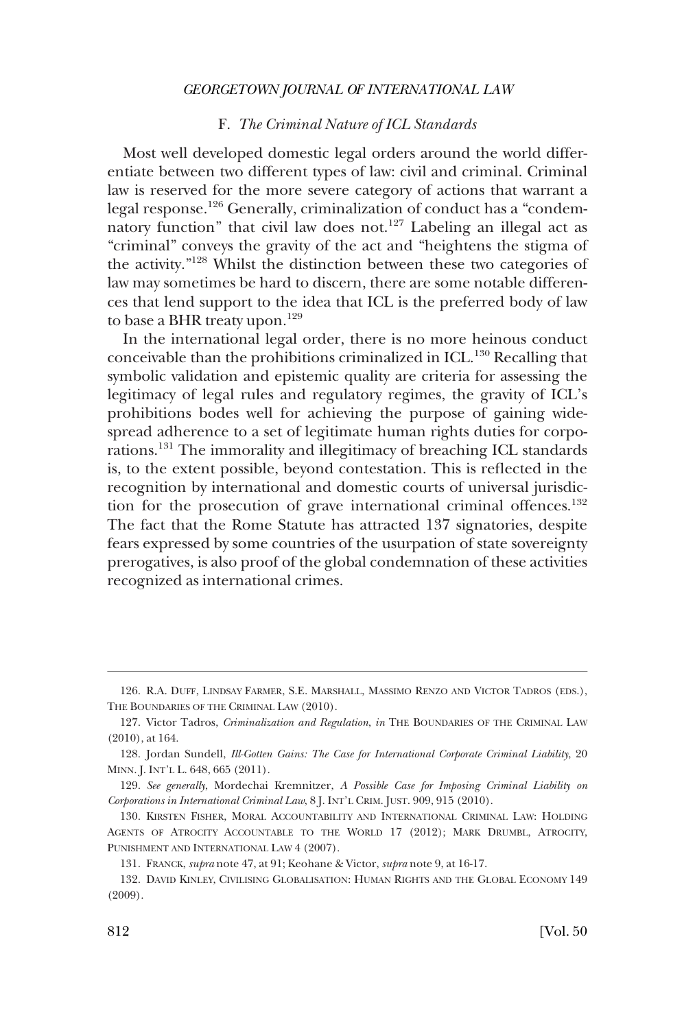### F. *The Criminal Nature of ICL Standards*

Most well developed domestic legal orders around the world differentiate between two different types of law: civil and criminal. Criminal law is reserved for the more severe category of actions that warrant a legal response.[126] Generally, criminalization of conduct has a "condemnatory function" that civil law does not.[127] Labeling an illegal act as "criminal" conveys the gravity of the act and "heightens the stigma of the activity."[128] Whilst the distinction between these two categories of law may sometimes be hard to discern, there are some notable differences that lend support to the idea that ICL is the preferred body of law to base a BHR treaty upon.[129]

In the international legal order, there is no more heinous conduct conceivable than the prohibitions criminalized in ICL.[130] Recalling that symbolic validation and epistemic quality are criteria for assessing the legitimacy of legal rules and regulatory regimes, the gravity of ICL's prohibitions bodes well for achieving the purpose of gaining widespread adherence to a set of legitimate human rights duties for corporations.[131] The immorality and illegitimacy of breaching ICL standards is, to the extent possible, beyond contestation. This is reflected in the recognition by international and domestic courts of universal jurisdiction for the prosecution of grave international criminal offences.[132] The fact that the Rome Statute has attracted 137 signatories, despite fears expressed by some countries of the usurpation of state sovereignty prerogatives, is also proof of the global condemnation of these activities recognized as international crimes.

---

126. R.A. DUFF, LINDSAY FARMER, S.E. MARSHALL, MASSIMO RENZO AND VICTOR TADROS (EDS.), THE BOUNDARIES OF THE CRIMINAL LAW (2010).

127. Victor Tadros, *Criminalization and Regulation*, *in* THE BOUNDARIES OF THE CRIMINAL LAW (2010), at 164.

128. Jordan Sundell, *Ill-Gotten Gains: The Case for International Corporate Criminal Liability*, 20 MINN. J. INT'L L. 648, 665 (2011).

129. *See generally*, Mordechai Kremnitzer, *A Possible Case for Imposing Criminal Liability on Corporations in International Criminal Law*, 8 J. INT'L CRIM. JUST. 909, 915 (2010).

130. KIRSTEN FISHER, MORAL ACCOUNTABILITY AND INTERNATIONAL CRIMINAL LAW: HOLDING AGENTS OF ATROCITY ACCOUNTABLE TO THE WORLD 17 (2012); MARK DRUMBL, ATROCITY, PUNISHMENT AND INTERNATIONAL LAW 4 (2007).

131. FRANCK, *supra* note 47, at 91; Keohane & Victor, *supra* note 9, at 16-17.

132. DAVID KINLEY, CIVILISING GLOBALISATION: HUMAN RIGHTS AND THE GLOBAL ECONOMY 149 (2009).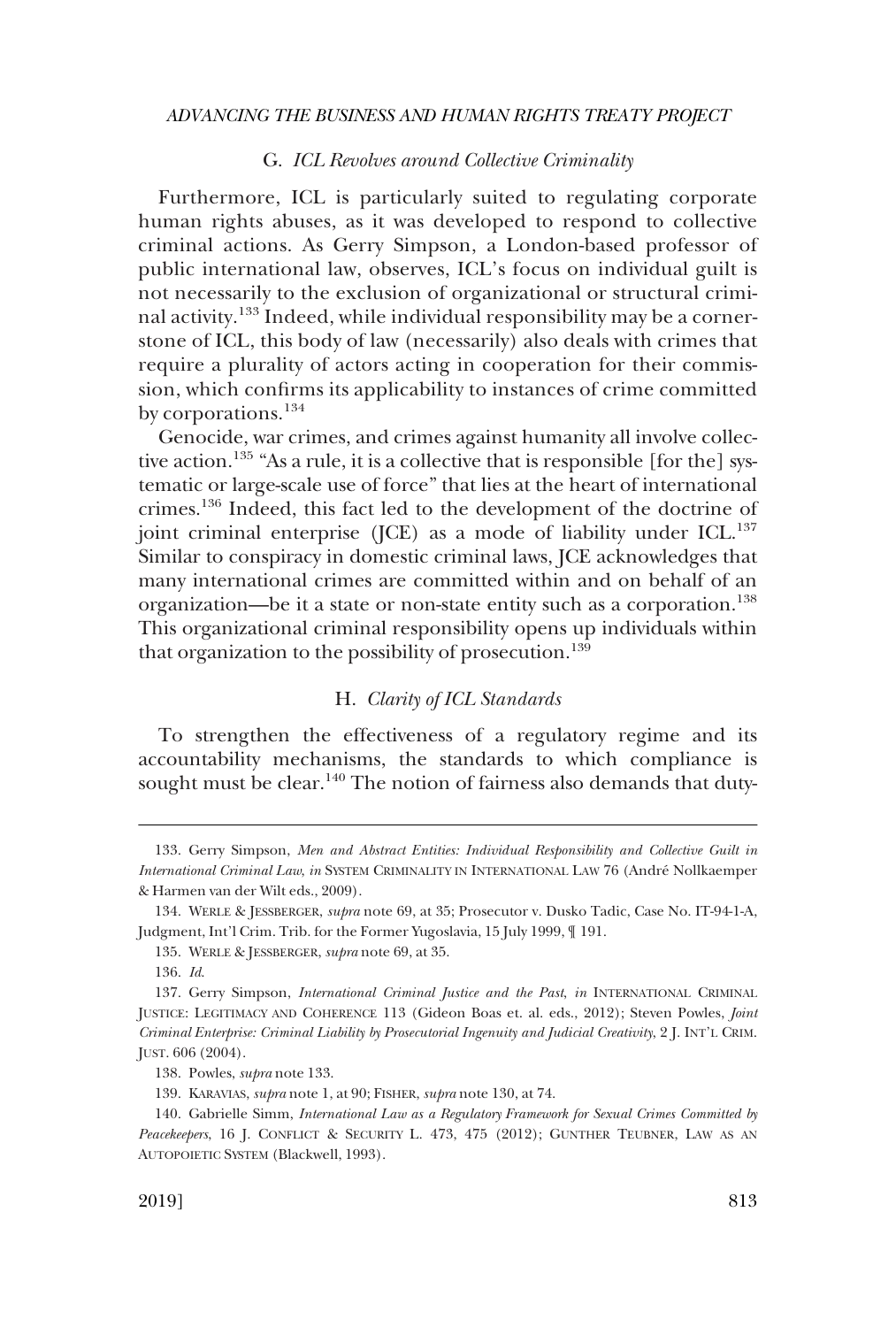### G. *ICL Revolves around Collective Criminality*

Furthermore, ICL is particularly suited to regulating corporate human rights abuses, as it was developed to respond to collective criminal actions. As Gerry Simpson, a London-based professor of public international law, observes, ICL's focus on individual guilt is not necessarily to the exclusion of organizational or structural criminal activity.[133] Indeed, while individual responsibility may be a cornerstone of ICL, this body of law (necessarily) also deals with crimes that require a plurality of actors acting in cooperation for their commission, which confirms its applicability to instances of crime committed by corporations.[134]

Genocide, war crimes, and crimes against humanity all involve collective action.[135] "As a rule, it is a collective that is responsible [for the] systematic or large-scale use of force" that lies at the heart of international crimes.[136] Indeed, this fact led to the development of the doctrine of joint criminal enterprise (JCE) as a mode of liability under ICL.[137] Similar to conspiracy in domestic criminal laws, JCE acknowledges that many international crimes are committed within and on behalf of an organization—be it a state or non-state entity such as a corporation.[138] This organizational criminal responsibility opens up individuals within that organization to the possibility of prosecution.[139]

### H. *Clarity of ICL Standards*

To strengthen the effectiveness of a regulatory regime and its accountability mechanisms, the standards to which compliance is sought must be clear.[140] The notion of fairness also demands that duty-

---

133. Gerry Simpson, *Men and Abstract Entities: Individual Responsibility and Collective Guilt in International Criminal Law*, *in* SYSTEM CRIMINALITY IN INTERNATIONAL LAW 76 (André Nollkaemper & Harmen van der Wilt eds., 2009).

134. WERLE & JESSBERGER, *supra* note 69, at 35; Prosecutor v. Dusko Tadic, Case No. IT-94-1-A, Judgment, Int'l Crim. Trib. for the Former Yugoslavia, 15 July 1999, ¶ 191.

135. WERLE & JESSBERGER, *supra* note 69, at 35.

136. *Id*.

137. Gerry Simpson, *International Criminal Justice and the Past*, *in* INTERNATIONAL CRIMINAL JUSTICE: LEGITIMACY AND COHERENCE 113 (Gideon Boas et. al. eds., 2012); Steven Powles, *Joint Criminal Enterprise: Criminal Liability by Prosecutorial Ingenuity and Judicial Creativity*, 2 J. INT'L CRIM. JUST. 606 (2004).

138. Powles, *supra* note 133.

139. KARAVIAS, *supra* note 1, at 90; FISHER, *supra* note 130, at 74.

140. Gabrielle Simm, *International Law as a Regulatory Framework for Sexual Crimes Committed by Peacekeepers*, 16 J. CONFLICT & SECURITY L. 473, 475 (2012); GUNTHER TEUBNER, LAW AS AN AUTOPOIETIC SYSTEM (Blackwell, 1993).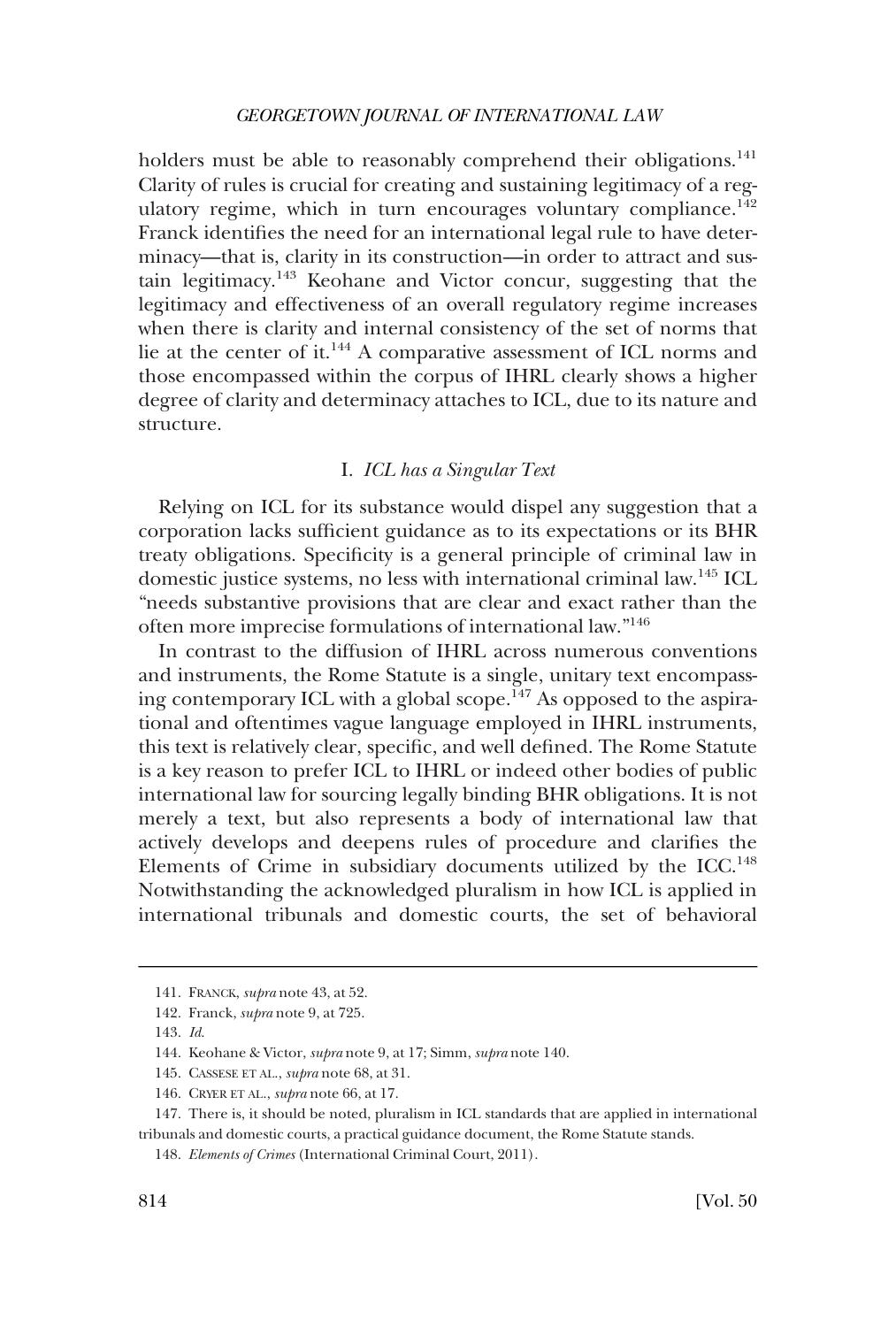holders must be able to reasonably comprehend their obligations.[141] Clarity of rules is crucial for creating and sustaining legitimacy of a regulatory regime, which in turn encourages voluntary compliance.[142] Franck identifies the need for an international legal rule to have determinacy—that is, clarity in its construction—in order to attract and sustain legitimacy.[143] Keohane and Victor concur, suggesting that the legitimacy and effectiveness of an overall regulatory regime increases when there is clarity and internal consistency of the set of norms that lie at the center of it.[144] A comparative assessment of ICL norms and those encompassed within the corpus of IHRL clearly shows a higher degree of clarity and determinacy attaches to ICL, due to its nature and structure.

### I. *ICL has a Singular Text*

Relying on ICL for its substance would dispel any suggestion that a corporation lacks sufficient guidance as to its expectations or its BHR treaty obligations. Specificity is a general principle of criminal law in domestic justice systems, no less with international criminal law.[145] ICL "needs substantive provisions that are clear and exact rather than the often more imprecise formulations of international law."[146]

In contrast to the diffusion of IHRL across numerous conventions and instruments, the Rome Statute is a single, unitary text encompassing contemporary ICL with a global scope.[147] As opposed to the aspirational and oftentimes vague language employed in IHRL instruments, this text is relatively clear, specific, and well defined. The Rome Statute is a key reason to prefer ICL to IHRL or indeed other bodies of public international law for sourcing legally binding BHR obligations. It is not merely a text, but also represents a body of international law that actively develops and deepens rules of procedure and clarifies the Elements of Crime in subsidiary documents utilized by the ICC.[148] Notwithstanding the acknowledged pluralism in how ICL is applied in international tribunals and domestic courts, the set of behavioral

---

141. FRANCK, *supra* note 43, at 52.

142. Franck, *supra* note 9, at 725.

143. *Id.*

144. Keohane & Victor, *supra* note 9, at 17; Simm, *supra* note 140.

145. CASSESE ET AL., *supra* note 68, at 31.

146. CRYER ET AL., *supra* note 66, at 17.

147. There is, it should be noted, pluralism in ICL standards that are applied in international tribunals and domestic courts, a practical guidance document, the Rome Statute stands.

148. *Elements of Crimes* (International Criminal Court, 2011).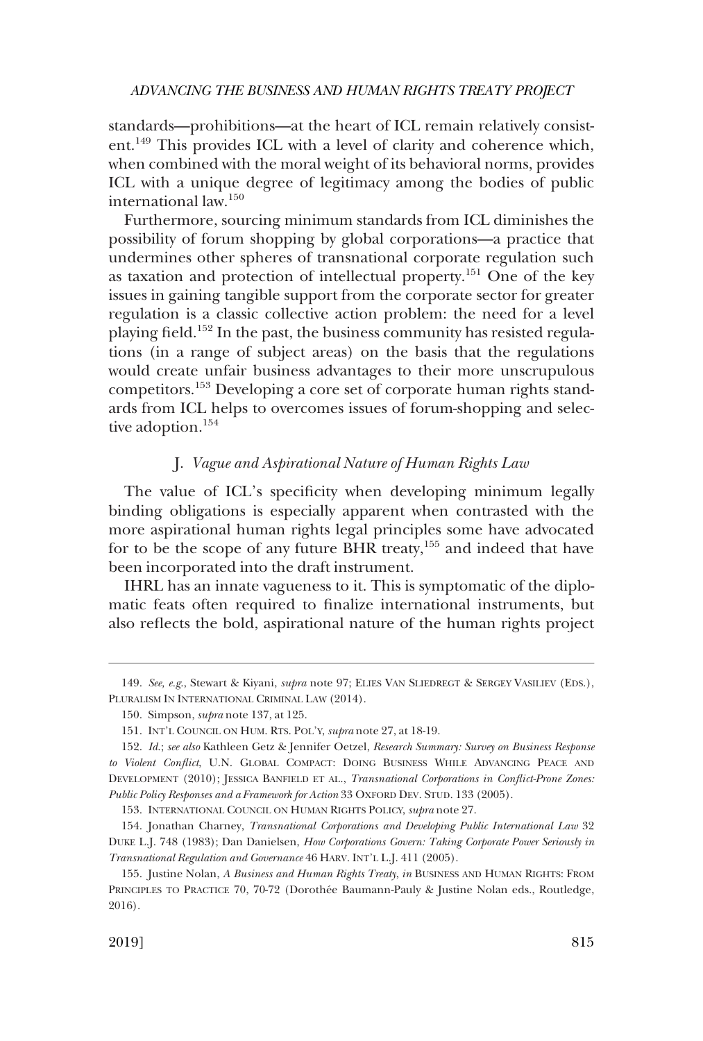standards—prohibitions—at the heart of ICL remain relatively consistent.[149] This provides ICL with a level of clarity and coherence which, when combined with the moral weight of its behavioral norms, provides ICL with a unique degree of legitimacy among the bodies of public international law.[150]

Furthermore, sourcing minimum standards from ICL diminishes the possibility of forum shopping by global corporations—a practice that undermines other spheres of transnational corporate regulation such as taxation and protection of intellectual property.[151] One of the key issues in gaining tangible support from the corporate sector for greater regulation is a classic collective action problem: the need for a level playing field.[152] In the past, the business community has resisted regulations (in a range of subject areas) on the basis that the regulations would create unfair business advantages to their more unscrupulous competitors.[153] Developing a core set of corporate human rights standards from ICL helps to overcomes issues of forum-shopping and selective adoption.[154]

### J. *Vague and Aspirational Nature of Human Rights Law*

The value of ICL's specificity when developing minimum legally binding obligations is especially apparent when contrasted with the more aspirational human rights legal principles some have advocated for to be the scope of any future BHR treaty,[155] and indeed that have been incorporated into the draft instrument.

IHRL has an innate vagueness to it. This is symptomatic of the diplomatic feats often required to finalize international instruments, but also reflects the bold, aspirational nature of the human rights project

---

149. *See, e.g.*, Stewart & Kiyani, *supra* note 97; ELIES VAN SLIEDREGT & SERGEY VASILIEV (EDS.), PLURALISM IN INTERNATIONAL CRIMINAL LAW (2014).

150. Simpson, *supra* note 137, at 125.

151. INT'L COUNCIL ON HUM. RTS. POL'Y, *supra* note 27, at 18-19.

152. *Id.*; *see also* Kathleen Getz & Jennifer Oetzel, *Research Summary: Survey on Business Response to Violent Conflict*, U.N. GLOBAL COMPACT: DOING BUSINESS WHILE ADVANCING PEACE AND DEVELOPMENT (2010); JESSICA BANFIELD ET AL., *Transnational Corporations in Conflict-Prone Zones: Public Policy Responses and a Framework for Action* 33 OXFORD DEV. STUD. 133 (2005).

153. INTERNATIONAL COUNCIL ON HUMAN RIGHTS POLICY, *supra* note 27.

154. Jonathan Charney, *Transnational Corporations and Developing Public International Law* 32 DUKE L.J. 748 (1983); Dan Danielsen, *How Corporations Govern: Taking Corporate Power Seriously in Transnational Regulation and Governance* 46 HARV. INT'L L.J. 411 (2005).

155. Justine Nolan, *A Business and Human Rights Treaty*, *in* BUSINESS AND HUMAN RIGHTS: FROM PRINCIPLES TO PRACTICE 70, 70-72 (Dorothée Baumann-Pauly & Justine Nolan eds., Routledge, 2016).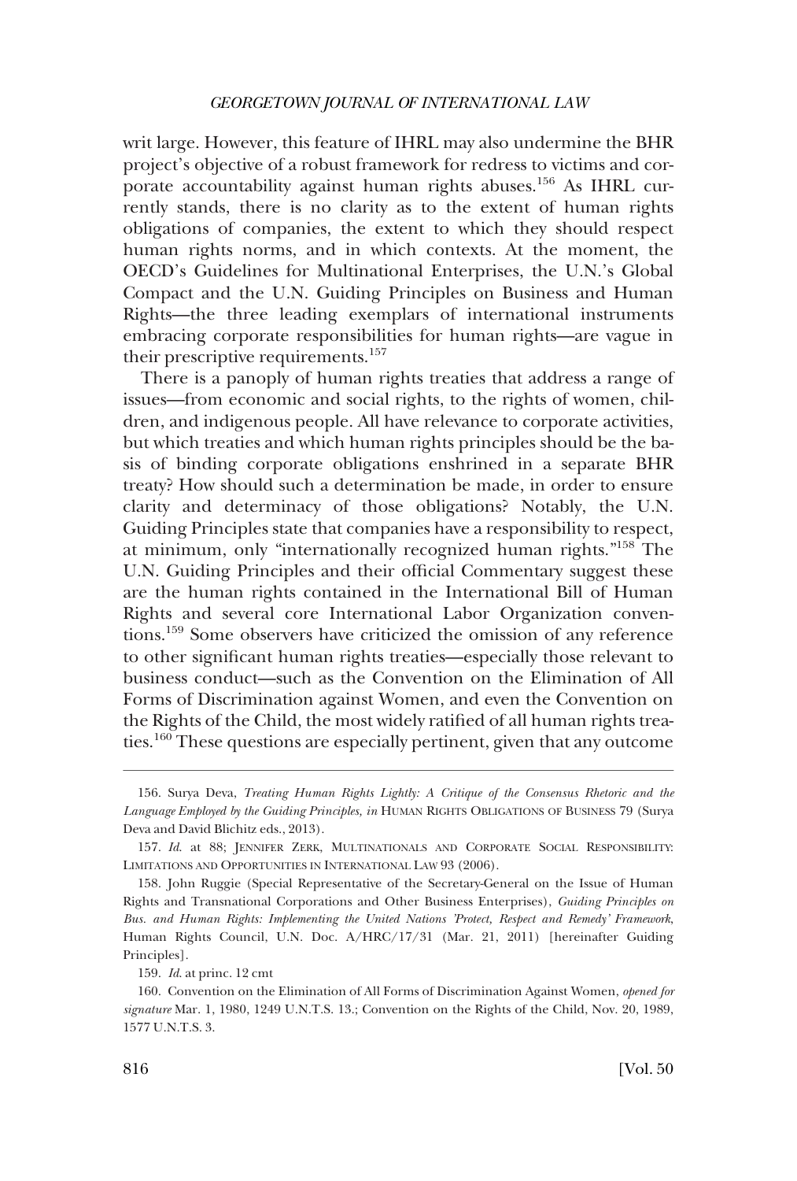writ large. However, this feature of IHRL may also undermine the BHR project's objective of a robust framework for redress to victims and corporate accountability against human rights abuses.[156] As IHRL currently stands, there is no clarity as to the extent of human rights obligations of companies, the extent to which they should respect human rights norms, and in which contexts. At the moment, the OECD's Guidelines for Multinational Enterprises, the U.N.'s Global Compact and the U.N. Guiding Principles on Business and Human Rights—the three leading exemplars of international instruments embracing corporate responsibilities for human rights—are vague in their prescriptive requirements.[157]

There is a panoply of human rights treaties that address a range of issues—from economic and social rights, to the rights of women, children, and indigenous people. All have relevance to corporate activities, but which treaties and which human rights principles should be the basis of binding corporate obligations enshrined in a separate BHR treaty? How should such a determination be made, in order to ensure clarity and determinacy of those obligations? Notably, the U.N. Guiding Principles state that companies have a responsibility to respect, at minimum, only "internationally recognized human rights."[158] The U.N. Guiding Principles and their official Commentary suggest these are the human rights contained in the International Bill of Human Rights and several core International Labor Organization conventions.[159] Some observers have criticized the omission of any reference to other significant human rights treaties—especially those relevant to business conduct—such as the Convention on the Elimination of All Forms of Discrimination against Women, and even the Convention on the Rights of the Child, the most widely ratified of all human rights treaties.[160] These questions are especially pertinent, given that any outcome

---

156. Surya Deva, *Treating Human Rights Lightly: A Critique of the Consensus Rhetoric and the Language Employed by the Guiding Principles, in* HUMAN RIGHTS OBLIGATIONS OF BUSINESS 79 (Surya Deva and David Blichitz eds., 2013).

157. *Id.* at 88; JENNIFER ZERK, MULTINATIONALS AND CORPORATE SOCIAL RESPONSIBILITY: LIMITATIONS AND OPPORTUNITIES IN INTERNATIONAL LAW 93 (2006).

158. John Ruggie (Special Representative of the Secretary-General on the Issue of Human Rights and Transnational Corporations and Other Business Enterprises), *Guiding Principles on Bus. and Human Rights: Implementing the United Nations 'Protect, Respect and Remedy' Framework*, Human Rights Council, U.N. Doc. A/HRC/17/31 (Mar. 21, 2011) [hereinafter Guiding Principles].

159. *Id.* at princ. 12 cmt

160. Convention on the Elimination of All Forms of Discrimination Against Women, *opened for signature* Mar. 1, 1980, 1249 U.N.T.S. 13.; Convention on the Rights of the Child, Nov. 20, 1989, 1577 U.N.T.S. 3.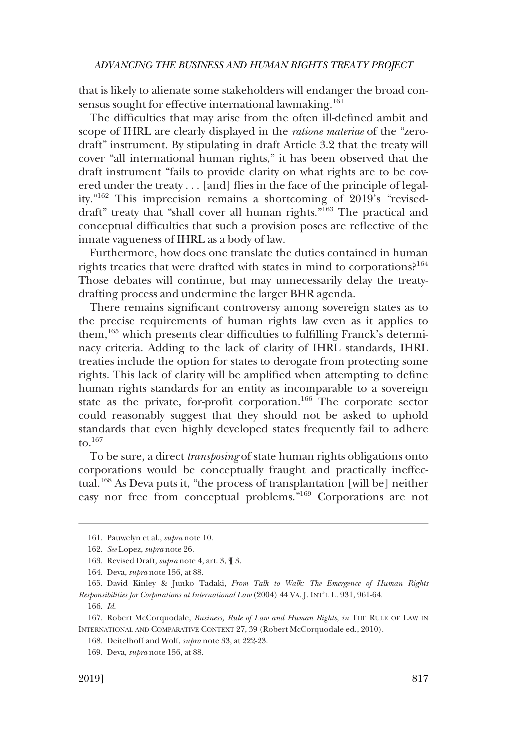that is likely to alienate some stakeholders will endanger the broad consensus sought for effective international lawmaking.[161]

The difficulties that may arise from the often ill-defined ambit and scope of IHRL are clearly displayed in the *ratione materiae* of the "zero-draft" instrument. By stipulating in draft Article 3.2 that the treaty will cover "all international human rights," it has been observed that the draft instrument "fails to provide clarity on what rights are to be covered under the treaty . . . [and] flies in the face of the principle of legality."[162] This imprecision remains a shortcoming of 2019's "revised-draft" treaty that "shall cover all human rights."[163] The practical and conceptual difficulties that such a provision poses are reflective of the innate vagueness of IHRL as a body of law.

Furthermore, how does one translate the duties contained in human rights treaties that were drafted with states in mind to corporations?[164] Those debates will continue, but may unnecessarily delay the treaty-drafting process and undermine the larger BHR agenda.

There remains significant controversy among sovereign states as to the precise requirements of human rights law even as it applies to them,[165] which presents clear difficulties to fulfilling Franck's determinacy criteria. Adding to the lack of clarity of IHRL standards, IHRL treaties include the option for states to derogate from protecting some rights. This lack of clarity will be amplified when attempting to define human rights standards for an entity as incomparable to a sovereign state as the private, for-profit corporation.[166] The corporate sector could reasonably suggest that they should not be asked to uphold standards that even highly developed states frequently fail to adhere to.[167]

To be sure, a direct *transposing* of state human rights obligations onto corporations would be conceptually fraught and practically ineffectual.[168] As Deva puts it, "the process of transplantation [will be] neither easy nor free from conceptual problems."[169] Corporations are not

---

161. Pauwelyn et al., *supra* note 10.

162. *See* Lopez, *supra* note 26.

163. Revised Draft, *supra* note 4, art. 3, ¶ 3.

164. Deva, *supra* note 156, at 88.

165. David Kinley & Junko Tadaki, *From Talk to Walk: The Emergence of Human Rights Responsibilities for Corporations at International Law* (2004) 44 VA. J. INT'L L. 931, 961-64.

166. *Id.*

167. Robert McCorquodale, *Business, Rule of Law and Human Rights*, *in* THE RULE OF LAW IN INTERNATIONAL AND COMPARATIVE CONTEXT 27, 39 (Robert McCorquodale ed., 2010).

168. Deitelhoff and Wolf, *supra* note 33, at 222-23.

169. Deva, *supra* note 156, at 88.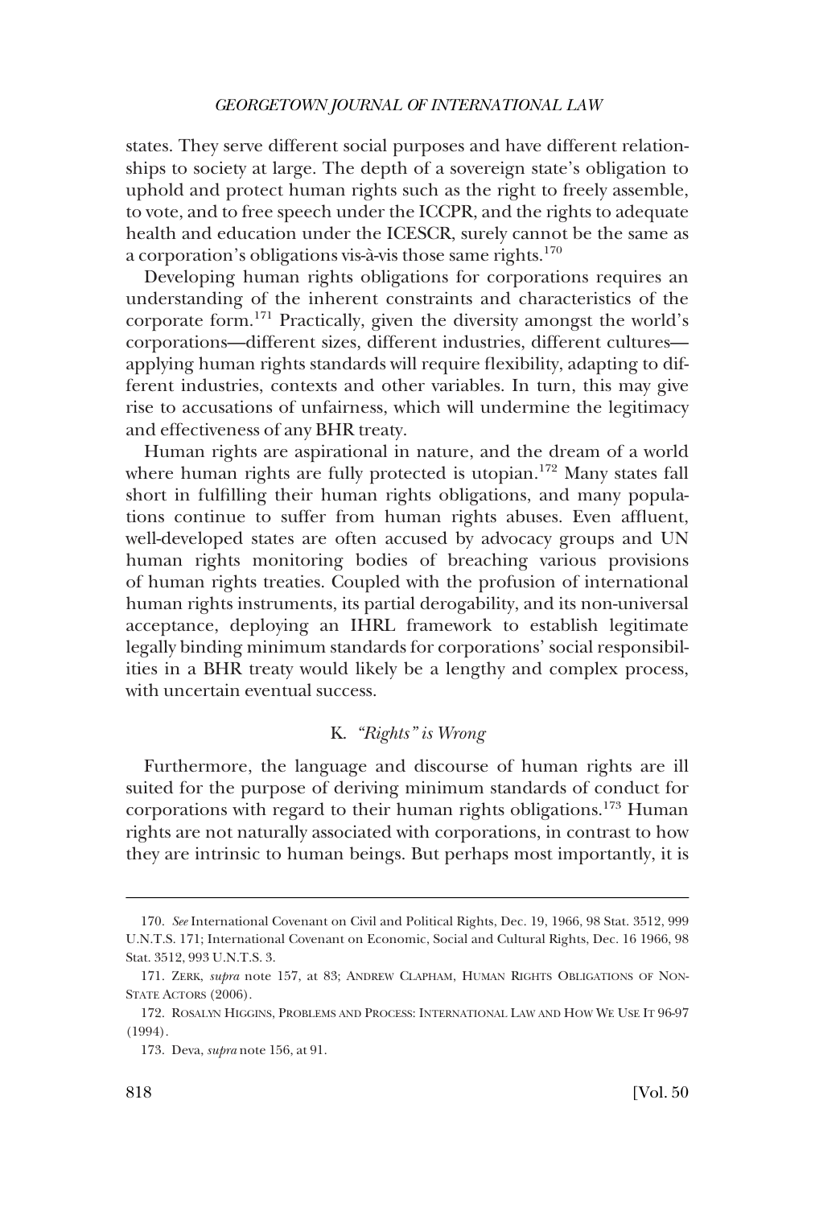states. They serve different social purposes and have different relationships to society at large. The depth of a sovereign state's obligation to uphold and protect human rights such as the right to freely assemble, to vote, and to free speech under the ICCPR, and the rights to adequate health and education under the ICESCR, surely cannot be the same as a corporation's obligations vis-à-vis those same rights.[170]

Developing human rights obligations for corporations requires an understanding of the inherent constraints and characteristics of the corporate form.[171] Practically, given the diversity amongst the world's corporations—different sizes, different industries, different cultures—applying human rights standards will require flexibility, adapting to different industries, contexts and other variables. In turn, this may give rise to accusations of unfairness, which will undermine the legitimacy and effectiveness of any BHR treaty.

Human rights are aspirational in nature, and the dream of a world where human rights are fully protected is utopian.[172] Many states fall short in fulfilling their human rights obligations, and many populations continue to suffer from human rights abuses. Even affluent, well-developed states are often accused by advocacy groups and UN human rights monitoring bodies of breaching various provisions of human rights treaties. Coupled with the profusion of international human rights instruments, its partial derogability, and its non-universal acceptance, deploying an IHRL framework to establish legitimate legally binding minimum standards for corporations' social responsibilities in a BHR treaty would likely be a lengthy and complex process, with uncertain eventual success.

### K. *"Rights" is Wrong*

Furthermore, the language and discourse of human rights are ill suited for the purpose of deriving minimum standards of conduct for corporations with regard to their human rights obligations.[173] Human rights are not naturally associated with corporations, in contrast to how they are intrinsic to human beings. But perhaps most importantly, it is

---

170. *See* International Covenant on Civil and Political Rights, Dec. 19, 1966, 98 Stat. 3512, 999 U.N.T.S. 171; International Covenant on Economic, Social and Cultural Rights, Dec. 16 1966, 98 Stat. 3512, 993 U.N.T.S. 3.

171. ZERK, *supra* note 157, at 83; ANDREW CLAPHAM, HUMAN RIGHTS OBLIGATIONS OF NON-STATE ACTORS (2006).

172. ROSALYN HIGGINS, PROBLEMS AND PROCESS: INTERNATIONAL LAW AND HOW WE USE IT 96-97 (1994).

173. Deva, *supra* note 156, at 91.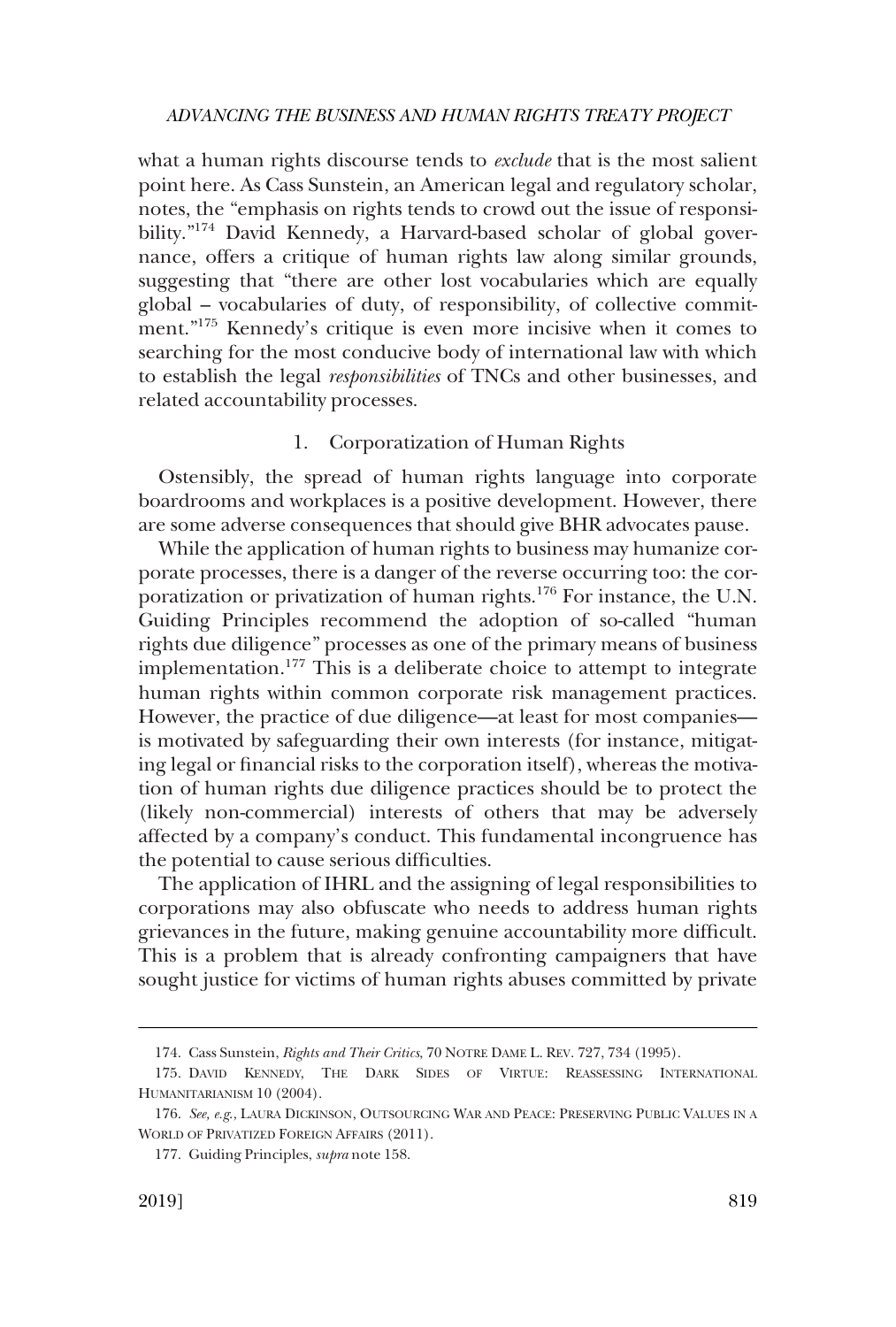what a human rights discourse tends to *exclude* that is the most salient point here. As Cass Sunstein, an American legal and regulatory scholar, notes, the "emphasis on rights tends to crowd out the issue of responsibility."[174] David Kennedy, a Harvard-based scholar of global governance, offers a critique of human rights law along similar grounds, suggesting that "there are other lost vocabularies which are equally global – vocabularies of duty, of responsibility, of collective commitment."[175] Kennedy's critique is even more incisive when it comes to searching for the most conducive body of international law with which to establish the legal *responsibilities* of TNCs and other businesses, and related accountability processes.

### 1. Corporatization of Human Rights

Ostensibly, the spread of human rights language into corporate boardrooms and workplaces is a positive development. However, there are some adverse consequences that should give BHR advocates pause.

While the application of human rights to business may humanize corporate processes, there is a danger of the reverse occurring too: the corporatization or privatization of human rights.[176] For instance, the U.N. Guiding Principles recommend the adoption of so-called "human rights due diligence" processes as one of the primary means of business implementation.[177] This is a deliberate choice to attempt to integrate human rights within common corporate risk management practices. However, the practice of due diligence—at least for most companies—is motivated by safeguarding their own interests (for instance, mitigating legal or financial risks to the corporation itself), whereas the motivation of human rights due diligence practices should be to protect the (likely non-commercial) interests of others that may be adversely affected by a company's conduct. This fundamental incongruence has the potential to cause serious difficulties.

The application of IHRL and the assigning of legal responsibilities to corporations may also obfuscate who needs to address human rights grievances in the future, making genuine accountability more difficult. This is a problem that is already confronting campaigners that have sought justice for victims of human rights abuses committed by private

---

174. Cass Sunstein, *Rights and Their Critics*, 70 NOTRE DAME L. REV. 727, 734 (1995).

175. DAVID KENNEDY, THE DARK SIDES OF VIRTUE: REASSESSING INTERNATIONAL HUMANITARIANISM 10 (2004).

176. *See, e.g.*, LAURA DICKINSON, OUTSOURCING WAR AND PEACE: PRESERVING PUBLIC VALUES IN A WORLD OF PRIVATIZED FOREIGN AFFAIRS (2011).

177. Guiding Principles, *supra* note 158.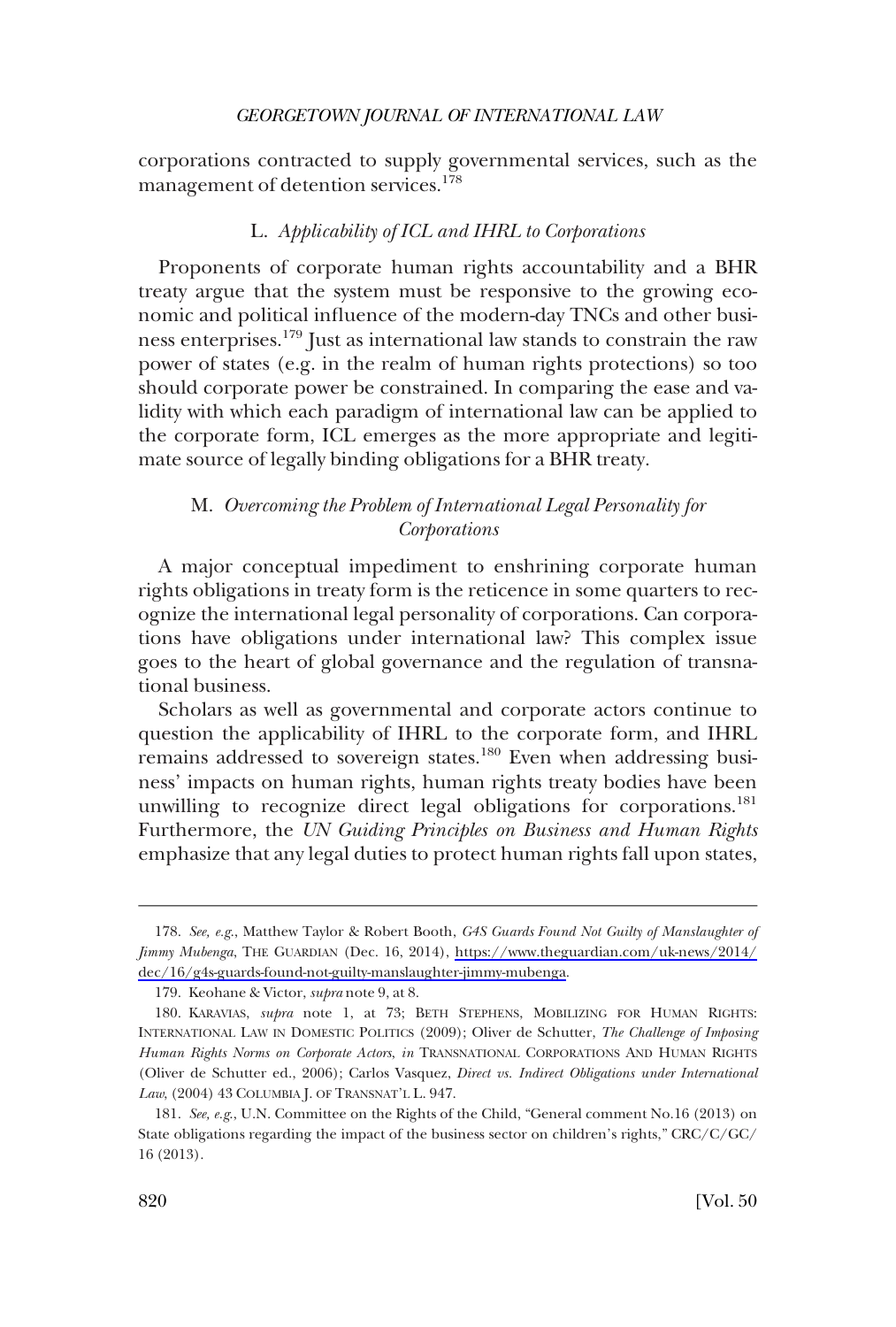corporations contracted to supply governmental services, such as the management of detention services.[178]

### L. *Applicability of ICL and IHRL to Corporations*

Proponents of corporate human rights accountability and a BHR treaty argue that the system must be responsive to the growing economic and political influence of the modern-day TNCs and other business enterprises.[179] Just as international law stands to constrain the raw power of states (e.g. in the realm of human rights protections) so too should corporate power be constrained. In comparing the ease and validity with which each paradigm of international law can be applied to the corporate form, ICL emerges as the more appropriate and legitimate source of legally binding obligations for a BHR treaty.

### M. *Overcoming the Problem of International Legal Personality for Corporations*

A major conceptual impediment to enshrining corporate human rights obligations in treaty form is the reticence in some quarters to recognize the international legal personality of corporations. Can corporations have obligations under international law? This complex issue goes to the heart of global governance and the regulation of transnational business.

Scholars as well as governmental and corporate actors continue to question the applicability of IHRL to the corporate form, and IHRL remains addressed to sovereign states.[180] Even when addressing business' impacts on human rights, human rights treaty bodies have been unwilling to recognize direct legal obligations for corporations.[181] Furthermore, the *UN Guiding Principles on Business and Human Rights* emphasize that any legal duties to protect human rights fall upon states,

---

178. *See, e.g.*, Matthew Taylor & Robert Booth, *G4S Guards Found Not Guilty of Manslaughter of Jimmy Mubenga*, THE GUARDIAN (Dec. 16, 2014), https://www.theguardian.com/uk-news/2014/dec/16/g4s-guards-found-not-guilty-manslaughter-jimmy-mubenga.

179. Keohane & Victor, *supra* note 9, at 8.

180. KARAVIAS, *supra* note 1, at 73; BETH STEPHENS, MOBILIZING FOR HUMAN RIGHTS: INTERNATIONAL LAW IN DOMESTIC POLITICS (2009); Oliver de Schutter, *The Challenge of Imposing Human Rights Norms on Corporate Actors*, *in* TRANSNATIONAL CORPORATIONS AND HUMAN RIGHTS (Oliver de Schutter ed., 2006); Carlos Vasquez, *Direct vs. Indirect Obligations under International Law*, (2004) 43 COLUMBIA J. OF TRANSNAT'L L. 947.

181. *See, e.g.*, U.N. Committee on the Rights of the Child, "General comment No.16 (2013) on State obligations regarding the impact of the business sector on children's rights," CRC/C/GC/16 (2013).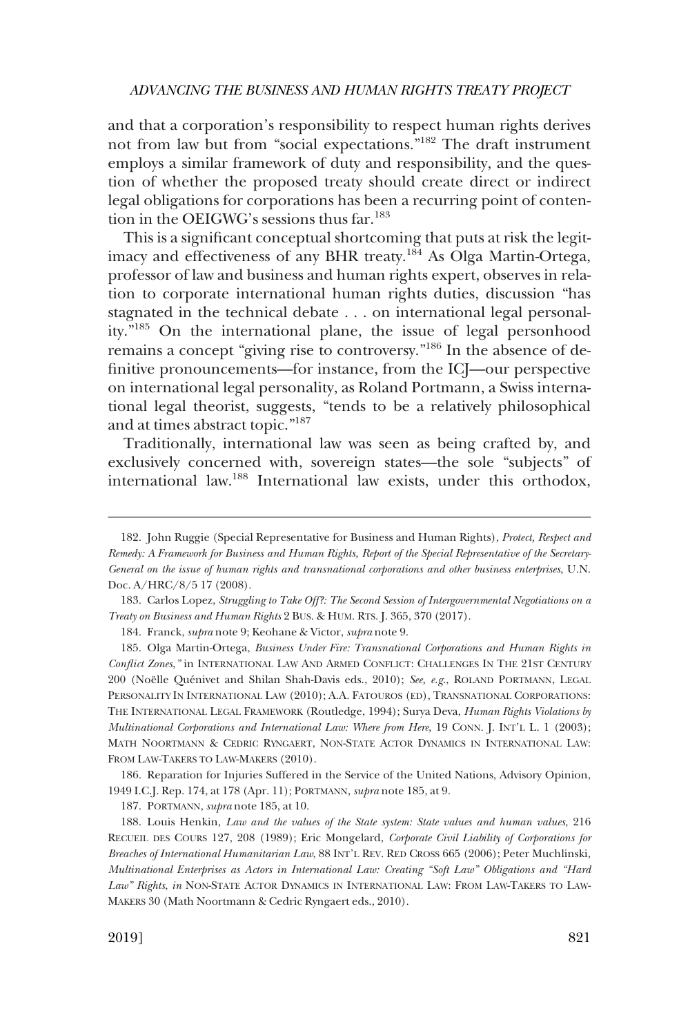and that a corporation's responsibility to respect human rights derives not from law but from "social expectations."[182] The draft instrument employs a similar framework of duty and responsibility, and the question of whether the proposed treaty should create direct or indirect legal obligations for corporations has been a recurring point of contention in the OEIGWG's sessions thus far.[183]

This is a significant conceptual shortcoming that puts at risk the legitimacy and effectiveness of any BHR treaty.[184] As Olga Martin-Ortega, professor of law and business and human rights expert, observes in relation to corporate international human rights duties, discussion "has stagnated in the technical debate . . . on international legal personality."[185] On the international plane, the issue of legal personhood remains a concept "giving rise to controversy."[186] In the absence of definitive pronouncements—for instance, from the ICJ—our perspective on international legal personality, as Roland Portmann, a Swiss international legal theorist, suggests, "tends to be a relatively philosophical and at times abstract topic."[187]

Traditionally, international law was seen as being crafted by, and exclusively concerned with, sovereign states—the sole "subjects" of international law.[188] International law exists, under this orthodox,

---

182. John Ruggie (Special Representative for Business and Human Rights), *Protect, Respect and Remedy: A Framework for Business and Human Rights, Report of the Special Representative of the Secretary-General on the issue of human rights and transnational corporations and other business enterprises*, U.N. Doc. A/HRC/8/5 17 (2008).

183. Carlos Lopez, *Struggling to Take Off?: The Second Session of Intergovernmental Negotiations on a Treaty on Business and Human Rights* 2 BUS. & HUM. RTS. J. 365, 370 (2017).

184. Franck, *supra* note 9; Keohane & Victor, *supra* note 9.

185. Olga Martin-Ortega, *Business Under Fire: Transnational Corporations and Human Rights in Conflict Zones,"* in INTERNATIONAL LAW AND ARMED CONFLICT: CHALLENGES IN THE 21ST CENTURY 200 (Noëlle Quénivet and Shilan Shah-Davis eds., 2010); *See, e.g.*, ROLAND PORTMANN, LEGAL PERSONALITY IN INTERNATIONAL LAW (2010); A.A. FATOUROS (ED), TRANSNATIONAL CORPORATIONS: THE INTERNATIONAL LEGAL FRAMEWORK (Routledge, 1994); Surya Deva, *Human Rights Violations by Multinational Corporations and International Law: Where from Here*, 19 CONN. J. INT'L L. 1 (2003); MATH NOORTMANN & CEDRIC RYNGAERT, NON-STATE ACTOR DYNAMICS IN INTERNATIONAL LAW: FROM LAW-TAKERS TO LAW-MAKERS (2010).

186. Reparation for Injuries Suffered in the Service of the United Nations, Advisory Opinion, 1949 I.C.J. Rep. 174, at 178 (Apr. 11); PORTMANN, *supra* note 185, at 9.

187. PORTMANN, *supra* note 185, at 10.

188. Louis Henkin, *Law and the values of the State system: State values and human values*, 216 RECUEIL DES COURS 127, 208 (1989); Eric Mongelard, *Corporate Civil Liability of Corporations for Breaches of International Humanitarian Law*, 88 INT'L REV. RED CROSS 665 (2006); Peter Muchlinski, *Multinational Enterprises as Actors in International Law: Creating "Soft Law" Obligations and "Hard Law" Rights*, *in* NON-STATE ACTOR DYNAMICS IN INTERNATIONAL LAW: FROM LAW-TAKERS TO LAW-MAKERS 30 (Math Noortmann & Cedric Ryngaert eds., 2010).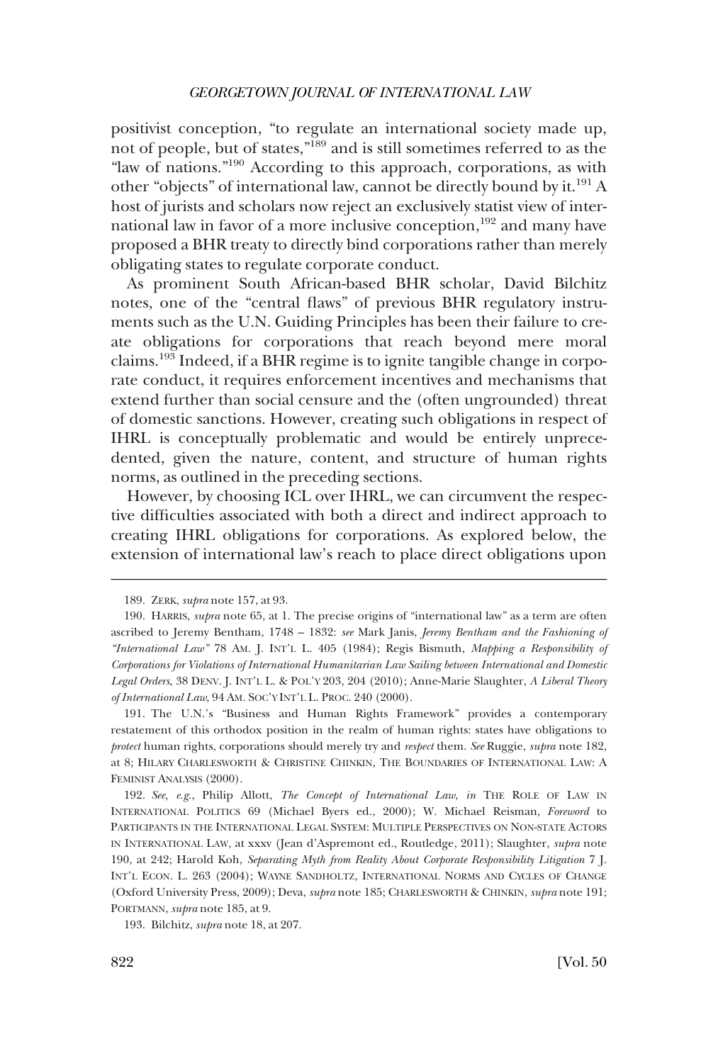positivist conception, "to regulate an international society made up, not of people, but of states,"[189] and is still sometimes referred to as the "law of nations."[190] According to this approach, corporations, as with other "objects" of international law, cannot be directly bound by it.[191] A host of jurists and scholars now reject an exclusively statist view of international law in favor of a more inclusive conception,[192] and many have proposed a BHR treaty to directly bind corporations rather than merely obligating states to regulate corporate conduct.

As prominent South African-based BHR scholar, David Bilchitz notes, one of the "central flaws" of previous BHR regulatory instruments such as the U.N. Guiding Principles has been their failure to create obligations for corporations that reach beyond mere moral claims.[193] Indeed, if a BHR regime is to ignite tangible change in corporate conduct, it requires enforcement incentives and mechanisms that extend further than social censure and the (often ungrounded) threat of domestic sanctions. However, creating such obligations in respect of IHRL is conceptually problematic and would be entirely unprecedented, given the nature, content, and structure of human rights norms, as outlined in the preceding sections.

However, by choosing ICL over IHRL, we can circumvent the respective difficulties associated with both a direct and indirect approach to creating IHRL obligations for corporations. As explored below, the extension of international law's reach to place direct obligations upon

---

189. ZERK, *supra* note 157, at 93.

190. HARRIS, *supra* note 65, at 1. The precise origins of "international law" as a term are often ascribed to Jeremy Bentham, 1748 – 1832: *see* Mark Janis, *Jeremy Bentham and the Fashioning of "International Law"* 78 AM. J. INT'L L. 405 (1984); Regis Bismuth, *Mapping a Responsibility of Corporations for Violations of International Humanitarian Law Sailing between International and Domestic Legal Orders*, 38 DENV. J. INT'L L. & POL'Y 203, 204 (2010); Anne-Marie Slaughter, *A Liberal Theory of International Law*, 94 AM. SOC'Y INT'L L. PROC. 240 (2000).

191. The U.N.'s "Business and Human Rights Framework" provides a contemporary restatement of this orthodox position in the realm of human rights: states have obligations to *protect* human rights, corporations should merely try and *respect* them. *See* Ruggie, *supra* note 182, at 8; HILARY CHARLESWORTH & CHRISTINE CHINKIN, THE BOUNDARIES OF INTERNATIONAL LAW: A FEMINIST ANALYSIS (2000).

192. *See, e.g.*, Philip Allott, *The Concept of International Law*, *in* THE ROLE OF LAW IN INTERNATIONAL POLITICS 69 (Michael Byers ed., 2000); W. Michael Reisman, *Foreword* to PARTICIPANTS IN THE INTERNATIONAL LEGAL SYSTEM: MULTIPLE PERSPECTIVES ON NON-STATE ACTORS IN INTERNATIONAL LAW, at xxxv (Jean d'Aspremont ed., Routledge, 2011); Slaughter, *supra* note 190, at 242; Harold Koh, *Separating Myth from Reality About Corporate Responsibility Litigation* 7 J. INT'L ECON. L. 263 (2004); WAYNE SANDHOLTZ, INTERNATIONAL NORMS AND CYCLES OF CHANGE (Oxford University Press, 2009); Deva, *supra* note 185; CHARLESWORTH & CHINKIN, *supra* note 191; PORTMANN, *supra* note 185, at 9.

193. Bilchitz, *supra* note 18, at 207.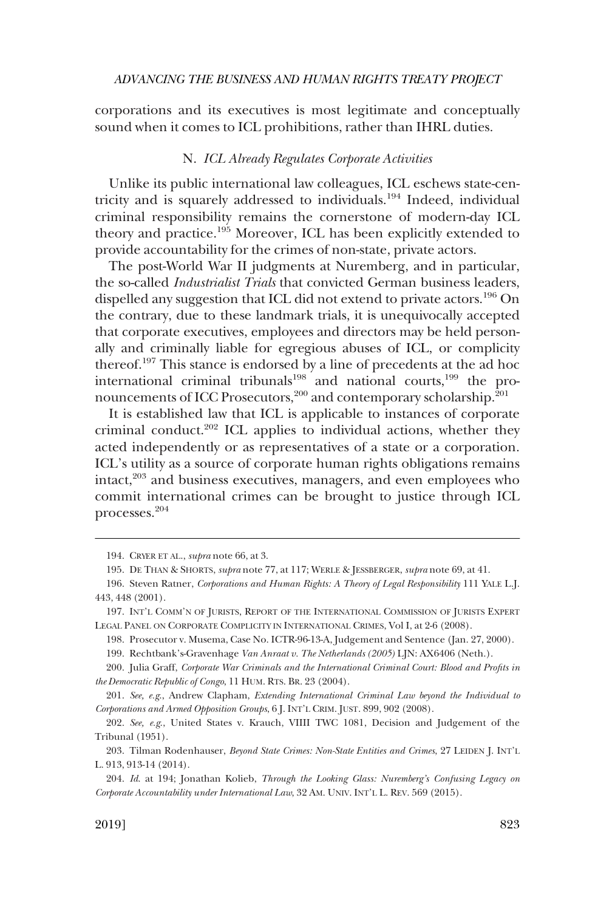corporations and its executives is most legitimate and conceptually sound when it comes to ICL prohibitions, rather than IHRL duties.

### N. *ICL Already Regulates Corporate Activities*

Unlike its public international law colleagues, ICL eschews state-centricity and is squarely addressed to individuals.[194] Indeed, individual criminal responsibility remains the cornerstone of modern-day ICL theory and practice.[195] Moreover, ICL has been explicitly extended to provide accountability for the crimes of non-state, private actors.

The post-World War II judgments at Nuremberg, and in particular, the so-called *Industrialist Trials* that convicted German business leaders, dispelled any suggestion that ICL did not extend to private actors.[196] On the contrary, due to these landmark trials, it is unequivocally accepted that corporate executives, employees and directors may be held personally and criminally liable for egregious abuses of ICL, or complicity thereof.[197] This stance is endorsed by a line of precedents at the ad hoc international criminal tribunals[198] and national courts,[199] the pronouncements of ICC Prosecutors,[200] and contemporary scholarship.[201]

It is established law that ICL is applicable to instances of corporate criminal conduct.[202] ICL applies to individual actions, whether they acted independently or as representatives of a state or a corporation. ICL's utility as a source of corporate human rights obligations remains intact,[203] and business executives, managers, and even employees who commit international crimes can be brought to justice through ICL processes.[204]

---

194. CRYER ET AL., *supra* note 66, at 3.

195. DE THAN & SHORTS, *supra* note 77, at 117; WERLE & JESSBERGER, *supra* note 69, at 41.

196. Steven Ratner, *Corporations and Human Rights: A Theory of Legal Responsibility* 111 YALE L.J. 443, 448 (2001).

197. INT'L COMM'N OF JURISTS, REPORT OF THE INTERNATIONAL COMMISSION OF JURISTS EXPERT LEGAL PANEL ON CORPORATE COMPLICITY IN INTERNATIONAL CRIMES, Vol I, at 2-6 (2008).

198. Prosecutor v. Musema, Case No. ICTR-96-13-A, Judgement and Sentence (Jan. 27, 2000).

199. Rechtbank's-Gravenhage *Van Anraat v. The Netherlands (2005)* LJN: AX6406 (Neth.).

200. Julia Graff, *Corporate War Criminals and the International Criminal Court: Blood and Profits in the Democratic Republic of Congo*, 11 HUM. RTS. BR. 23 (2004).

201. *See, e.g.*, Andrew Clapham, *Extending International Criminal Law beyond the Individual to Corporations and Armed Opposition Groups*, 6 J. INT'L CRIM. JUST. 899, 902 (2008).

202. *See, e.g.*, United States v. Krauch, VIIII TWC 1081, Decision and Judgement of the Tribunal (1951).

203. Tilman Rodenhauser, *Beyond State Crimes: Non-State Entities and Crimes*, 27 LEIDEN J. INT'L L. 913, 913-14 (2014).

204. *Id.* at 194; Jonathan Kolieb, *Through the Looking Glass: Nuremberg's Confusing Legacy on Corporate Accountability under International Law*, 32 AM. UNIV. INT'L L. REV. 569 (2015).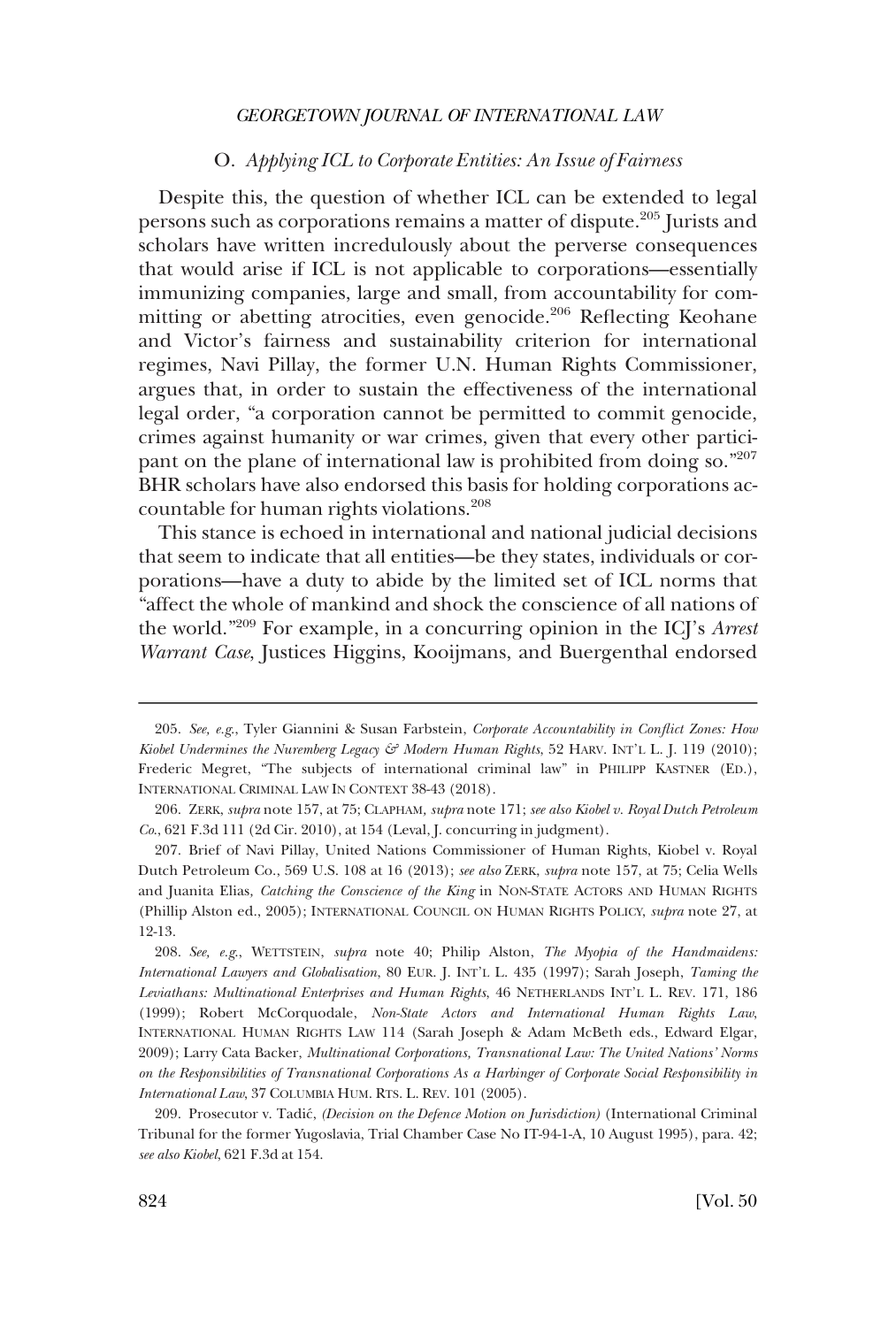### O. *Applying ICL to Corporate Entities: An Issue of Fairness*

Despite this, the question of whether ICL can be extended to legal persons such as corporations remains a matter of dispute.[205] Jurists and scholars have written incredulously about the perverse consequences that would arise if ICL is not applicable to corporations—essentially immunizing companies, large and small, from accountability for committing or abetting atrocities, even genocide.[206] Reflecting Keohane and Victor's fairness and sustainability criterion for international regimes, Navi Pillay, the former U.N. Human Rights Commissioner, argues that, in order to sustain the effectiveness of the international legal order, "a corporation cannot be permitted to commit genocide, crimes against humanity or war crimes, given that every other participant on the plane of international law is prohibited from doing so."[207] BHR scholars have also endorsed this basis for holding corporations accountable for human rights violations.[208]

This stance is echoed in international and national judicial decisions that seem to indicate that all entities—be they states, individuals or corporations—have a duty to abide by the limited set of ICL norms that "affect the whole of mankind and shock the conscience of all nations of the world."[209] For example, in a concurring opinion in the ICJ's *Arrest Warrant Case*, Justices Higgins, Kooijmans, and Buergenthal endorsed

---

205. *See, e.g.*, Tyler Giannini & Susan Farbstein, *Corporate Accountability in Conflict Zones: How Kiobel Undermines the Nuremberg Legacy & Modern Human Rights*, 52 HARV. INT'L L. J. 119 (2010); Frederic Megret, "The subjects of international criminal law" in PHILIPP KASTNER (ED.), INTERNATIONAL CRIMINAL LAW IN CONTEXT 38-43 (2018).

206. ZERK, *supra* note 157, at 75; CLAPHAM, *supra* note 171; *see also Kiobel v. Royal Dutch Petroleum Co.*, 621 F.3d 111 (2d Cir. 2010), at 154 (Leval, J. concurring in judgment).

207. Brief of Navi Pillay, United Nations Commissioner of Human Rights, Kiobel v. Royal Dutch Petroleum Co., 569 U.S. 108 at 16 (2013); *see also* ZERK, *supra* note 157, at 75; Celia Wells and Juanita Elias, *Catching the Conscience of the King* in NON-STATE ACTORS AND HUMAN RIGHTS (Phillip Alston ed., 2005); INTERNATIONAL COUNCIL ON HUMAN RIGHTS POLICY, *supra* note 27, at 12-13.

208. *See, e.g.*, WETTSTEIN, *supra* note 40; Philip Alston, *The Myopia of the Handmaidens: International Lawyers and Globalisation*, 80 EUR. J. INT'L L. 435 (1997); Sarah Joseph, *Taming the Leviathans: Multinational Enterprises and Human Rights*, 46 NETHERLANDS INT'L L. REV. 171, 186 (1999); Robert McCorquodale, *Non-State Actors and International Human Rights Law*, INTERNATIONAL HUMAN RIGHTS LAW 114 (Sarah Joseph & Adam McBeth eds., Edward Elgar, 2009); Larry Cata Backer, *Multinational Corporations, Transnational Law: The United Nations' Norms on the Responsibilities of Transnational Corporations As a Harbinger of Corporate Social Responsibility in International Law*, 37 COLUMBIA HUM. RTS. L. REV. 101 (2005).

209. Prosecutor v. Tadić, *(Decision on the Defence Motion on Jurisdiction)* (International Criminal Tribunal for the former Yugoslavia, Trial Chamber Case No IT-94-1-A, 10 August 1995), para. 42; *see also Kiobel*, 621 F.3d at 154.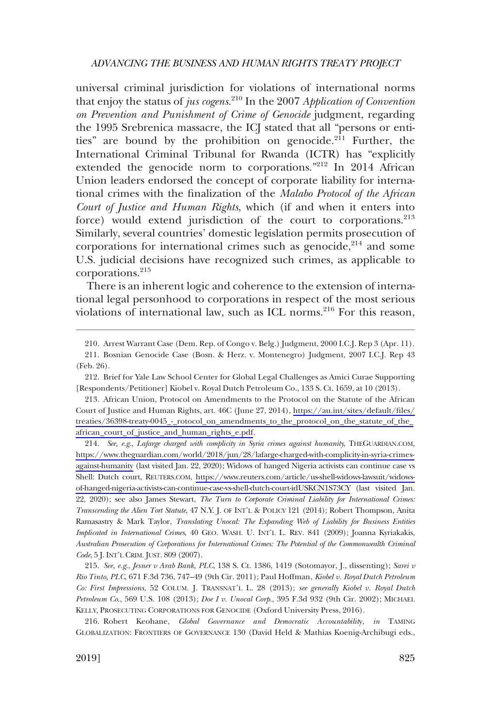universal criminal jurisdiction for violations of international norms that enjoy the status of *jus cogens*.[210] In the 2007 *Application of Convention on Prevention and Punishment of Crime of Genocide* judgment, regarding the 1995 Srebrenica massacre, the ICJ stated that all "persons or entities" are bound by the prohibition on genocide.[211] Further, the International Criminal Tribunal for Rwanda (ICTR) has "explicitly extended the genocide norm to corporations."[212] In 2014 African Union leaders endorsed the concept of corporate liability for international crimes with the finalization of the *Malabo Protocol of the African Court of Justice and Human Rights*, which (if and when it enters into force) would extend jurisdiction of the court to corporations.[213] Similarly, several countries' domestic legislation permits prosecution of corporations for international crimes such as genocide,[214] and some U.S. judicial decisions have recognized such crimes, as applicable to corporations.[215]

There is an inherent logic and coherence to the extension of international legal personhood to corporations in respect of the most serious violations of international law, such as ICL norms.[216] For this reason,

---

210. Arrest Warrant Case (Dem. Rep. of Congo v. Belg.) Judgment, 2000 I.C.J. Rep 3 (Apr. 11).

211. Bosnian Genocide Case (Bosn. & Herz. v. Montenegro) Judgment, 2007 I.C.J. Rep 43 (Feb. 26).

212. Brief for Yale Law School Center for Global Legal Challenges as Amici Curae Supporting [Respondents/Petitioner] Kiobel v. Royal Dutch Petroleum Co., 133 S. Ct. 1659, at 10 (2013).

213. African Union, Protocol on Amendments to the Protocol on the Statute of the African Court of Justice and Human Rights, art. 46C (June 27, 2014), https://au.int/sites/default/files/treaties/36398-treaty-0045_-_rotocol_on_amendments_to_the_protocol_on_the_statute_of_the_african_court_of_justice_and_human_rights_e.pdf.

214. *See, e.g.*, *Lafarge charged with complicity in Syria crimes against humanity*, THEGUARDIAN.COM, https://www.theguardian.com/world/2018/jun/28/lafarge-charged-with-complicity-in-syria-crimes-against-humanity (last visited Jan. 22, 2020); Widows of hanged Nigeria activists can continue case vs Shell: Dutch court, REUTERS.COM, https://www.reuters.com/article/us-shell-widows-lawsuit/widows-of-hanged-nigeria-activists-can-continue-case-vs-shell-dutch-court-idUSKCN1S73CY (last visited Jan. 22, 2020); see also James Stewart, *The Turn to Corporate Criminal Liability for International Crimes: Transcending the Alien Tort Statute*, 47 N.Y. J. OF INT'L & POLICY 121 (2014); Robert Thompson, Anita Ramasastry & Mark Taylor, *Translating Unocal: The Expanding Web of Liability for Business Entities Implicated in International Crimes*, 40 GEO. WASH. U. INT'L L. REV. 841 (2009); Joanna Kyriakakis, *Australian Prosecution of Corporations for International Crimes: The Potential of the Commonwealth Criminal Code*, 5 J. INT'L CRIM. JUST. 809 (2007).

215. *See, e.g.*, *Jesner v Arab Bank, PLC*, 138 S. Ct. 1386, 1419 (Sotomayor, J., dissenting); *Sarei v Rio Tinto, PLC*, 671 F.3d 736, 747–49 (9th Cir. 2011); Paul Hoffman, *Kiobel v. Royal Dutch Petroleum Co: First Impressions*, 52 COLUM. J. TRANSNAT'L L. 28 (2013); *see generally Kiobel v. Royal Dutch Petroleum Co.*, 569 U.S. 108 (2013); *Doe I v. Unocal Corp.*, 395 F.3d 932 (9th Cir. 2002); MICHAEL KELLY, PROSECUTING CORPORATIONS FOR GENOCIDE (Oxford University Press, 2016).

216. Robert Keohane, *Global Governance and Democratic Accountability*, *in* TAMING GLOBALIZATION: FRONTIERS OF GOVERNANCE 130 (David Held & Mathias Koenig-Archibugi eds.,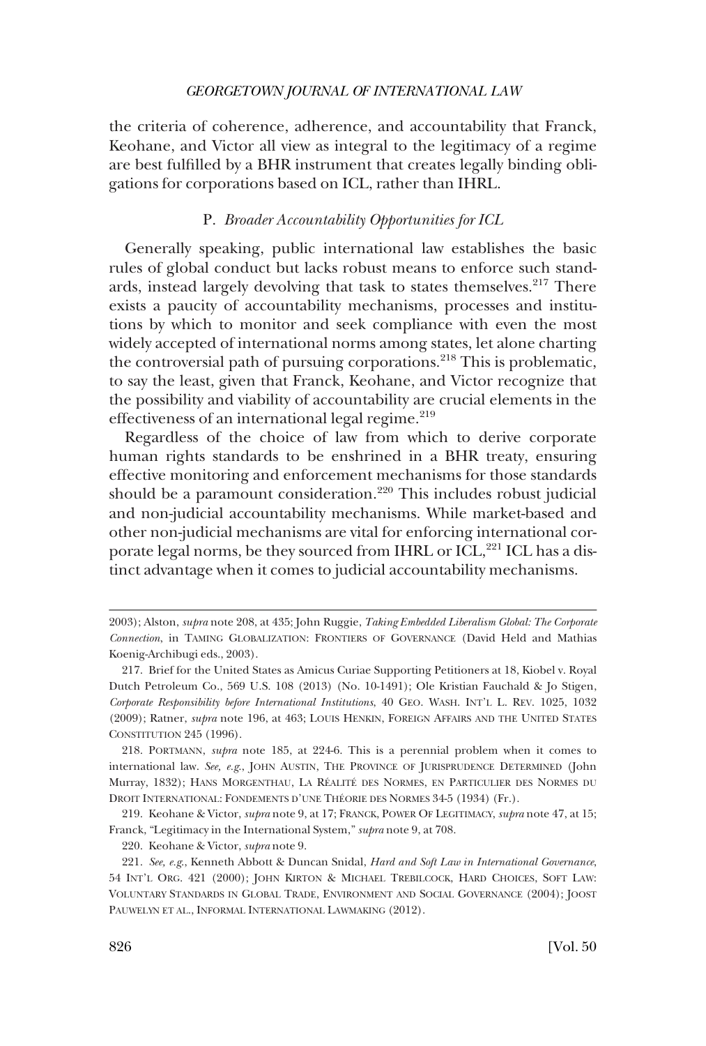the criteria of coherence, adherence, and accountability that Franck, Keohane, and Victor all view as integral to the legitimacy of a regime are best fulfilled by a BHR instrument that creates legally binding obligations for corporations based on ICL, rather than IHRL.

### P. *Broader Accountability Opportunities for ICL*

Generally speaking, public international law establishes the basic rules of global conduct but lacks robust means to enforce such standards, instead largely devolving that task to states themselves.[217] There exists a paucity of accountability mechanisms, processes and institutions by which to monitor and seek compliance with even the most widely accepted of international norms among states, let alone charting the controversial path of pursuing corporations.[218] This is problematic, to say the least, given that Franck, Keohane, and Victor recognize that the possibility and viability of accountability are crucial elements in the effectiveness of an international legal regime.[219]

Regardless of the choice of law from which to derive corporate human rights standards to be enshrined in a BHR treaty, ensuring effective monitoring and enforcement mechanisms for those standards should be a paramount consideration.[220] This includes robust judicial and non-judicial accountability mechanisms. While market-based and other non-judicial mechanisms are vital for enforcing international corporate legal norms, be they sourced from IHRL or ICL,[221] ICL has a distinct advantage when it comes to judicial accountability mechanisms.

---

2003); Alston, *supra* note 208, at 435; John Ruggie, *Taking Embedded Liberalism Global: The Corporate Connection*, in TAMING GLOBALIZATION: FRONTIERS OF GOVERNANCE (David Held and Mathias Koenig-Archibugi eds., 2003).

217. Brief for the United States as Amicus Curiae Supporting Petitioners at 18, Kiobel v. Royal Dutch Petroleum Co., 569 U.S. 108 (2013) (No. 10-1491); Ole Kristian Fauchald & Jo Stigen, *Corporate Responsibility before International Institutions*, 40 GEO. WASH. INT'L L. REV. 1025, 1032 (2009); Ratner, *supra* note 196, at 463; LOUIS HENKIN, FOREIGN AFFAIRS AND THE UNITED STATES CONSTITUTION 245 (1996).

218. PORTMANN, *supra* note 185, at 224-6. This is a perennial problem when it comes to international law. *See, e.g.*, JOHN AUSTIN, THE PROVINCE OF JURISPRUDENCE DETERMINED (John Murray, 1832); HANS MORGENTHAU, LA RÉALITÉ DES NORMES, EN PARTICULIER DES NORMES DU DROIT INTERNATIONAL: FONDEMENTS D'UNE THÉORIE DES NORMES 34-5 (1934) (Fr.).

219. Keohane & Victor, *supra* note 9, at 17; FRANCK, POWER OF LEGITIMACY, *supra* note 47, at 15; Franck, "Legitimacy in the International System," *supra* note 9, at 708.

220. Keohane & Victor, *supra* note 9.

221. *See, e.g.*, Kenneth Abbott & Duncan Snidal, *Hard and Soft Law in International Governance*, 54 INT'L ORG. 421 (2000); JOHN KIRTON & MICHAEL TREBILCOCK, HARD CHOICES, SOFT LAW: VOLUNTARY STANDARDS IN GLOBAL TRADE, ENVIRONMENT AND SOCIAL GOVERNANCE (2004); JOOST PAUWELYN ET AL., INFORMAL INTERNATIONAL LAWMAKING (2012).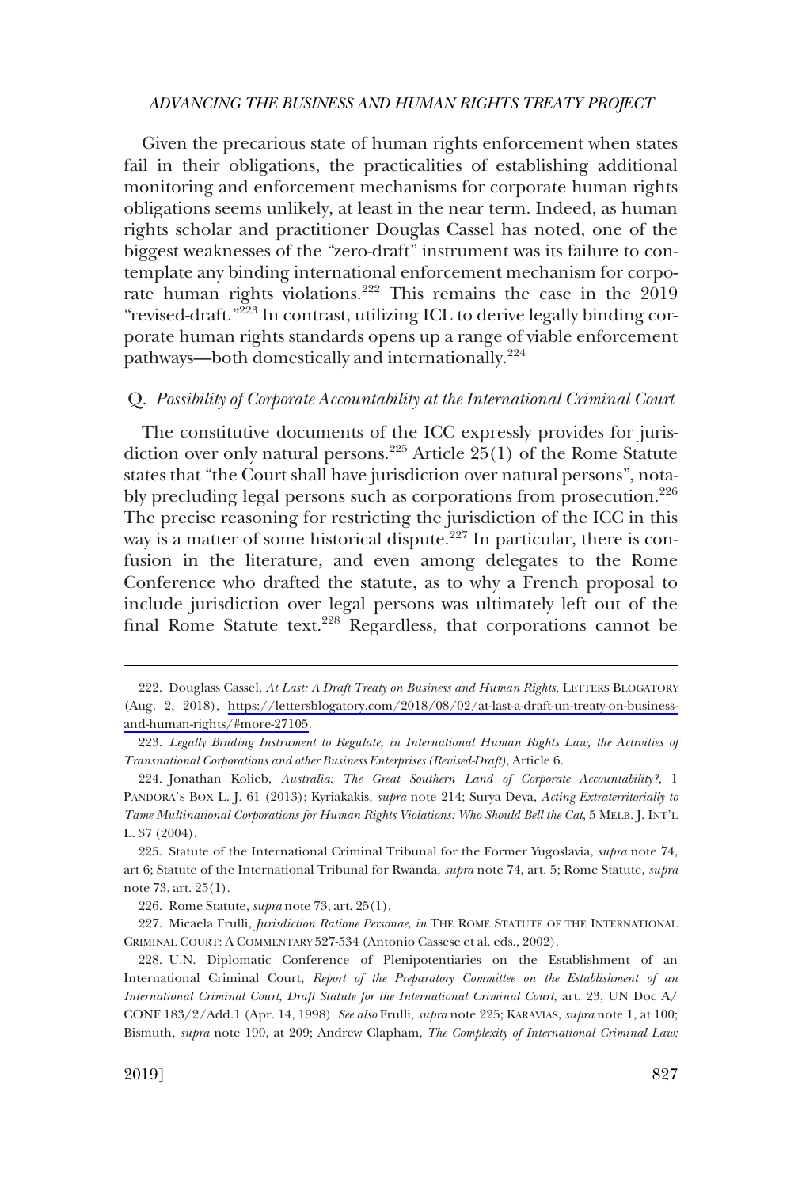Given the precarious state of human rights enforcement when states fail in their obligations, the practicalities of establishing additional monitoring and enforcement mechanisms for corporate human rights obligations seems unlikely, at least in the near term. Indeed, as human rights scholar and practitioner Douglas Cassel has noted, one of the biggest weaknesses of the "zero-draft" instrument was its failure to contemplate any binding international enforcement mechanism for corporate human rights violations.[222] This remains the case in the 2019 "revised-draft."[223] In contrast, utilizing ICL to derive legally binding corporate human rights standards opens up a range of viable enforcement pathways—both domestically and internationally.[224]

### Q. *Possibility of Corporate Accountability at the International Criminal Court*

The constitutive documents of the ICC expressly provides for jurisdiction over only natural persons.[225] Article 25(1) of the Rome Statute states that "the Court shall have jurisdiction over natural persons", notably precluding legal persons such as corporations from prosecution.[226] The precise reasoning for restricting the jurisdiction of the ICC in this way is a matter of some historical dispute.[227] In particular, there is confusion in the literature, and even among delegates to the Rome Conference who drafted the statute, as to why a French proposal to include jurisdiction over legal persons was ultimately left out of the final Rome Statute text.[228] Regardless, that corporations cannot be

---

222. Douglass Cassel, *At Last: A Draft Treaty on Business and Human Rights*, LETTERS BLOGATORY (Aug. 2, 2018), https://lettersblogatory.com/2018/08/02/at-last-a-draft-un-treaty-on-business-and-human-rights/#more-27105.

223. *Legally Binding Instrument to Regulate, in International Human Rights Law, the Activities of Transnational Corporations and other Business Enterprises (Revised-Draft)*, Article 6.

224. Jonathan Kolieb, *Australia: The Great Southern Land of Corporate Accountability?*, 1 PANDORA'S BOX L. J. 61 (2013); Kyriakakis, *supra* note 214; Surya Deva, *Acting Extraterritorially to Tame Multinational Corporations for Human Rights Violations: Who Should Bell the Cat*, 5 MELB. J. INT'L L. 37 (2004).

225. Statute of the International Criminal Tribunal for the Former Yugoslavia, *supra* note 74, art 6; Statute of the International Tribunal for Rwanda, *supra* note 74, art. 5; Rome Statute, *supra* note 73, art. 25(1).

226. Rome Statute, *supra* note 73, art. 25(1).

227. Micaela Frulli, *Jurisdiction Ratione Personae*, *in* THE ROME STATUTE OF THE INTERNATIONAL CRIMINAL COURT: A COMMENTARY 527-534 (Antonio Cassese et al. eds., 2002).

228. U.N. Diplomatic Conference of Plenipotentiaries on the Establishment of an International Criminal Court, *Report of the Preparatory Committee on the Establishment of an International Criminal Court*, *Draft Statute for the International Criminal Court*, art. 23, UN Doc A/CONF 183/2/Add.1 (Apr. 14, 1998). *See also* Frulli, *supra* note 225; KARAVIAS, *supra* note 1, at 100; Bismuth, *supra* note 190, at 209; Andrew Clapham, *The Complexity of International Criminal Law:*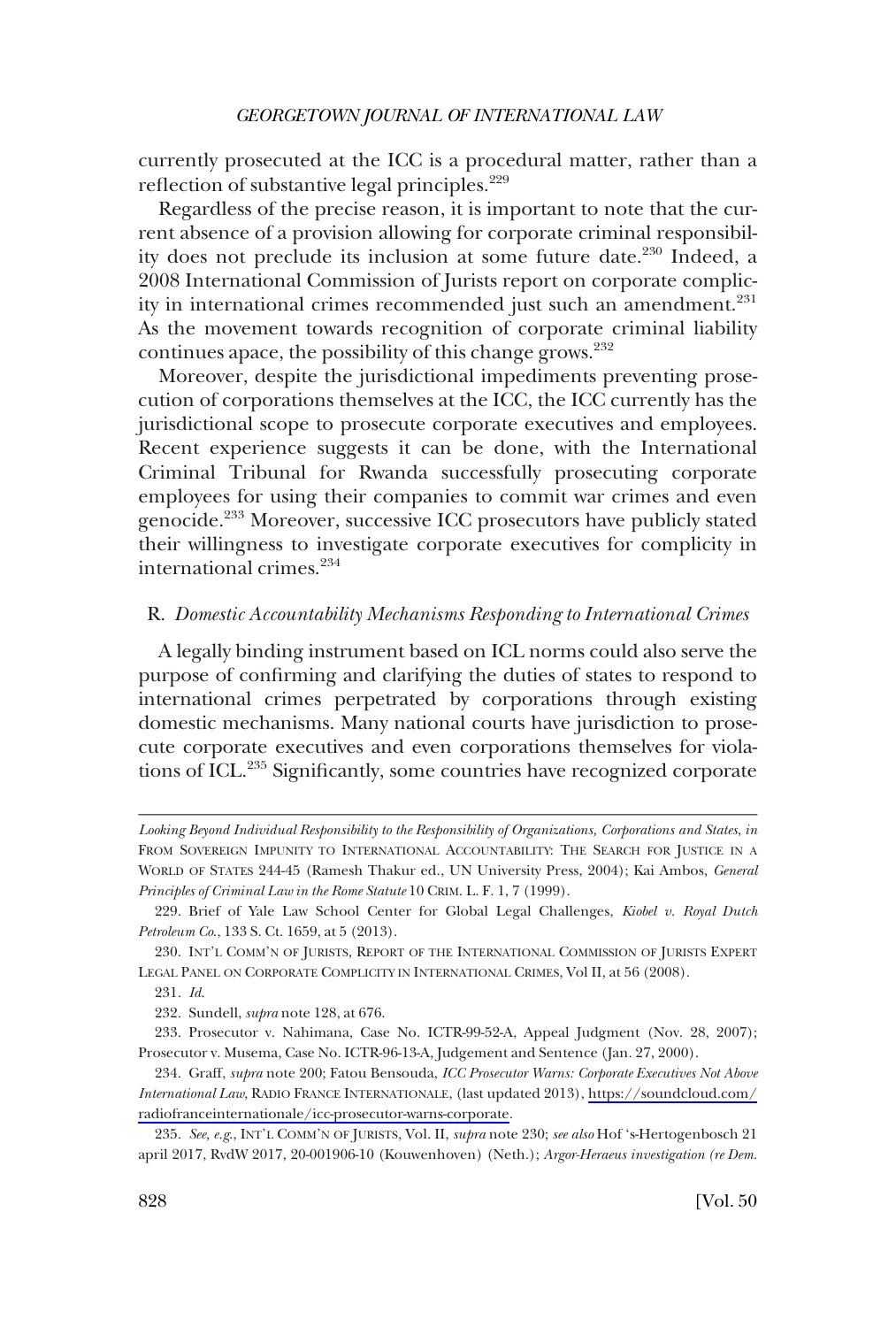currently prosecuted at the ICC is a procedural matter, rather than a reflection of substantive legal principles.[229]

Regardless of the precise reason, it is important to note that the current absence of a provision allowing for corporate criminal responsibility does not preclude its inclusion at some future date.[230] Indeed, a 2008 International Commission of Jurists report on corporate complicity in international crimes recommended just such an amendment.[231] As the movement towards recognition of corporate criminal liability continues apace, the possibility of this change grows.[232]

Moreover, despite the jurisdictional impediments preventing prosecution of corporations themselves at the ICC, the ICC currently has the jurisdictional scope to prosecute corporate executives and employees. Recent experience suggests it can be done, with the International Criminal Tribunal for Rwanda successfully prosecuting corporate employees for using their companies to commit war crimes and even genocide.[233] Moreover, successive ICC prosecutors have publicly stated their willingness to investigate corporate executives for complicity in international crimes.[234]

### R. *Domestic Accountability Mechanisms Responding to International Crimes*

A legally binding instrument based on ICL norms could also serve the purpose of confirming and clarifying the duties of states to respond to international crimes perpetrated by corporations through existing domestic mechanisms. Many national courts have jurisdiction to prosecute corporate executives and even corporations themselves for violations of ICL.[235] Significantly, some countries have recognized corporate

---

*Looking Beyond Individual Responsibility to the Responsibility of Organizations, Corporations and States*, *in* FROM SOVEREIGN IMPUNITY TO INTERNATIONAL ACCOUNTABILITY: THE SEARCH FOR JUSTICE IN A WORLD OF STATES 244-45 (Ramesh Thakur ed., UN University Press, 2004); Kai Ambos, *General Principles of Criminal Law in the Rome Statute* 10 CRIM. L. F. 1, 7 (1999).

229. Brief of Yale Law School Center for Global Legal Challenges, *Kiobel v. Royal Dutch Petroleum Co.*, 133 S. Ct. 1659, at 5 (2013).

230. INT'L COMM'N OF JURISTS, REPORT OF THE INTERNATIONAL COMMISSION OF JURISTS EXPERT LEGAL PANEL ON CORPORATE COMPLICITY IN INTERNATIONAL CRIMES, Vol II, at 56 (2008).

231. *Id.*

232. Sundell, *supra* note 128, at 676.

233. Prosecutor v. Nahimana, Case No. ICTR-99-52-A, Appeal Judgment (Nov. 28, 2007); Prosecutor v. Musema, Case No. ICTR-96-13-A, Judgement and Sentence (Jan. 27, 2000).

234. Graff, *supra* note 200; Fatou Bensouda, *ICC Prosecutor Warns: Corporate Executives Not Above International Law*, RADIO FRANCE INTERNATIONALE, (last updated 2013), https://soundcloud.com/radiofranceinternationale/icc-prosecutor-warns-corporate.

235. *See, e.g.*, INT'L COMM'N OF JURISTS, Vol. II, *supra* note 230; *see also* Hof 's-Hertogenbosch 21 april 2017, RvdW 2017, 20-001906-10 (Kouwenhoven) (Neth.); *Argor-Heraeus investigation (re Dem.*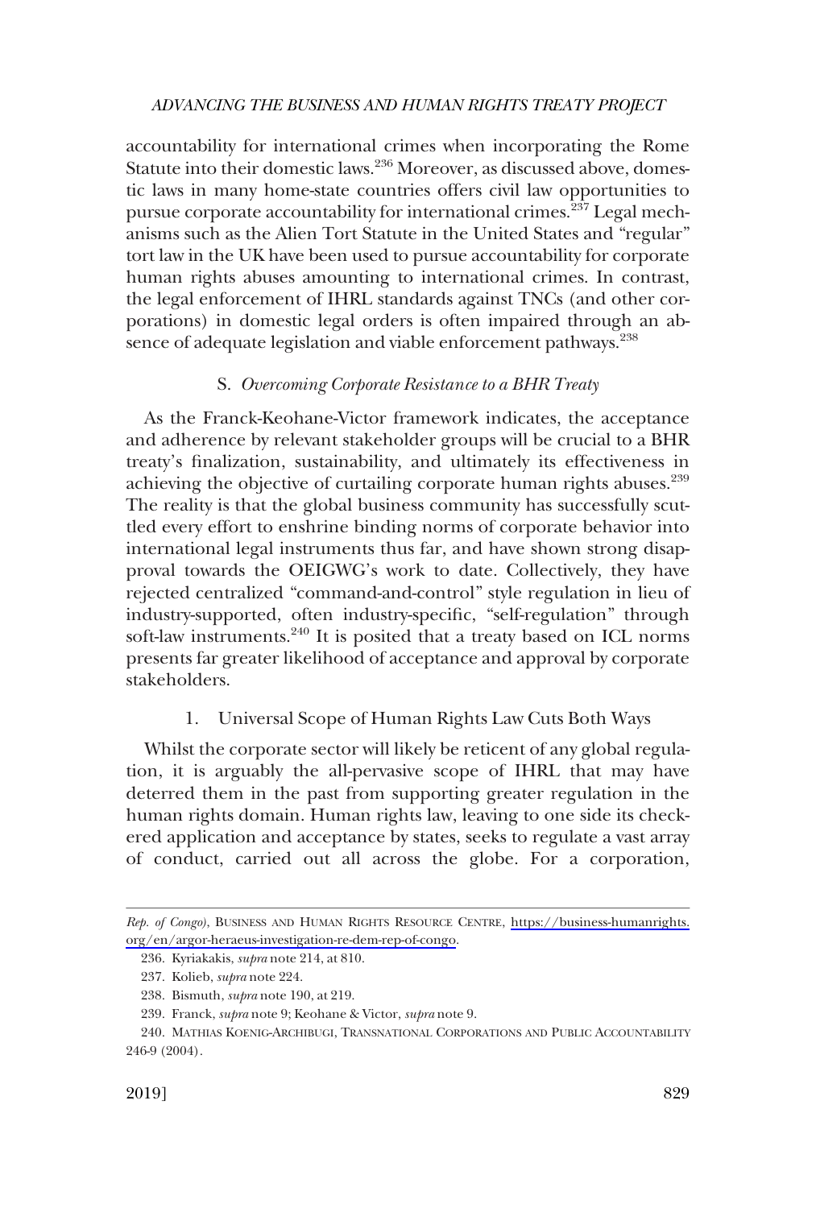accountability for international crimes when incorporating the Rome Statute into their domestic laws.[236] Moreover, as discussed above, domestic laws in many home-state countries offers civil law opportunities to pursue corporate accountability for international crimes.[237] Legal mechanisms such as the Alien Tort Statute in the United States and "regular" tort law in the UK have been used to pursue accountability for corporate human rights abuses amounting to international crimes. In contrast, the legal enforcement of IHRL standards against TNCs (and other corporations) in domestic legal orders is often impaired through an absence of adequate legislation and viable enforcement pathways.[238]

### S. *Overcoming Corporate Resistance to a BHR Treaty*

As the Franck-Keohane-Victor framework indicates, the acceptance and adherence by relevant stakeholder groups will be crucial to a BHR treaty's finalization, sustainability, and ultimately its effectiveness in achieving the objective of curtailing corporate human rights abuses.[239] The reality is that the global business community has successfully scuttled every effort to enshrine binding norms of corporate behavior into international legal instruments thus far, and have shown strong disapproval towards the OEIGWG's work to date. Collectively, they have rejected centralized "command-and-control" style regulation in lieu of industry-supported, often industry-specific, "self-regulation" through soft-law instruments.[240] It is posited that a treaty based on ICL norms presents far greater likelihood of acceptance and approval by corporate stakeholders.

#### 1. Universal Scope of Human Rights Law Cuts Both Ways

Whilst the corporate sector will likely be reticent of any global regulation, it is arguably the all-pervasive scope of IHRL that may have deterred them in the past from supporting greater regulation in the human rights domain. Human rights law, leaving to one side its checkered application and acceptance by states, seeks to regulate a vast array of conduct, carried out all across the globe. For a corporation,

---

*Rep. of Congo)*, BUSINESS AND HUMAN RIGHTS RESOURCE CENTRE, https://business-humanrights.org/en/argor-heraeus-investigation-re-dem-rep-of-congo.

236. Kyriakakis, *supra* note 214, at 810.

237. Kolieb, *supra* note 224.

238. Bismuth, *supra* note 190, at 219.

239. Franck, *supra* note 9; Keohane & Victor, *supra* note 9.

240. MATHIAS KOENIG-ARCHIBUGI, TRANSNATIONAL CORPORATIONS AND PUBLIC ACCOUNTABILITY 246-9 (2004).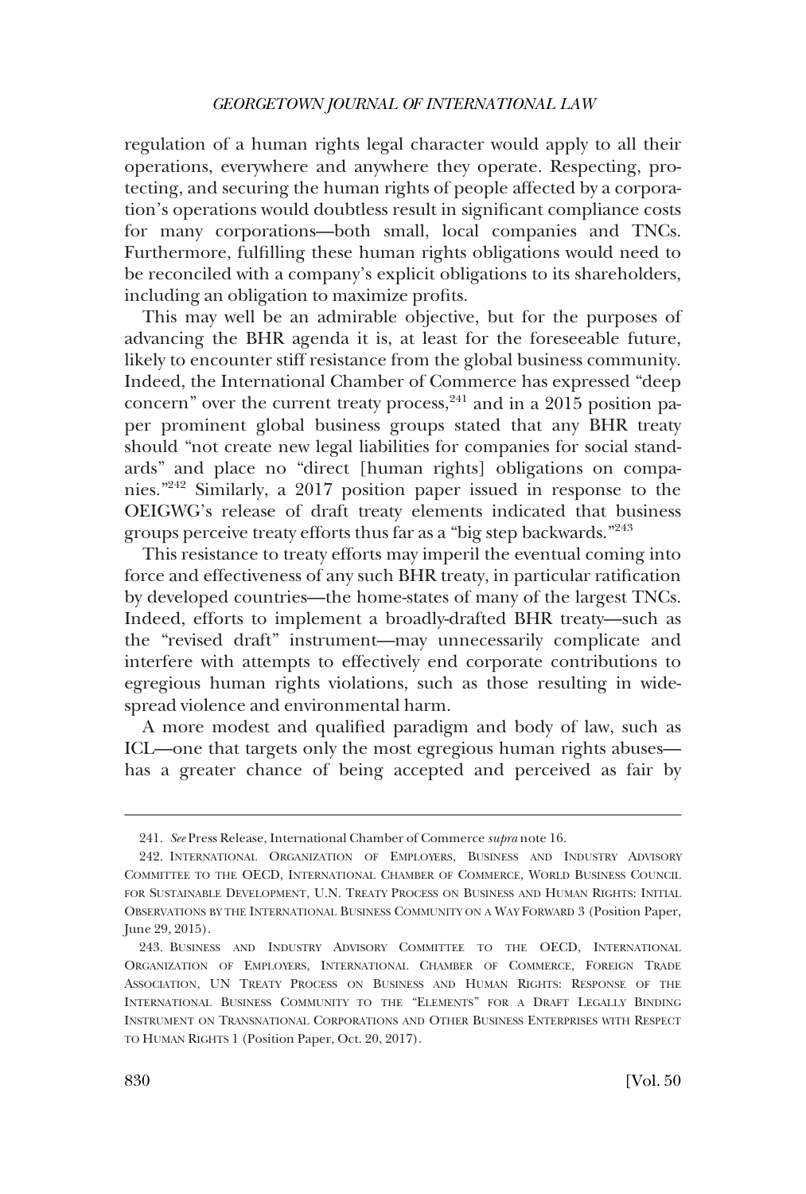regulation of a human rights legal character would apply to all their operations, everywhere and anywhere they operate. Respecting, protecting, and securing the human rights of people affected by a corporation's operations would doubtless result in significant compliance costs for many corporations—both small, local companies and TNCs. Furthermore, fulfilling these human rights obligations would need to be reconciled with a company's explicit obligations to its shareholders, including an obligation to maximize profits.

This may well be an admirable objective, but for the purposes of advancing the BHR agenda it is, at least for the foreseeable future, likely to encounter stiff resistance from the global business community. Indeed, the International Chamber of Commerce has expressed "deep concern" over the current treaty process,[241] and in a 2015 position paper prominent global business groups stated that any BHR treaty should "not create new legal liabilities for companies for social standards" and place no "direct [human rights] obligations on companies."[242] Similarly, a 2017 position paper issued in response to the OEIGWG's release of draft treaty elements indicated that business groups perceive treaty efforts thus far as a "big step backwards."[243]

This resistance to treaty efforts may imperil the eventual coming into force and effectiveness of any such BHR treaty, in particular ratification by developed countries—the home-states of many of the largest TNCs. Indeed, efforts to implement a broadly-drafted BHR treaty—such as the "revised draft" instrument—may unnecessarily complicate and interfere with attempts to effectively end corporate contributions to egregious human rights violations, such as those resulting in widespread violence and environmental harm.

A more modest and qualified paradigm and body of law, such as ICL—one that targets only the most egregious human rights abuses—has a greater chance of being accepted and perceived as fair by

---

241. *See* Press Release, International Chamber of Commerce *supra* note 16.

242. INTERNATIONAL ORGANIZATION OF EMPLOYERS, BUSINESS AND INDUSTRY ADVISORY COMMITTEE TO THE OECD, INTERNATIONAL CHAMBER OF COMMERCE, WORLD BUSINESS COUNCIL FOR SUSTAINABLE DEVELOPMENT, U.N. TREATY PROCESS ON BUSINESS AND HUMAN RIGHTS: INITIAL OBSERVATIONS BY THE INTERNATIONAL BUSINESS COMMUNITY ON A WAY FORWARD 3 (Position Paper, June 29, 2015).

243. BUSINESS AND INDUSTRY ADVISORY COMMITTEE TO THE OECD, INTERNATIONAL ORGANIZATION OF EMPLOYERS, INTERNATIONAL CHAMBER OF COMMERCE, FOREIGN TRADE ASSOCIATION, UN TREATY PROCESS ON BUSINESS AND HUMAN RIGHTS: RESPONSE OF THE INTERNATIONAL BUSINESS COMMUNITY TO THE "ELEMENTS" FOR A DRAFT LEGALLY BINDING INSTRUMENT ON TRANSNATIONAL CORPORATIONS AND OTHER BUSINESS ENTERPRISES WITH RESPECT TO HUMAN RIGHTS 1 (Position Paper, Oct. 20, 2017).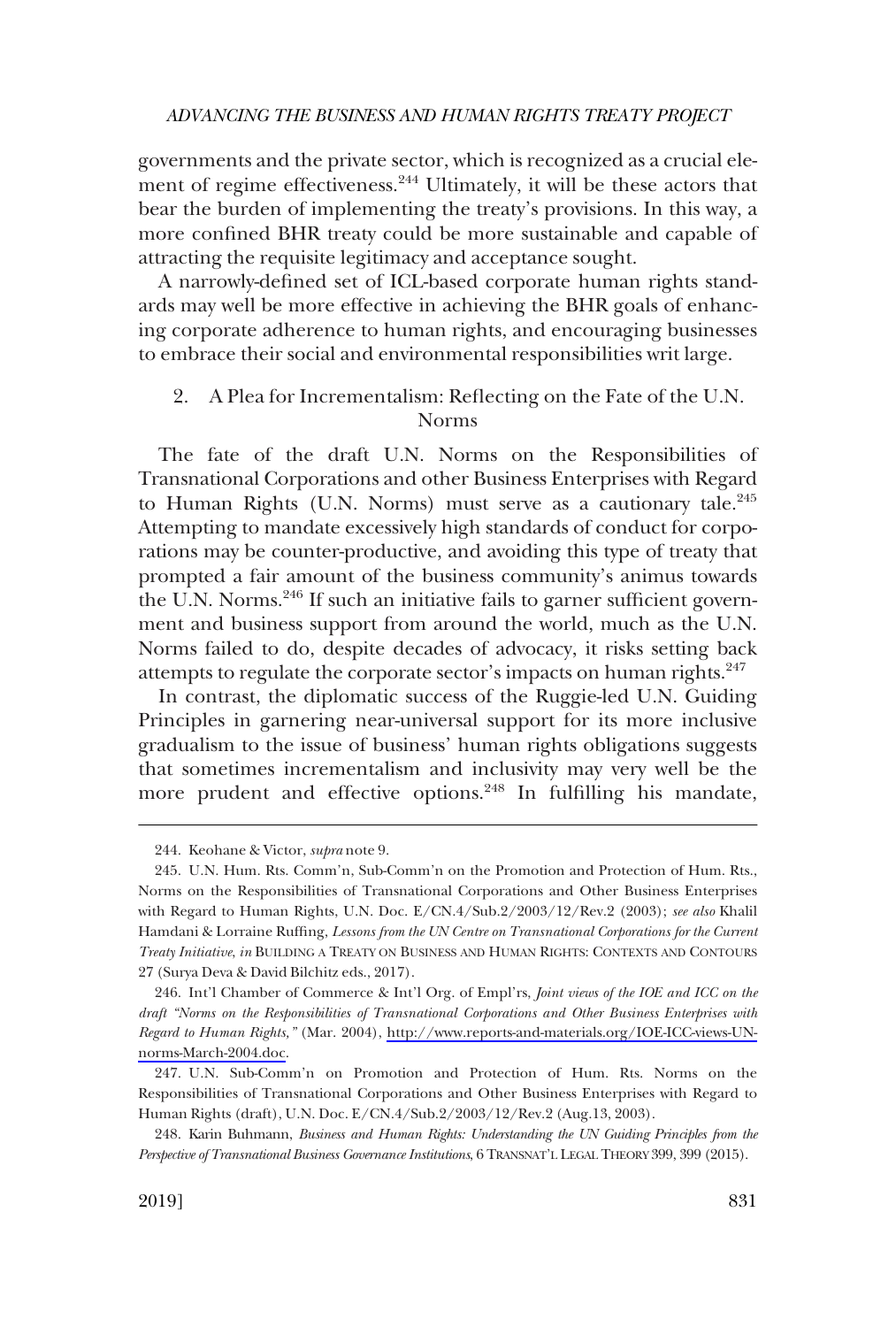governments and the private sector, which is recognized as a crucial element of regime effectiveness.[244] Ultimately, it will be these actors that bear the burden of implementing the treaty's provisions. In this way, a more confined BHR treaty could be more sustainable and capable of attracting the requisite legitimacy and acceptance sought.

A narrowly-defined set of ICL-based corporate human rights standards may well be more effective in achieving the BHR goals of enhancing corporate adherence to human rights, and encouraging businesses to embrace their social and environmental responsibilities writ large.

### 2. A Plea for Incrementalism: Reflecting on the Fate of the U.N. Norms

The fate of the draft U.N. Norms on the Responsibilities of Transnational Corporations and other Business Enterprises with Regard to Human Rights (U.N. Norms) must serve as a cautionary tale.[245] Attempting to mandate excessively high standards of conduct for corporations may be counter-productive, and avoiding this type of treaty that prompted a fair amount of the business community's animus towards the U.N. Norms.[246] If such an initiative fails to garner sufficient government and business support from around the world, much as the U.N. Norms failed to do, despite decades of advocacy, it risks setting back attempts to regulate the corporate sector's impacts on human rights.[247]

In contrast, the diplomatic success of the Ruggie-led U.N. Guiding Principles in garnering near-universal support for its more inclusive gradualism to the issue of business' human rights obligations suggests that sometimes incrementalism and inclusivity may very well be the more prudent and effective options.[248] In fulfilling his mandate,

---

244. Keohane & Victor, *supra* note 9.

245. U.N. Hum. Rts. Comm'n, Sub-Comm'n on the Promotion and Protection of Hum. Rts., Norms on the Responsibilities of Transnational Corporations and Other Business Enterprises with Regard to Human Rights, U.N. Doc. E/CN.4/Sub.2/2003/12/Rev.2 (2003); *see also* Khalil Hamdani & Lorraine Ruffing, *Lessons from the UN Centre on Transnational Corporations for the Current Treaty Initiative*, *in* BUILDING A TREATY ON BUSINESS AND HUMAN RIGHTS: CONTEXTS AND CONTOURS 27 (Surya Deva & David Bilchitz eds., 2017).

246. Int'l Chamber of Commerce & Int'l Org. of Empl'rs, *Joint views of the IOE and ICC on the draft "Norms on the Responsibilities of Transnational Corporations and Other Business Enterprises with Regard to Human Rights,"* (Mar. 2004), http://www.reports-and-materials.org/IOE-ICC-views-UN-norms-March-2004.doc.

247. U.N. Sub-Comm'n on Promotion and Protection of Hum. Rts. Norms on the Responsibilities of Transnational Corporations and Other Business Enterprises with Regard to Human Rights (draft), U.N. Doc. E/CN.4/Sub.2/2003/12/Rev.2 (Aug.13, 2003).

248. Karin Buhmann, *Business and Human Rights: Understanding the UN Guiding Principles from the Perspective of Transnational Business Governance Institutions*, 6 TRANSNAT'L LEGAL THEORY 399, 399 (2015).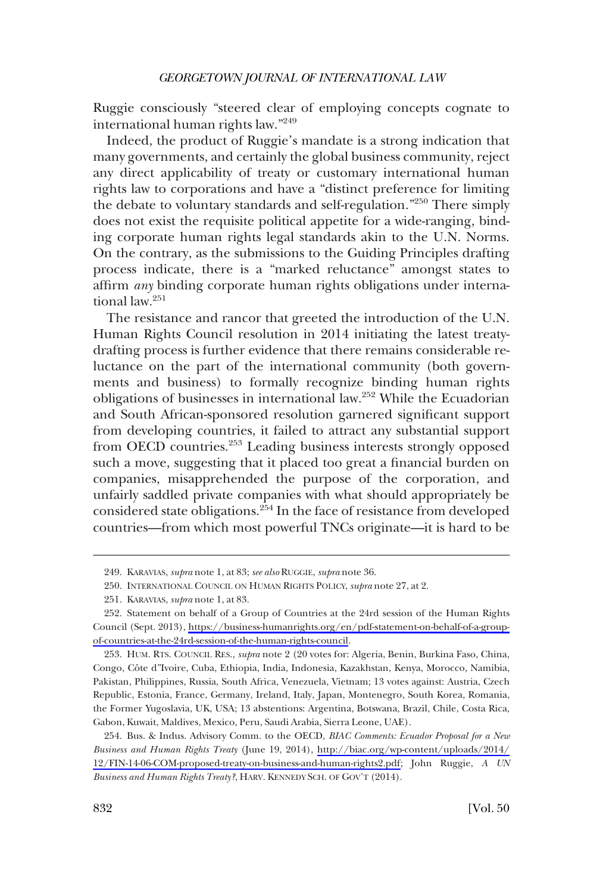Ruggie consciously "steered clear of employing concepts cognate to international human rights law."[249]

Indeed, the product of Ruggie's mandate is a strong indication that many governments, and certainly the global business community, reject any direct applicability of treaty or customary international human rights law to corporations and have a "distinct preference for limiting the debate to voluntary standards and self-regulation."[250] There simply does not exist the requisite political appetite for a wide-ranging, binding corporate human rights legal standards akin to the U.N. Norms. On the contrary, as the submissions to the Guiding Principles drafting process indicate, there is a "marked reluctance" amongst states to affirm *any* binding corporate human rights obligations under international law.[251]

The resistance and rancor that greeted the introduction of the U.N. Human Rights Council resolution in 2014 initiating the latest treaty-drafting process is further evidence that there remains considerable reluctance on the part of the international community (both governments and business) to formally recognize binding human rights obligations of businesses in international law.[252] While the Ecuadorian and South African-sponsored resolution garnered significant support from developing countries, it failed to attract any substantial support from OECD countries.[253] Leading business interests strongly opposed such a move, suggesting that it placed too great a financial burden on companies, misapprehended the purpose of the corporation, and unfairly saddled private companies with what should appropriately be considered state obligations.[254] In the face of resistance from developed countries—from which most powerful TNCs originate—it is hard to be

---

249. KARAVIAS, *supra* note 1, at 83; *see also* RUGGIE, *supra* note 36.

250. INTERNATIONAL COUNCIL ON HUMAN RIGHTS POLICY, *supra* note 27, at 2.

251. KARAVIAS, *supra* note 1, at 83.

252. Statement on behalf of a Group of Countries at the 24rd session of the Human Rights Council (Sept. 2013), https://business-humanrights.org/en/pdf-statement-on-behalf-of-a-group-of-countries-at-the-24rd-session-of-the-human-rights-council.

253. HUM. RTS. COUNCIL RES., *supra* note 2 (20 votes for: Algeria, Benin, Burkina Faso, China, Congo, Côte d"Ivoire, Cuba, Ethiopia, India, Indonesia, Kazakhstan, Kenya, Morocco, Namibia, Pakistan, Philippines, Russia, South Africa, Venezuela, Vietnam; 13 votes against: Austria, Czech Republic, Estonia, France, Germany, Ireland, Italy, Japan, Montenegro, South Korea, Romania, the Former Yugoslavia, UK, USA; 13 abstentions: Argentina, Botswana, Brazil, Chile, Costa Rica, Gabon, Kuwait, Maldives, Mexico, Peru, Saudi Arabia, Sierra Leone, UAE).

254. Bus. & Indus. Advisory Comm. to the OECD, *BIAC Comments: Ecuador Proposal for a New Business and Human Rights Treaty* (June 19, 2014), http://biac.org/wp-content/uploads/2014/12/FIN-14-06-COM-proposed-treaty-on-business-and-human-rights2.pdf; John Ruggie, *A UN Business and Human Rights Treaty?*, HARV. KENNEDY SCH. OF GOV'T (2014).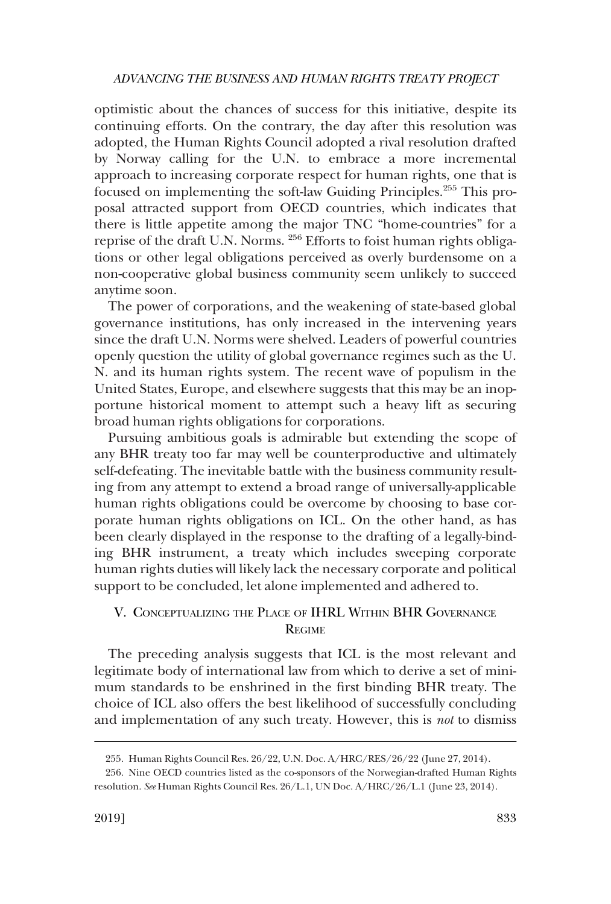optimistic about the chances of success for this initiative, despite its continuing efforts. On the contrary, the day after this resolution was adopted, the Human Rights Council adopted a rival resolution drafted by Norway calling for the U.N. to embrace a more incremental approach to increasing corporate respect for human rights, one that is focused on implementing the soft-law Guiding Principles.[255] This proposal attracted support from OECD countries, which indicates that there is little appetite among the major TNC "home-countries" for a reprise of the draft U.N. Norms. [256] Efforts to foist human rights obligations or other legal obligations perceived as overly burdensome on a non-cooperative global business community seem unlikely to succeed anytime soon.

The power of corporations, and the weakening of state-based global governance institutions, has only increased in the intervening years since the draft U.N. Norms were shelved. Leaders of powerful countries openly question the utility of global governance regimes such as the U. N. and its human rights system. The recent wave of populism in the United States, Europe, and elsewhere suggests that this may be an inopportune historical moment to attempt such a heavy lift as securing broad human rights obligations for corporations.

Pursuing ambitious goals is admirable but extending the scope of any BHR treaty too far may well be counterproductive and ultimately self-defeating. The inevitable battle with the business community resulting from any attempt to extend a broad range of universally-applicable human rights obligations could be overcome by choosing to base corporate human rights obligations on ICL. On the other hand, as has been clearly displayed in the response to the drafting of a legally-binding BHR instrument, a treaty which includes sweeping corporate human rights duties will likely lack the necessary corporate and political support to be concluded, let alone implemented and adhered to.

## V. Conceptualizing the Place of IHRL Within BHR Governance Regime

The preceding analysis suggests that ICL is the most relevant and legitimate body of international law from which to derive a set of minimum standards to be enshrined in the first binding BHR treaty. The choice of ICL also offers the best likelihood of successfully concluding and implementation of any such treaty. However, this is *not* to dismiss

255. Human Rights Council Res. 26/22, U.N. Doc. A/HRC/RES/26/22 (June 27, 2014).

256. Nine OECD countries listed as the co-sponsors of the Norwegian-drafted Human Rights resolution. *See* Human Rights Council Res. 26/L.1, UN Doc. A/HRC/26/L.1 (June 23, 2014).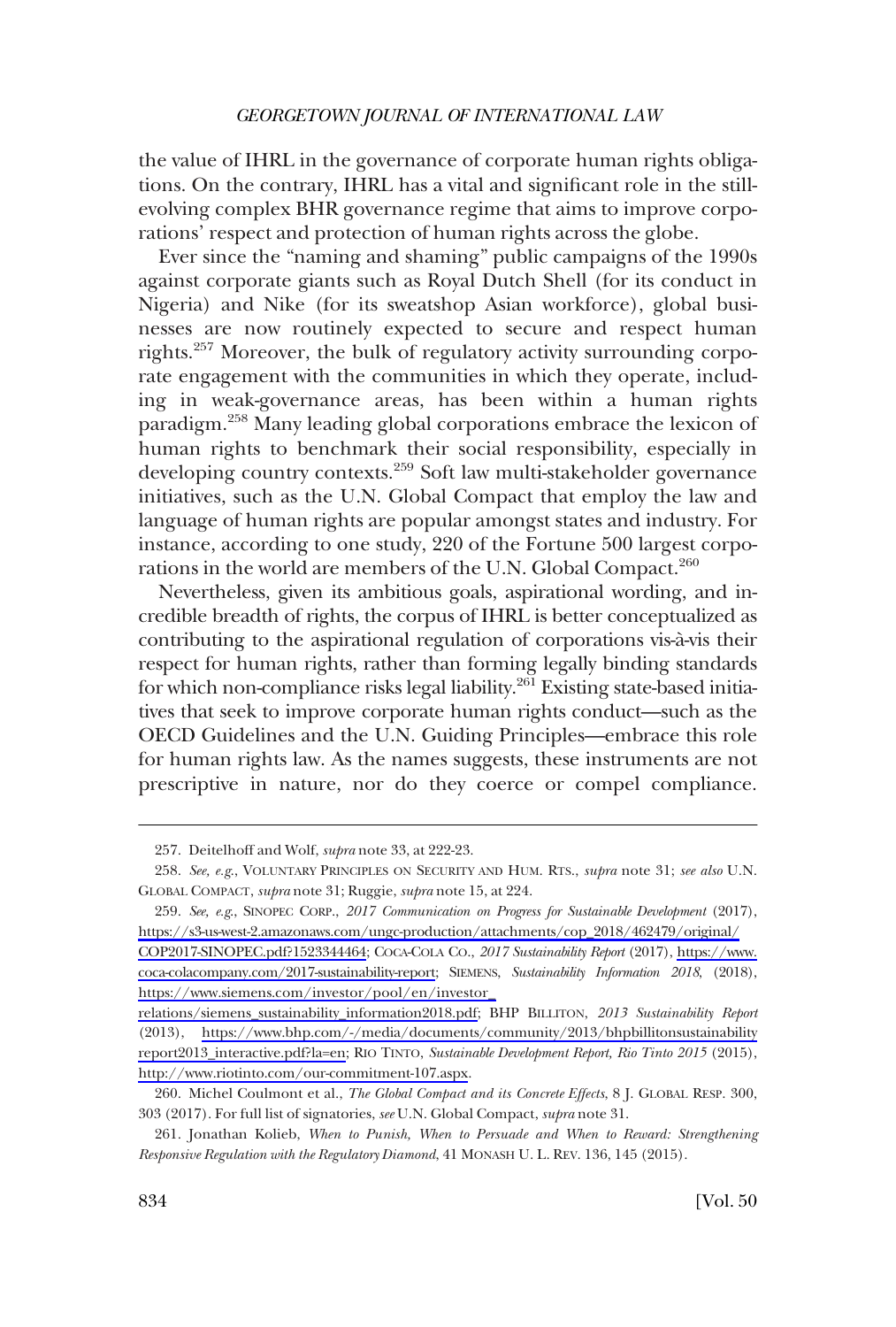the value of IHRL in the governance of corporate human rights obligations. On the contrary, IHRL has a vital and significant role in the still-evolving complex BHR governance regime that aims to improve corporations' respect and protection of human rights across the globe.

Ever since the "naming and shaming" public campaigns of the 1990s against corporate giants such as Royal Dutch Shell (for its conduct in Nigeria) and Nike (for its sweatshop Asian workforce), global businesses are now routinely expected to secure and respect human rights.[257] Moreover, the bulk of regulatory activity surrounding corporate engagement with the communities in which they operate, including in weak-governance areas, has been within a human rights paradigm.[258] Many leading global corporations embrace the lexicon of human rights to benchmark their social responsibility, especially in developing country contexts.[259] Soft law multi-stakeholder governance initiatives, such as the U.N. Global Compact that employ the law and language of human rights are popular amongst states and industry. For instance, according to one study, 220 of the Fortune 500 largest corporations in the world are members of the U.N. Global Compact.[260]

Nevertheless, given its ambitious goals, aspirational wording, and incredible breadth of rights, the corpus of IHRL is better conceptualized as contributing to the aspirational regulation of corporations vis-à-vis their respect for human rights, rather than forming legally binding standards for which non-compliance risks legal liability.[261] Existing state-based initiatives that seek to improve corporate human rights conduct—such as the OECD Guidelines and the U.N. Guiding Principles—embrace this role for human rights law. As the names suggests, these instruments are not prescriptive in nature, nor do they coerce or compel compliance.

---

257. Deitelhoff and Wolf, *supra* note 33, at 222-23.

258. *See, e.g.*, VOLUNTARY PRINCIPLES ON SECURITY AND HUM. RTS., *supra* note 31; *see also* U.N. GLOBAL COMPACT, *supra* note 31; Ruggie, *supra* note 15, at 224.

259. *See, e.g.*, SINOPEC CORP., *2017 Communication on Progress for Sustainable Development* (2017), https://s3-us-west-2.amazonaws.com/ungc-production/attachments/cop_2018/462479/original/COP2017-SINOPEC.pdf?1523344464; COCA-COLA CO., *2017 Sustainability Report* (2017), https://www.coca-colacompany.com/2017-sustainability-report; SIEMENS, *Sustainability Information 2018*, (2018), https://www.siemens.com/investor/pool/en/investor_relations/siemens_sustainability_information2018.pdf; BHP BILLITON, *2013 Sustainability Report* (2013), https://www.bhp.com/-/media/documents/community/2013/bhpbillitonsustainabilityreport2013_interactive.pdf?la=en; RIO TINTO, *Sustainable Development Report, Rio Tinto 2015* (2015), http://www.riotinto.com/our-commitment-107.aspx.

260. Michel Coulmont et al., *The Global Compact and its Concrete Effects*, 8 J. GLOBAL RESP. 300, 303 (2017). For full list of signatories, *see* U.N. Global Compact, *supra* note 31.

261. Jonathan Kolieb, *When to Punish, When to Persuade and When to Reward: Strengthening Responsive Regulation with the Regulatory Diamond*, 41 MONASH U. L. REV. 136, 145 (2015).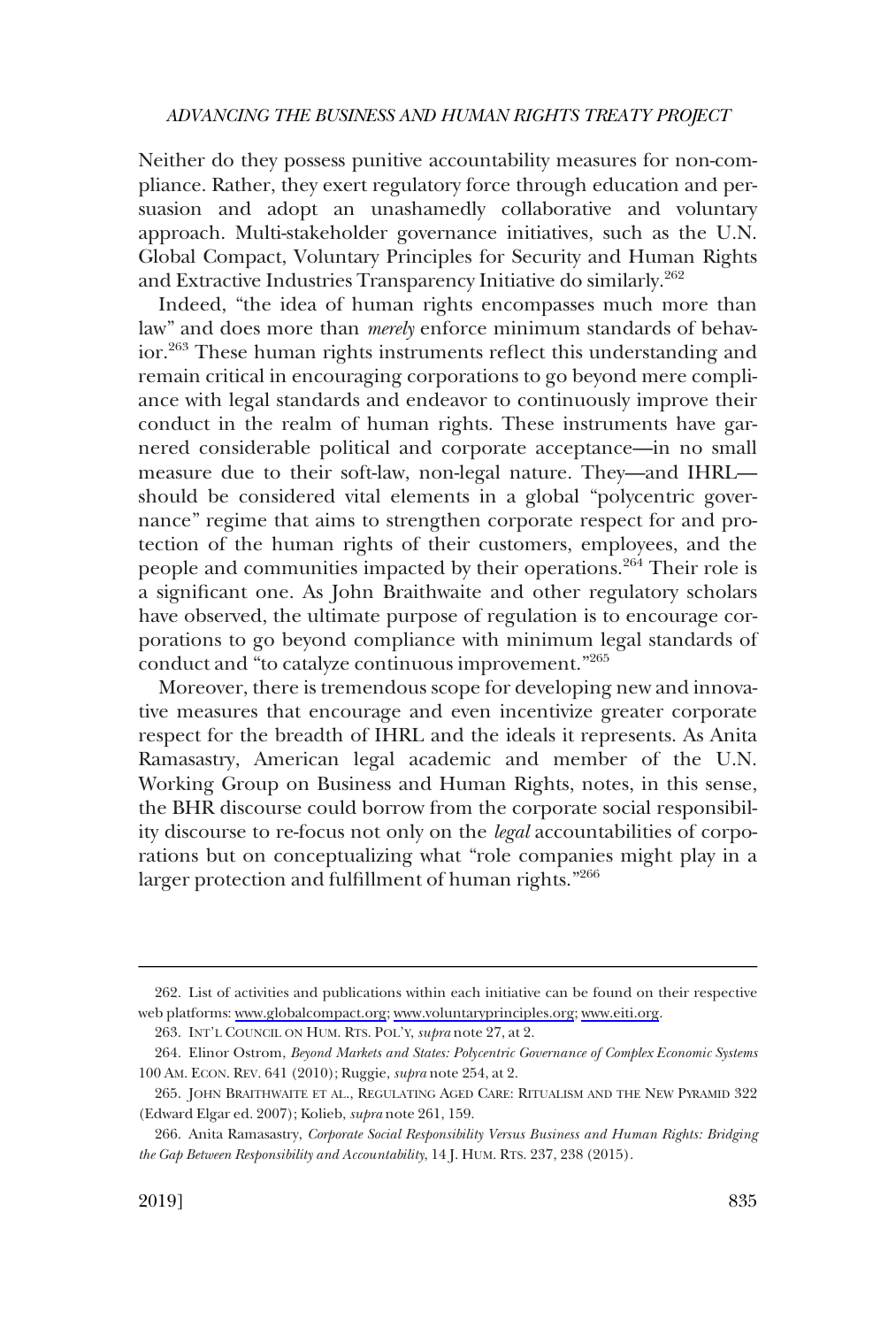Neither do they possess punitive accountability measures for non-compliance. Rather, they exert regulatory force through education and persuasion and adopt an unashamedly collaborative and voluntary approach. Multi-stakeholder governance initiatives, such as the U.N. Global Compact, Voluntary Principles for Security and Human Rights and Extractive Industries Transparency Initiative do similarly.[262]

Indeed, "the idea of human rights encompasses much more than law" and does more than *merely* enforce minimum standards of behavior.[263] These human rights instruments reflect this understanding and remain critical in encouraging corporations to go beyond mere compliance with legal standards and endeavor to continuously improve their conduct in the realm of human rights. These instruments have garnered considerable political and corporate acceptance—in no small measure due to their soft-law, non-legal nature. They—and IHRL—should be considered vital elements in a global "polycentric governance" regime that aims to strengthen corporate respect for and protection of the human rights of their customers, employees, and the people and communities impacted by their operations.[264] Their role is a significant one. As John Braithwaite and other regulatory scholars have observed, the ultimate purpose of regulation is to encourage corporations to go beyond compliance with minimum legal standards of conduct and "to catalyze continuous improvement."[265]

Moreover, there is tremendous scope for developing new and innovative measures that encourage and even incentivize greater corporate respect for the breadth of IHRL and the ideals it represents. As Anita Ramasastry, American legal academic and member of the U.N. Working Group on Business and Human Rights, notes, in this sense, the BHR discourse could borrow from the corporate social responsibility discourse to re-focus not only on the *legal* accountabilities of corporations but on conceptualizing what "role companies might play in a larger protection and fulfillment of human rights."[266]

---

262. List of activities and publications within each initiative can be found on their respective web platforms: www.globalcompact.org; www.voluntaryprinciples.org; www.eiti.org.

263. INT'L COUNCIL ON HUM. RTS. POL'Y, *supra* note 27, at 2.

264. Elinor Ostrom, *Beyond Markets and States: Polycentric Governance of Complex Economic Systems* 100 AM. ECON. REV. 641 (2010); Ruggie, *supra* note 254, at 2.

265. JOHN BRAITHWAITE ET AL., REGULATING AGED CARE: RITUALISM AND THE NEW PYRAMID 322 (Edward Elgar ed. 2007); Kolieb, *supra* note 261, 159.

266. Anita Ramasastry, *Corporate Social Responsibility Versus Business and Human Rights: Bridging the Gap Between Responsibility and Accountability*, 14 J. HUM. RTS. 237, 238 (2015).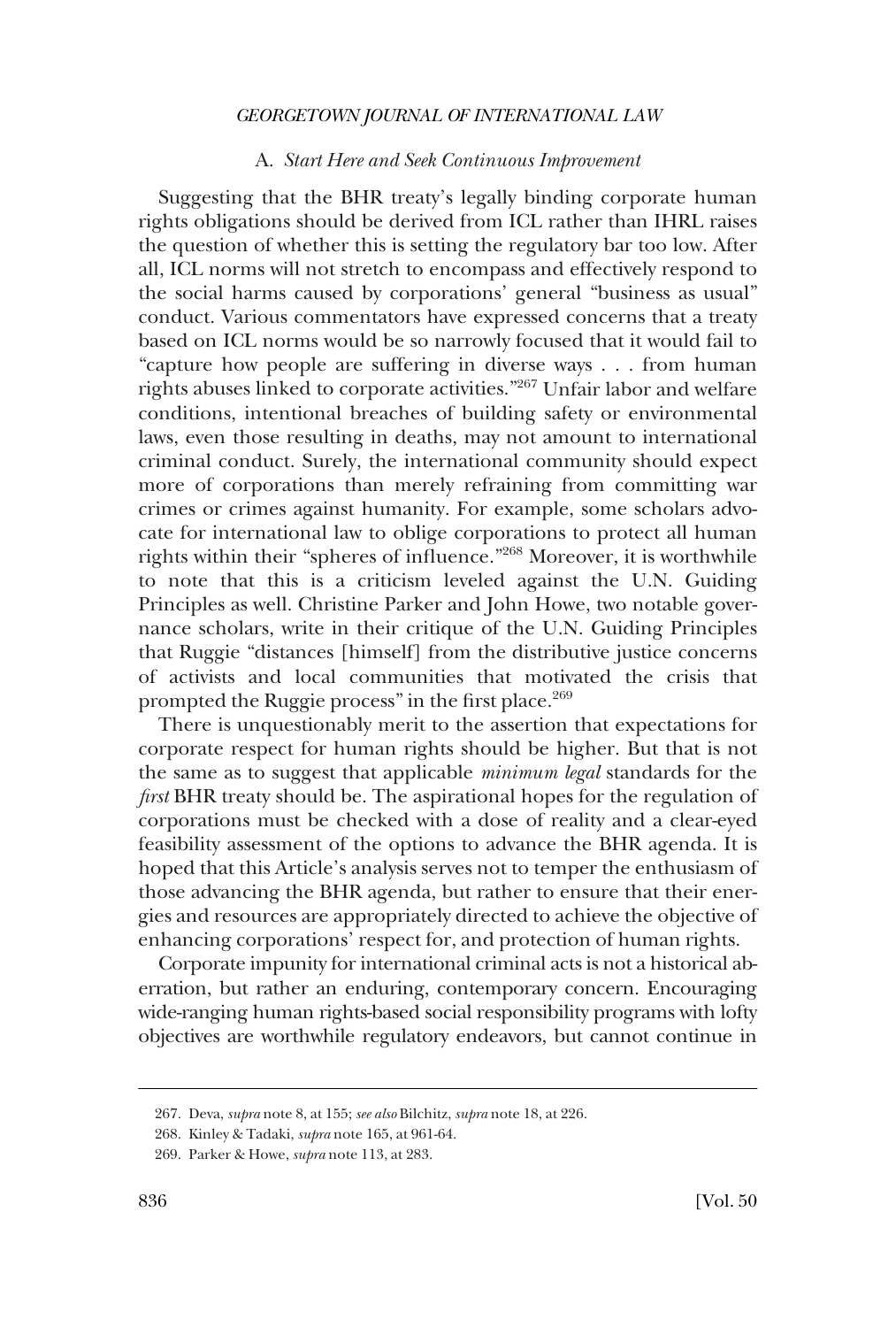### A. *Start Here and Seek Continuous Improvement*

Suggesting that the BHR treaty's legally binding corporate human rights obligations should be derived from ICL rather than IHRL raises the question of whether this is setting the regulatory bar too low. After all, ICL norms will not stretch to encompass and effectively respond to the social harms caused by corporations' general "business as usual" conduct. Various commentators have expressed concerns that a treaty based on ICL norms would be so narrowly focused that it would fail to "capture how people are suffering in diverse ways . . . from human rights abuses linked to corporate activities."[267] Unfair labor and welfare conditions, intentional breaches of building safety or environmental laws, even those resulting in deaths, may not amount to international criminal conduct. Surely, the international community should expect more of corporations than merely refraining from committing war crimes or crimes against humanity. For example, some scholars advocate for international law to oblige corporations to protect all human rights within their "spheres of influence."[268] Moreover, it is worthwhile to note that this is a criticism leveled against the U.N. Guiding Principles as well. Christine Parker and John Howe, two notable governance scholars, write in their critique of the U.N. Guiding Principles that Ruggie "distances [himself] from the distributive justice concerns of activists and local communities that motivated the crisis that prompted the Ruggie process" in the first place.[269]

There is unquestionably merit to the assertion that expectations for corporate respect for human rights should be higher. But that is not the same as to suggest that applicable *minimum legal* standards for the *first* BHR treaty should be. The aspirational hopes for the regulation of corporations must be checked with a dose of reality and a clear-eyed feasibility assessment of the options to advance the BHR agenda. It is hoped that this Article's analysis serves not to temper the enthusiasm of those advancing the BHR agenda, but rather to ensure that their energies and resources are appropriately directed to achieve the objective of enhancing corporations' respect for, and protection of human rights.

Corporate impunity for international criminal acts is not a historical aberration, but rather an enduring, contemporary concern. Encouraging wide-ranging human rights-based social responsibility programs with lofty objectives are worthwhile regulatory endeavors, but cannot continue in

267. Deva, *supra* note 8, at 155; *see also* Bilchitz, *supra* note 18, at 226.

268. Kinley & Tadaki, *supra* note 165, at 961-64.

269. Parker & Howe, *supra* note 113, at 283.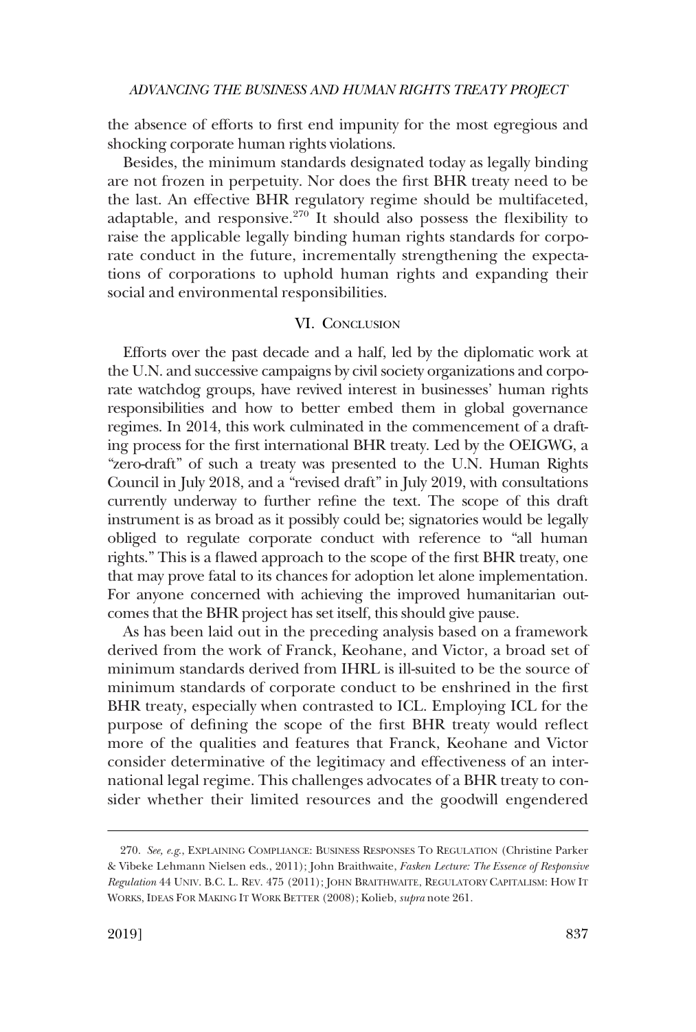the absence of efforts to first end impunity for the most egregious and shocking corporate human rights violations.

Besides, the minimum standards designated today as legally binding are not frozen in perpetuity. Nor does the first BHR treaty need to be the last. An effective BHR regulatory regime should be multifaceted, adaptable, and responsive.[270] It should also possess the flexibility to raise the applicable legally binding human rights standards for corporate conduct in the future, incrementally strengthening the expectations of corporations to uphold human rights and expanding their social and environmental responsibilities.

## VI. Conclusion

Efforts over the past decade and a half, led by the diplomatic work at the U.N. and successive campaigns by civil society organizations and corporate watchdog groups, have revived interest in businesses' human rights responsibilities and how to better embed them in global governance regimes. In 2014, this work culminated in the commencement of a drafting process for the first international BHR treaty. Led by the OEIGWG, a "zero-draft" of such a treaty was presented to the U.N. Human Rights Council in July 2018, and a "revised draft" in July 2019, with consultations currently underway to further refine the text. The scope of this draft instrument is as broad as it possibly could be; signatories would be legally obliged to regulate corporate conduct with reference to "all human rights." This is a flawed approach to the scope of the first BHR treaty, one that may prove fatal to its chances for adoption let alone implementation. For anyone concerned with achieving the improved humanitarian outcomes that the BHR project has set itself, this should give pause.

As has been laid out in the preceding analysis based on a framework derived from the work of Franck, Keohane, and Victor, a broad set of minimum standards derived from IHRL is ill-suited to be the source of minimum standards of corporate conduct to be enshrined in the first BHR treaty, especially when contrasted to ICL. Employing ICL for the purpose of defining the scope of the first BHR treaty would reflect more of the qualities and features that Franck, Keohane and Victor consider determinative of the legitimacy and effectiveness of an international legal regime. This challenges advocates of a BHR treaty to consider whether their limited resources and the goodwill engendered

---

270. *See, e.g.*, EXPLAINING COMPLIANCE: BUSINESS RESPONSES TO REGULATION (Christine Parker & Vibeke Lehmann Nielsen eds., 2011); John Braithwaite, *Fasken Lecture: The Essence of Responsive Regulation* 44 UNIV. B.C. L. REV. 475 (2011); JOHN BRAITHWAITE, REGULATORY CAPITALISM: HOW IT WORKS, IDEAS FOR MAKING IT WORK BETTER (2008); Kolieb, *supra* note 261.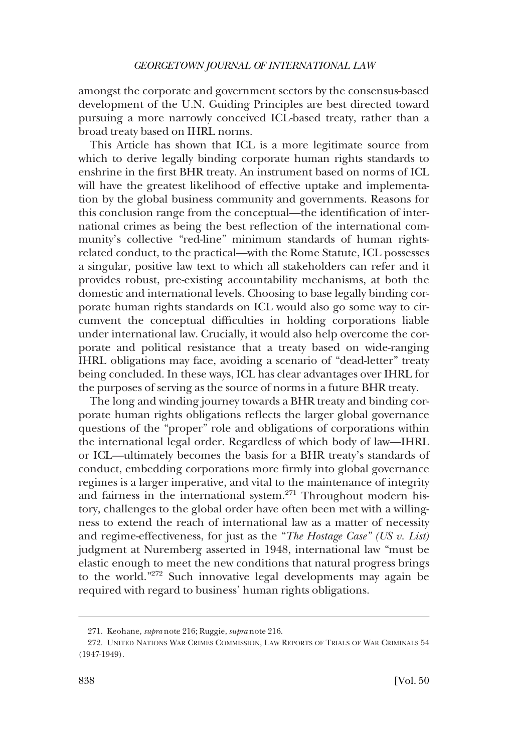amongst the corporate and government sectors by the consensus-based development of the U.N. Guiding Principles are best directed toward pursuing a more narrowly conceived ICL-based treaty, rather than a broad treaty based on IHRL norms.

This Article has shown that ICL is a more legitimate source from which to derive legally binding corporate human rights standards to enshrine in the first BHR treaty. An instrument based on norms of ICL will have the greatest likelihood of effective uptake and implementation by the global business community and governments. Reasons for this conclusion range from the conceptual—the identification of international crimes as being the best reflection of the international community's collective "red-line" minimum standards of human rights-related conduct, to the practical—with the Rome Statute, ICL possesses a singular, positive law text to which all stakeholders can refer and it provides robust, pre-existing accountability mechanisms, at both the domestic and international levels. Choosing to base legally binding corporate human rights standards on ICL would also go some way to circumvent the conceptual difficulties in holding corporations liable under international law. Crucially, it would also help overcome the corporate and political resistance that a treaty based on wide-ranging IHRL obligations may face, avoiding a scenario of "dead-letter" treaty being concluded. In these ways, ICL has clear advantages over IHRL for the purposes of serving as the source of norms in a future BHR treaty.

The long and winding journey towards a BHR treaty and binding corporate human rights obligations reflects the larger global governance questions of the "proper" role and obligations of corporations within the international legal order. Regardless of which body of law—IHRL or ICL—ultimately becomes the basis for a BHR treaty's standards of conduct, embedding corporations more firmly into global governance regimes is a larger imperative, and vital to the maintenance of integrity and fairness in the international system.[271] Throughout modern history, challenges to the global order have often been met with a willingness to extend the reach of international law as a matter of necessity and regime-effectiveness, for just as the "*The Hostage Case" (US v. List)* judgment at Nuremberg asserted in 1948, international law "must be elastic enough to meet the new conditions that natural progress brings to the world."[272] Such innovative legal developments may again be required with regard to business' human rights obligations.

271. Keohane, *supra* note 216; Ruggie, *supra* note 216.

272. UNITED NATIONS WAR CRIMES COMMISSION, LAW REPORTS OF TRIALS OF WAR CRIMINALS 54 (1947-1949).